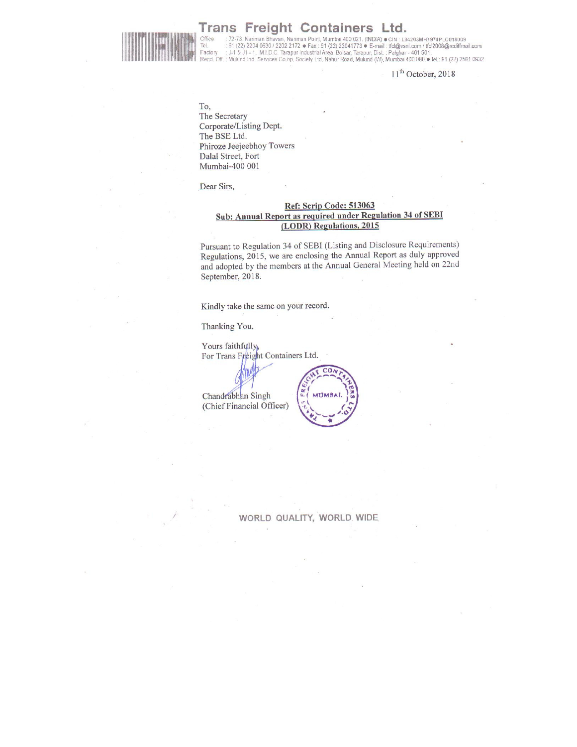# Trans Freight Containers Ltd.

Office : 72-73, Nariman Bhavan, Nariman Point, Mumbai 400 021. (INDIA) • CIN : L34203MH1974PLC018009
Tel. : 91 (22) 2204 0630 / 2202 2172 • Fax : 91 (22) 22041773 • E-mail : tfcl@vsnl.com / tfcl2008@rediffmail.com
Factory : J-1 & J1 - 1, M.I.D.C. Tarapur Industrial Area, Boisar, Tarapur, Dist. : Palghar - 401 501.
Regd. Off. : Mulund Ind. Services Co.op. Society Ltd. Nahur Road, Mulund (W), Mumbai 400 080 • Tel.: 91 (22) 2561 0932

11th October, 2018

To,
The Secretary
Corporate/Listing Dept.
The BSE Ltd.
Phiroze Jeejeebhoy Towers
Dalal Street, Fort
Mumbai-400 001

Dear Sirs,

**Ref: Scrip Code: 513063**
**Sub: Annual Report as required under Regulation 34 of SEBI (LODR) Regulations, 2015**

Pursuant to Regulation 34 of SEBI (Listing and Disclosure Requirements) Regulations, 2015, we are enclosing the Annual Report as duly approved and adopted by the members at the Annual General Meeting held on 22nd September, 2018.

Kindly take the same on your record.

Thanking You,

Yours faithfully,
For Trans Freight Containers Ltd.

Chandrabhan Singh
(Chief Financial Officer)

WORLD QUALITY, WORLD WIDE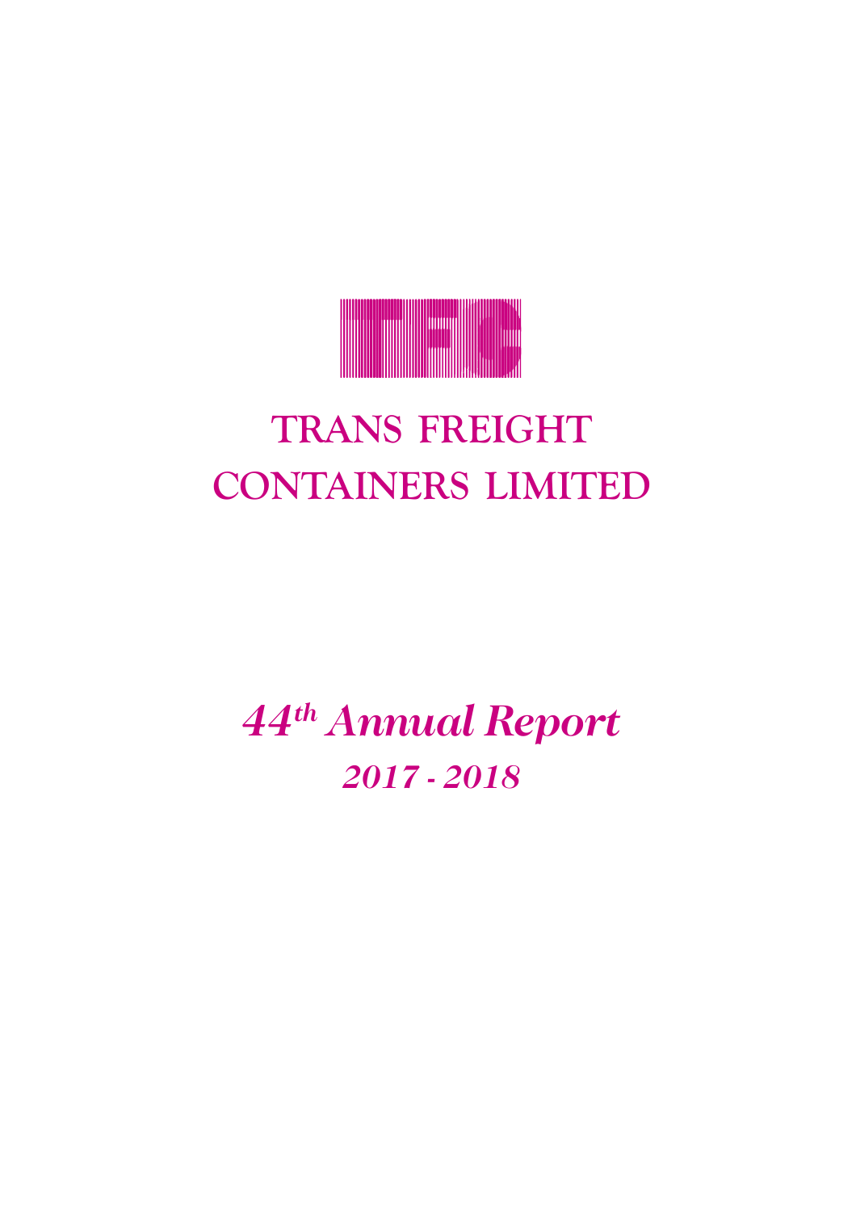TFC

# TRANS FREIGHT CONTAINERS LIMITED

## *44th Annual Report*

## *2017 - 2018*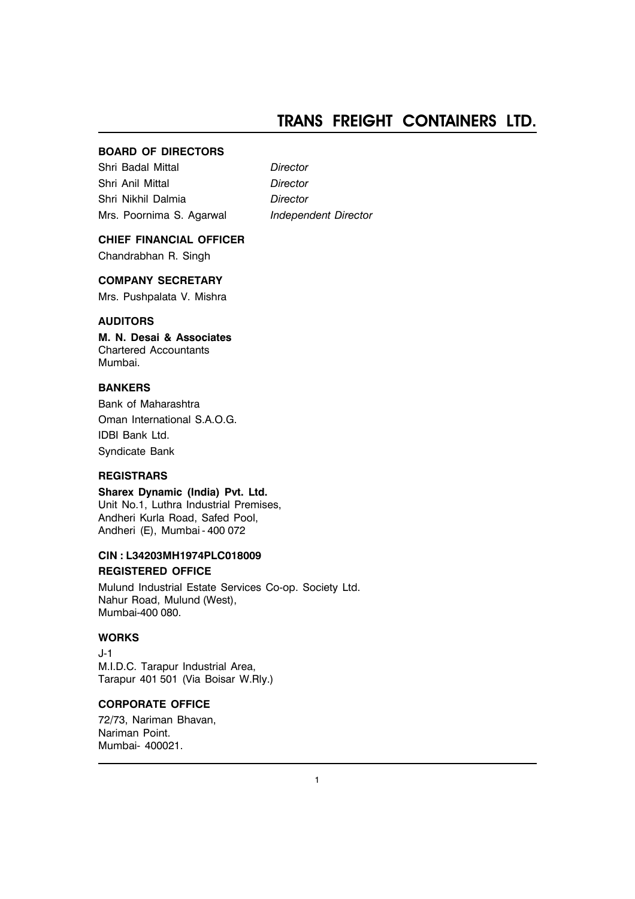# TRANS FREIGHT CONTAINERS LTD.

## BOARD OF DIRECTORS

| | |
|---|---|
| Shri Badal Mittal | *Director* |
| Shri Anil Mittal | *Director* |
| Shri Nikhil Dalmia | *Director* |
| Mrs. Poornima S. Agarwal | *Independent Director* |

## CHIEF FINANCIAL OFFICER

Chandrabhan R. Singh

## COMPANY SECRETARY

Mrs. Pushpalata V. Mishra

## AUDITORS

**M. N. Desai & Associates**
Chartered Accountants
Mumbai.

## BANKERS

Bank of Maharashtra
Oman International S.A.O.G.
IDBI Bank Ltd.
Syndicate Bank

## REGISTRARS

**Sharex Dynamic (India) Pvt. Ltd.**
Unit No.1, Luthra Industrial Premises,
Andheri Kurla Road, Safed Pool,
Andheri (E), Mumbai - 400 072

**CIN : L34203MH1974PLC018009**

## REGISTERED OFFICE

Mulund Industrial Estate Services Co-op. Society Ltd.
Nahur Road, Mulund (West),
Mumbai-400 080.

## WORKS

J-1
M.I.D.C. Tarapur Industrial Area,
Tarapur 401 501 (Via Boisar W.Rly.)

## CORPORATE OFFICE

72/73, Nariman Bhavan,
Nariman Point.
Mumbai- 400021.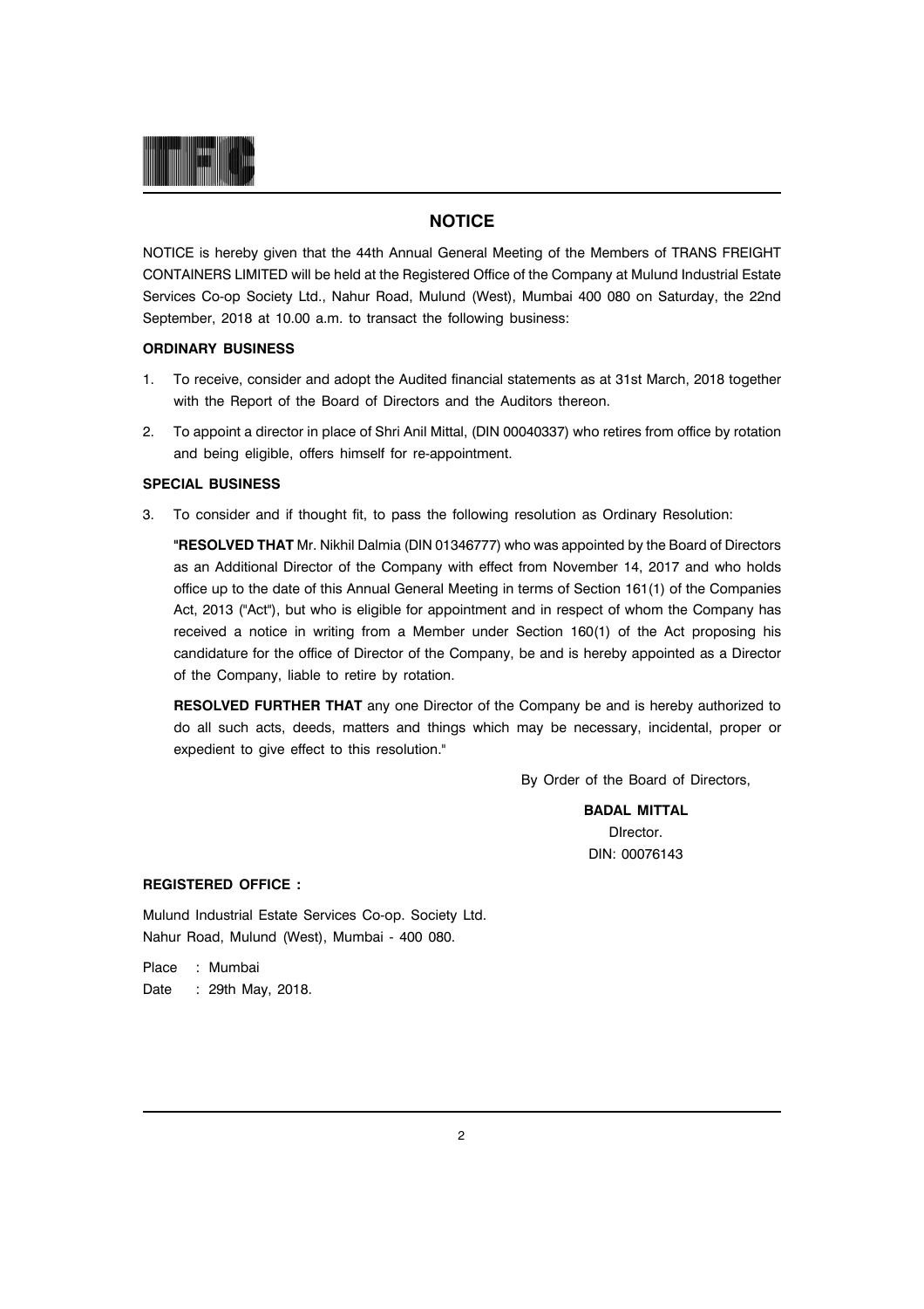## NOTICE

NOTICE is hereby given that the 44th Annual General Meeting of the Members of TRANS FREIGHT CONTAINERS LIMITED will be held at the Registered Office of the Company at Mulund Industrial Estate Services Co-op Society Ltd., Nahur Road, Mulund (West), Mumbai 400 080 on Saturday, the 22nd September, 2018 at 10.00 a.m. to transact the following business:

**ORDINARY BUSINESS**

1. To receive, consider and adopt the Audited financial statements as at 31st March, 2018 together with the Report of the Board of Directors and the Auditors thereon.
2. To appoint a director in place of Shri Anil Mittal, (DIN 00040337) who retires from office by rotation and being eligible, offers himself for re-appointment.

**SPECIAL BUSINESS**

3. To consider and if thought fit, to pass the following resolution as Ordinary Resolution:

   "**RESOLVED THAT** Mr. Nikhil Dalmia (DIN 01346777) who was appointed by the Board of Directors as an Additional Director of the Company with effect from November 14, 2017 and who holds office up to the date of this Annual General Meeting in terms of Section 161(1) of the Companies Act, 2013 ("Act"), but who is eligible for appointment and in respect of whom the Company has received a notice in writing from a Member under Section 160(1) of the Act proposing his candidature for the office of Director of the Company, be and is hereby appointed as a Director of the Company, liable to retire by rotation.

   **RESOLVED FURTHER THAT** any one Director of the Company be and is hereby authorized to do all such acts, deeds, matters and things which may be necessary, incidental, proper or expedient to give effect to this resolution."

By Order of the Board of Directors,

**BADAL MITTAL**
DIrector.
DIN: 00076143

**REGISTERED OFFICE :**

Mulund Industrial Estate Services Co-op. Society Ltd.
Nahur Road, Mulund (West), Mumbai - 400 080.

Place : Mumbai
Date : 29th May, 2018.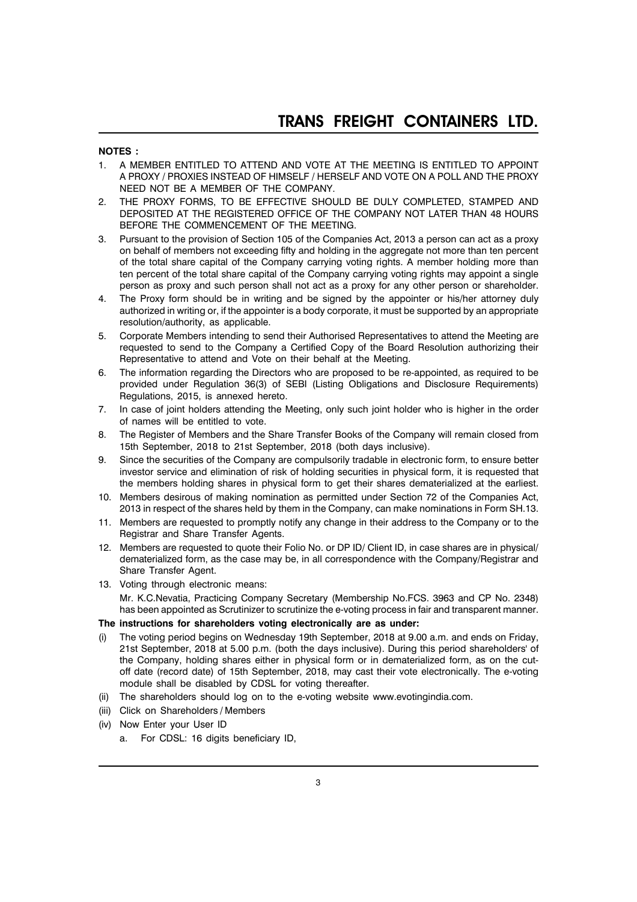**NOTES :**

1. A MEMBER ENTITLED TO ATTEND AND VOTE AT THE MEETING IS ENTITLED TO APPOINT A PROXY / PROXIES INSTEAD OF HIMSELF / HERSELF AND VOTE ON A POLL AND THE PROXY NEED NOT BE A MEMBER OF THE COMPANY.
2. THE PROXY FORMS, TO BE EFFECTIVE SHOULD BE DULY COMPLETED, STAMPED AND DEPOSITED AT THE REGISTERED OFFICE OF THE COMPANY NOT LATER THAN 48 HOURS BEFORE THE COMMENCEMENT OF THE MEETING.
3. Pursuant to the provision of Section 105 of the Companies Act, 2013 a person can act as a proxy on behalf of members not exceeding fifty and holding in the aggregate not more than ten percent of the total share capital of the Company carrying voting rights. A member holding more than ten percent of the total share capital of the Company carrying voting rights may appoint a single person as proxy and such person shall not act as a proxy for any other person or shareholder.
4. The Proxy form should be in writing and be signed by the appointer or his/her attorney duly authorized in writing or, if the appointer is a body corporate, it must be supported by an appropriate resolution/authority, as applicable.
5. Corporate Members intending to send their Authorised Representatives to attend the Meeting are requested to send to the Company a Certified Copy of the Board Resolution authorizing their Representative to attend and Vote on their behalf at the Meeting.
6. The information regarding the Directors who are proposed to be re-appointed, as required to be provided under Regulation 36(3) of SEBI (Listing Obligations and Disclosure Requirements) Regulations, 2015, is annexed hereto.
7. In case of joint holders attending the Meeting, only such joint holder who is higher in the order of names will be entitled to vote.
8. The Register of Members and the Share Transfer Books of the Company will remain closed from 15th September, 2018 to 21st September, 2018 (both days inclusive).
9. Since the securities of the Company are compulsorily tradable in electronic form, to ensure better investor service and elimination of risk of holding securities in physical form, it is requested that the members holding shares in physical form to get their shares dematerialized at the earliest.
10. Members desirous of making nomination as permitted under Section 72 of the Companies Act, 2013 in respect of the shares held by them in the Company, can make nominations in Form SH.13.
11. Members are requested to promptly notify any change in their address to the Company or to the Registrar and Share Transfer Agents.
12. Members are requested to quote their Folio No. or DP ID/ Client ID, in case shares are in physical/ dematerialized form, as the case may be, in all correspondence with the Company/Registrar and Share Transfer Agent.
13. Voting through electronic means:

    Mr. K.C.Nevatia, Practicing Company Secretary (Membership No.FCS. 3963 and CP No. 2348) has been appointed as Scrutinizer to scrutinize the e-voting process in fair and transparent manner.

**The instructions for shareholders voting electronically are as under:**

(i) The voting period begins on Wednesday 19th September, 2018 at 9.00 a.m. and ends on Friday, 21st September, 2018 at 5.00 p.m. (both the days inclusive). During this period shareholders' of the Company, holding shares either in physical form or in dematerialized form, as on the cut-off date (record date) of 15th September, 2018, may cast their vote electronically. The e-voting module shall be disabled by CDSL for voting thereafter.

(ii) The shareholders should log on to the e-voting website www.evotingindia.com.

(iii) Click on Shareholders / Members

(iv) Now Enter your User ID

   a. For CDSL: 16 digits beneficiary ID,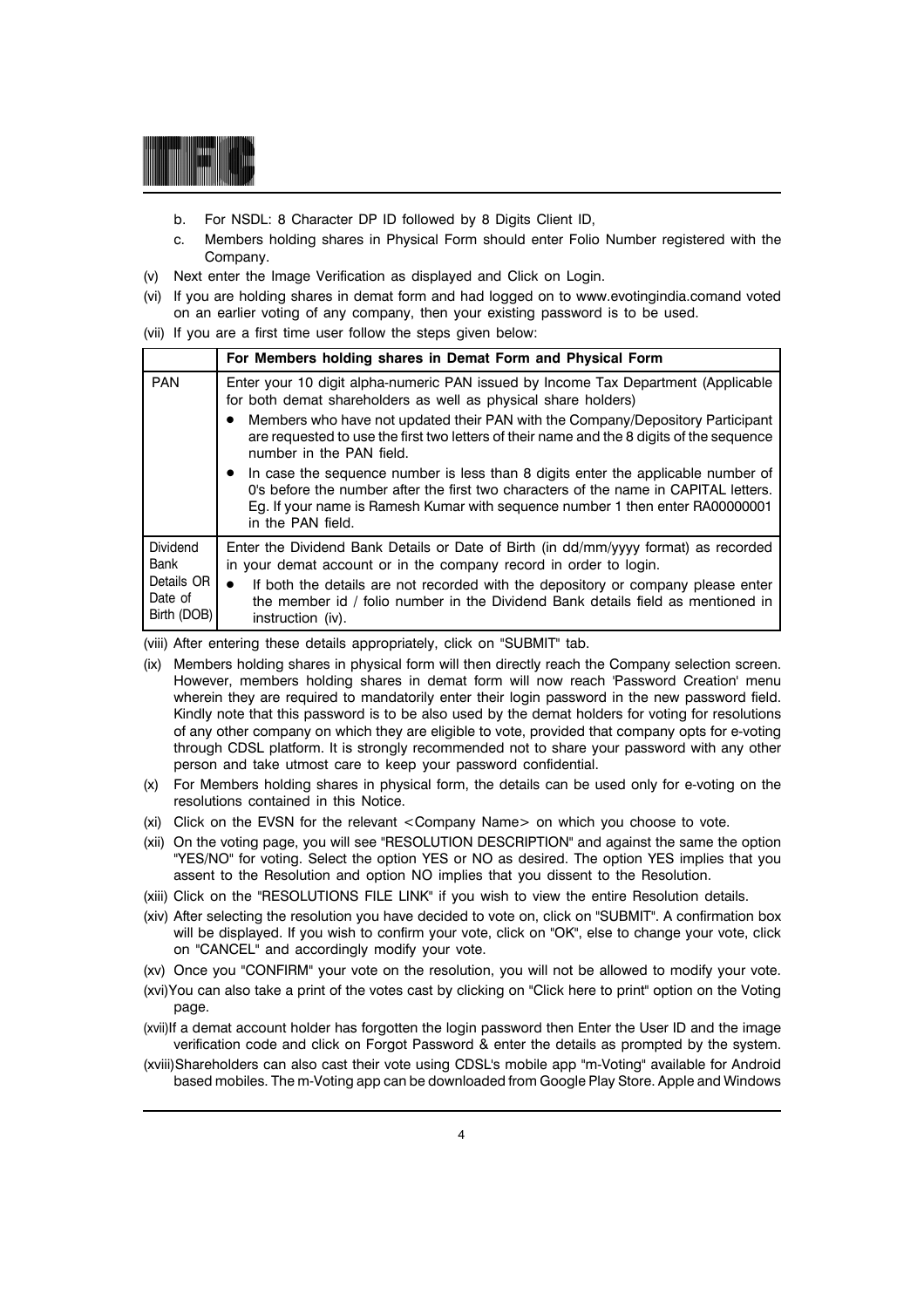b. For NSDL: 8 Character DP ID followed by 8 Digits Client ID,

c. Members holding shares in Physical Form should enter Folio Number registered with the Company.

(v) Next enter the Image Verification as displayed and Click on Login.

(vi) If you are holding shares in demat form and had logged on to www.evotingindia.comand voted on an earlier voting of any company, then your existing password is to be used.

(vii) If you are a first time user follow the steps given below:

| | For Members holding shares in Demat Form and Physical Form |
|---|---|
| PAN | Enter your 10 digit alpha-numeric PAN issued by Income Tax Department (Applicable for both demat shareholders as well as physical share holders)<br>• Members who have not updated their PAN with the Company/Depository Participant are requested to use the first two letters of their name and the 8 digits of the sequence number in the PAN field.<br>• In case the sequence number is less than 8 digits enter the applicable number of 0's before the number after the first two characters of the name in CAPITAL letters. Eg. If your name is Ramesh Kumar with sequence number 1 then enter RA00000001 in the PAN field. |
| Dividend Bank Details OR Date of Birth (DOB) | Enter the Dividend Bank Details or Date of Birth (in dd/mm/yyyy format) as recorded in your demat account or in the company record in order to login.<br>• If both the details are not recorded with the depository or company please enter the member id / folio number in the Dividend Bank details field as mentioned in instruction (iv). |

(viii) After entering these details appropriately, click on "SUBMIT" tab.

(ix) Members holding shares in physical form will then directly reach the Company selection screen. However, members holding shares in demat form will now reach 'Password Creation' menu wherein they are required to mandatorily enter their login password in the new password field. Kindly note that this password is to be also used by the demat holders for voting for resolutions of any other company on which they are eligible to vote, provided that company opts for e-voting through CDSL platform. It is strongly recommended not to share your password with any other person and take utmost care to keep your password confidential.

(x) For Members holding shares in physical form, the details can be used only for e-voting on the resolutions contained in this Notice.

(xi) Click on the EVSN for the relevant <Company Name> on which you choose to vote.

(xii) On the voting page, you will see "RESOLUTION DESCRIPTION" and against the same the option "YES/NO" for voting. Select the option YES or NO as desired. The option YES implies that you assent to the Resolution and option NO implies that you dissent to the Resolution.

(xiii) Click on the "RESOLUTIONS FILE LINK" if you wish to view the entire Resolution details.

(xiv) After selecting the resolution you have decided to vote on, click on "SUBMIT". A confirmation box will be displayed. If you wish to confirm your vote, click on "OK", else to change your vote, click on "CANCEL" and accordingly modify your vote.

(xv) Once you "CONFIRM" your vote on the resolution, you will not be allowed to modify your vote.

(xvi) You can also take a print of the votes cast by clicking on "Click here to print" option on the Voting page.

(xvii) If a demat account holder has forgotten the login password then Enter the User ID and the image verification code and click on Forgot Password & enter the details as prompted by the system.

(xviii) Shareholders can also cast their vote using CDSL's mobile app "m-Voting" available for Android based mobiles. The m-Voting app can be downloaded from Google Play Store. Apple and Windows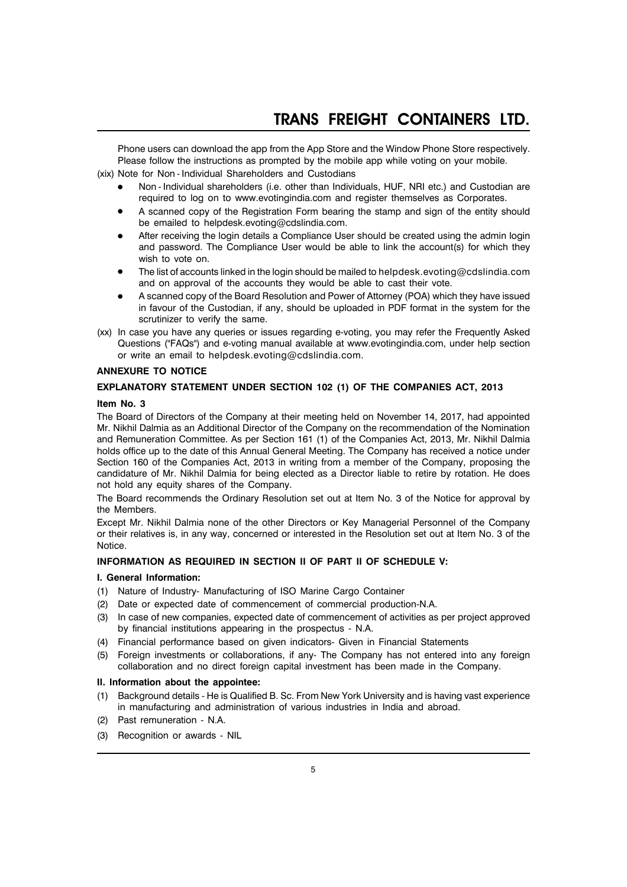Phone users can download the app from the App Store and the Window Phone Store respectively. Please follow the instructions as prompted by the mobile app while voting on your mobile.

(xix) Note for Non - Individual Shareholders and Custodians

- Non - Individual shareholders (i.e. other than Individuals, HUF, NRI etc.) and Custodian are required to log on to www.evotingindia.com and register themselves as Corporates.
- A scanned copy of the Registration Form bearing the stamp and sign of the entity should be emailed to helpdesk.evoting@cdslindia.com.
- After receiving the login details a Compliance User should be created using the admin login and password. The Compliance User would be able to link the account(s) for which they wish to vote on.
- The list of accounts linked in the login should be mailed to helpdesk.evoting@cdslindia.com and on approval of the accounts they would be able to cast their vote.
- A scanned copy of the Board Resolution and Power of Attorney (POA) which they have issued in favour of the Custodian, if any, should be uploaded in PDF format in the system for the scrutinizer to verify the same.

(xx) In case you have any queries or issues regarding e-voting, you may refer the Frequently Asked Questions ("FAQs") and e-voting manual available at www.evotingindia.com, under help section or write an email to helpdesk.evoting@cdslindia.com.

## ANNEXURE TO NOTICE

## EXPLANATORY STATEMENT UNDER SECTION 102 (1) OF THE COMPANIES ACT, 2013

### Item No. 3

The Board of Directors of the Company at their meeting held on November 14, 2017, had appointed Mr. Nikhil Dalmia as an Additional Director of the Company on the recommendation of the Nomination and Remuneration Committee. As per Section 161 (1) of the Companies Act, 2013, Mr. Nikhil Dalmia holds office up to the date of this Annual General Meeting. The Company has received a notice under Section 160 of the Companies Act, 2013 in writing from a member of the Company, proposing the candidature of Mr. Nikhil Dalmia for being elected as a Director liable to retire by rotation. He does not hold any equity shares of the Company.

The Board recommends the Ordinary Resolution set out at Item No. 3 of the Notice for approval by the Members.

Except Mr. Nikhil Dalmia none of the other Directors or Key Managerial Personnel of the Company or their relatives is, in any way, concerned or interested in the Resolution set out at Item No. 3 of the Notice.

## INFORMATION AS REQUIRED IN SECTION II OF PART II OF SCHEDULE V:

### I. General Information:

(1) Nature of Industry- Manufacturing of ISO Marine Cargo Container

(2) Date or expected date of commencement of commercial production-N.A.

(3) In case of new companies, expected date of commencement of activities as per project approved by financial institutions appearing in the prospectus - N.A.

(4) Financial performance based on given indicators- Given in Financial Statements

(5) Foreign investments or collaborations, if any- The Company has not entered into any foreign collaboration and no direct foreign capital investment has been made in the Company.

### II. Information about the appointee:

(1) Background details - He is Qualified B. Sc. From New York University and is having vast experience in manufacturing and administration of various industries in India and abroad.

(2) Past remuneration - N.A.

(3) Recognition or awards - NIL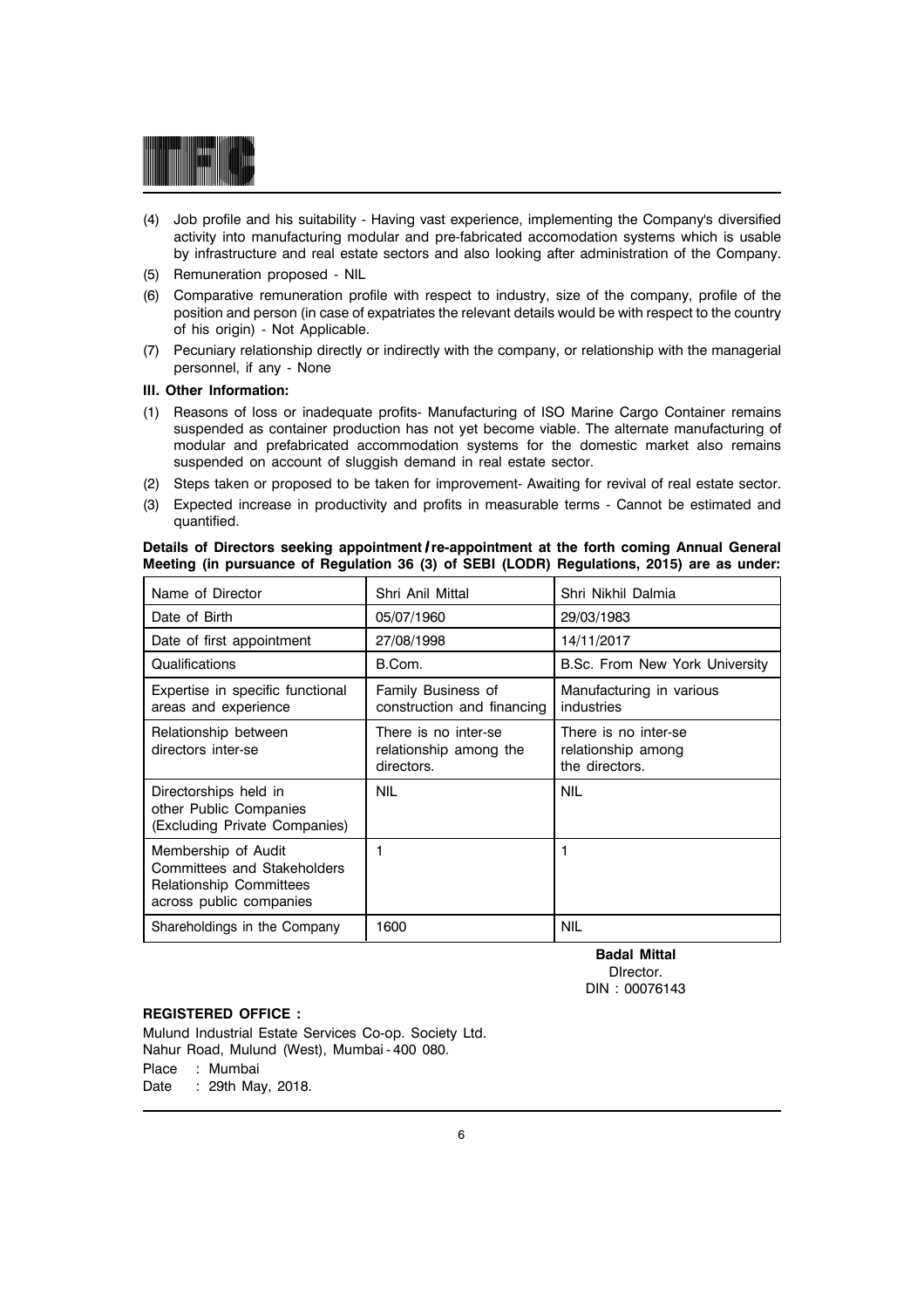(4) Job profile and his suitability - Having vast experience, implementing the Company's diversified activity into manufacturing modular and pre-fabricated accomodation systems which is usable by infrastructure and real estate sectors and also looking after administration of the Company.

(5) Remuneration proposed - NIL

(6) Comparative remuneration profile with respect to industry, size of the company, profile of the position and person (in case of expatriates the relevant details would be with respect to the country of his origin) - Not Applicable.

(7) Pecuniary relationship directly or indirectly with the company, or relationship with the managerial personnel, if any - None

**III. Other Information:**

(1) Reasons of loss or inadequate profits- Manufacturing of ISO Marine Cargo Container remains suspended as container production has not yet become viable. The alternate manufacturing of modular and prefabricated accommodation systems for the domestic market also remains suspended on account of sluggish demand in real estate sector.

(2) Steps taken or proposed to be taken for improvement- Awaiting for revival of real estate sector.

(3) Expected increase in productivity and profits in measurable terms - Cannot be estimated and quantified.

**Details of Directors seeking appointment / re-appointment at the forth coming Annual General Meeting (in pursuance of Regulation 36 (3) of SEBI (LODR) Regulations, 2015) are as under:**

| Name of Director | Shri Anil Mittal | Shri Nikhil Dalmia |
|---|---|---|
| Date of Birth | 05/07/1960 | 29/03/1983 |
| Date of first appointment | 27/08/1998 | 14/11/2017 |
| Qualifications | B.Com. | B.Sc. From New York University |
| Expertise in specific functional areas and experience | Family Business of construction and financing | Manufacturing in various industries |
| Relationship between directors inter-se | There is no inter-se relationship among the directors. | There is no inter-se relationship among the directors. |
| Directorships held in other Public Companies (Excluding Private Companies) | NIL | NIL |
| Membership of Audit Committees and Stakeholders Relationship Committees across public companies | 1 | 1 |
| Shareholdings in the Company | 1600 | NIL |

**Badal Mittal**
DIrector.
DIN : 00076143

**REGISTERED OFFICE :**

Mulund Industrial Estate Services Co-op. Society Ltd.
Nahur Road, Mulund (West), Mumbai - 400 080.

Place : Mumbai
Date : 29th May, 2018.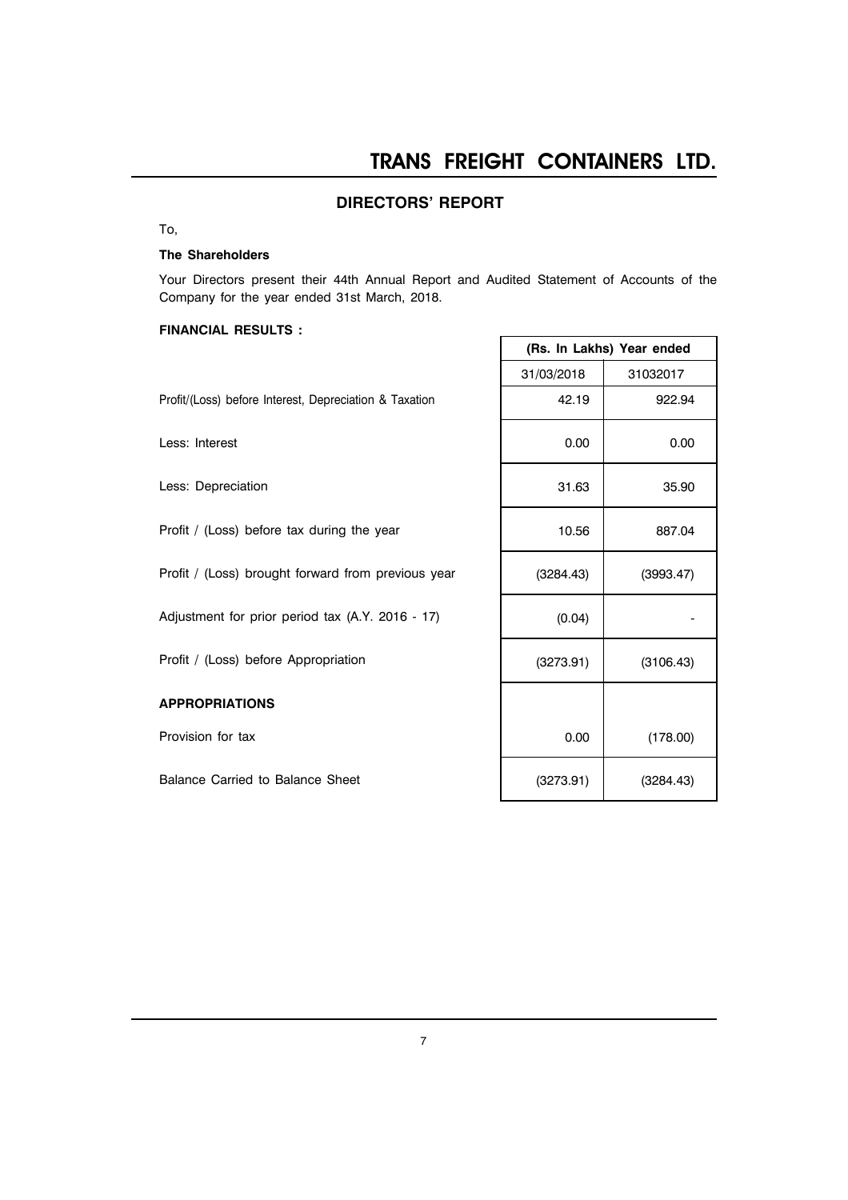## DIRECTORS' REPORT

To,

**The Shareholders**

Your Directors present their 44th Annual Report and Audited Statement of Accounts of the Company for the year ended 31st March, 2018.

**FINANCIAL RESULTS :**

| | (Rs. In Lakhs) Year ended | |
|---|---|---|
| | 31/03/2018 | 31032017 |
| Profit/(Loss) before Interest, Depreciation & Taxation | 42.19 | 922.94 |
| Less: Interest | 0.00 | 0.00 |
| Less: Depreciation | 31.63 | 35.90 |
| Profit / (Loss) before tax during the year | 10.56 | 887.04 |
| Profit / (Loss) brought forward from previous year | (3284.43) | (3993.47) |
| Adjustment for prior period tax (A.Y. 2016 - 17) | (0.04) | - |
| Profit / (Loss) before Appropriation | (3273.91) | (3106.43) |
| **APPROPRIATIONS** | | |
| Provision for tax | 0.00 | (178.00) |
| Balance Carried to Balance Sheet | (3273.91) | (3284.43) |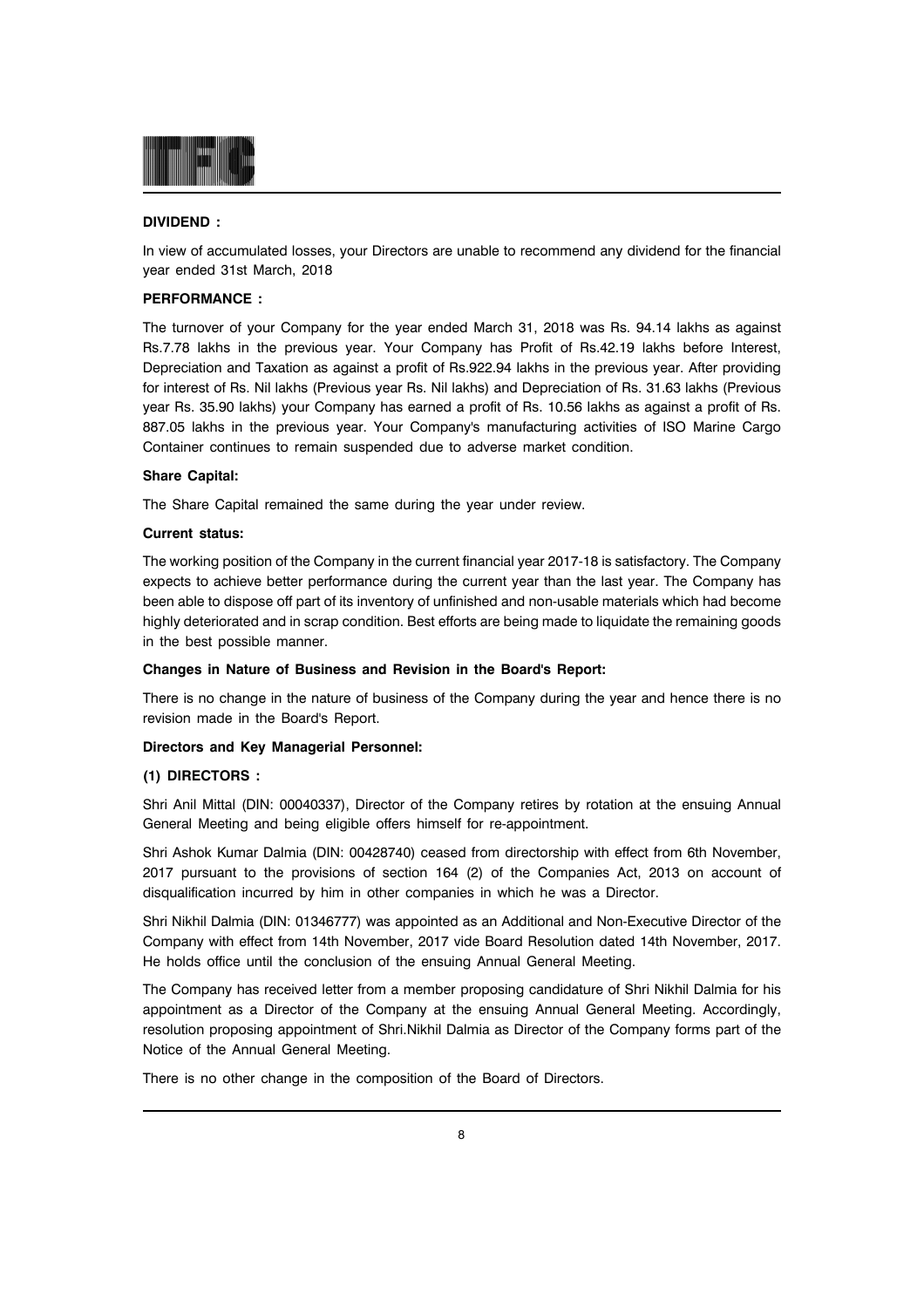**DIVIDEND :**

In view of accumulated losses, your Directors are unable to recommend any dividend for the financial year ended 31st March, 2018

**PERFORMANCE :**

The turnover of your Company for the year ended March 31, 2018 was Rs. 94.14 lakhs as against Rs.7.78 lakhs in the previous year. Your Company has Profit of Rs.42.19 lakhs before Interest, Depreciation and Taxation as against a profit of Rs.922.94 lakhs in the previous year. After providing for interest of Rs. Nil lakhs (Previous year Rs. Nil lakhs) and Depreciation of Rs. 31.63 lakhs (Previous year Rs. 35.90 lakhs) your Company has earned a profit of Rs. 10.56 lakhs as against a profit of Rs. 887.05 lakhs in the previous year. Your Company's manufacturing activities of ISO Marine Cargo Container continues to remain suspended due to adverse market condition.

**Share Capital:**

The Share Capital remained the same during the year under review.

**Current status:**

The working position of the Company in the current financial year 2017-18 is satisfactory. The Company expects to achieve better performance during the current year than the last year. The Company has been able to dispose off part of its inventory of unfinished and non-usable materials which had become highly deteriorated and in scrap condition. Best efforts are being made to liquidate the remaining goods in the best possible manner.

**Changes in Nature of Business and Revision in the Board's Report:**

There is no change in the nature of business of the Company during the year and hence there is no revision made in the Board's Report.

**Directors and Key Managerial Personnel:**

**(1) DIRECTORS :**

Shri Anil Mittal (DIN: 00040337), Director of the Company retires by rotation at the ensuing Annual General Meeting and being eligible offers himself for re-appointment.

Shri Ashok Kumar Dalmia (DIN: 00428740) ceased from directorship with effect from 6th November, 2017 pursuant to the provisions of section 164 (2) of the Companies Act, 2013 on account of disqualification incurred by him in other companies in which he was a Director.

Shri Nikhil Dalmia (DIN: 01346777) was appointed as an Additional and Non-Executive Director of the Company with effect from 14th November, 2017 vide Board Resolution dated 14th November, 2017. He holds office until the conclusion of the ensuing Annual General Meeting.

The Company has received letter from a member proposing candidature of Shri Nikhil Dalmia for his appointment as a Director of the Company at the ensuing Annual General Meeting. Accordingly, resolution proposing appointment of Shri.Nikhil Dalmia as Director of the Company forms part of the Notice of the Annual General Meeting.

There is no other change in the composition of the Board of Directors.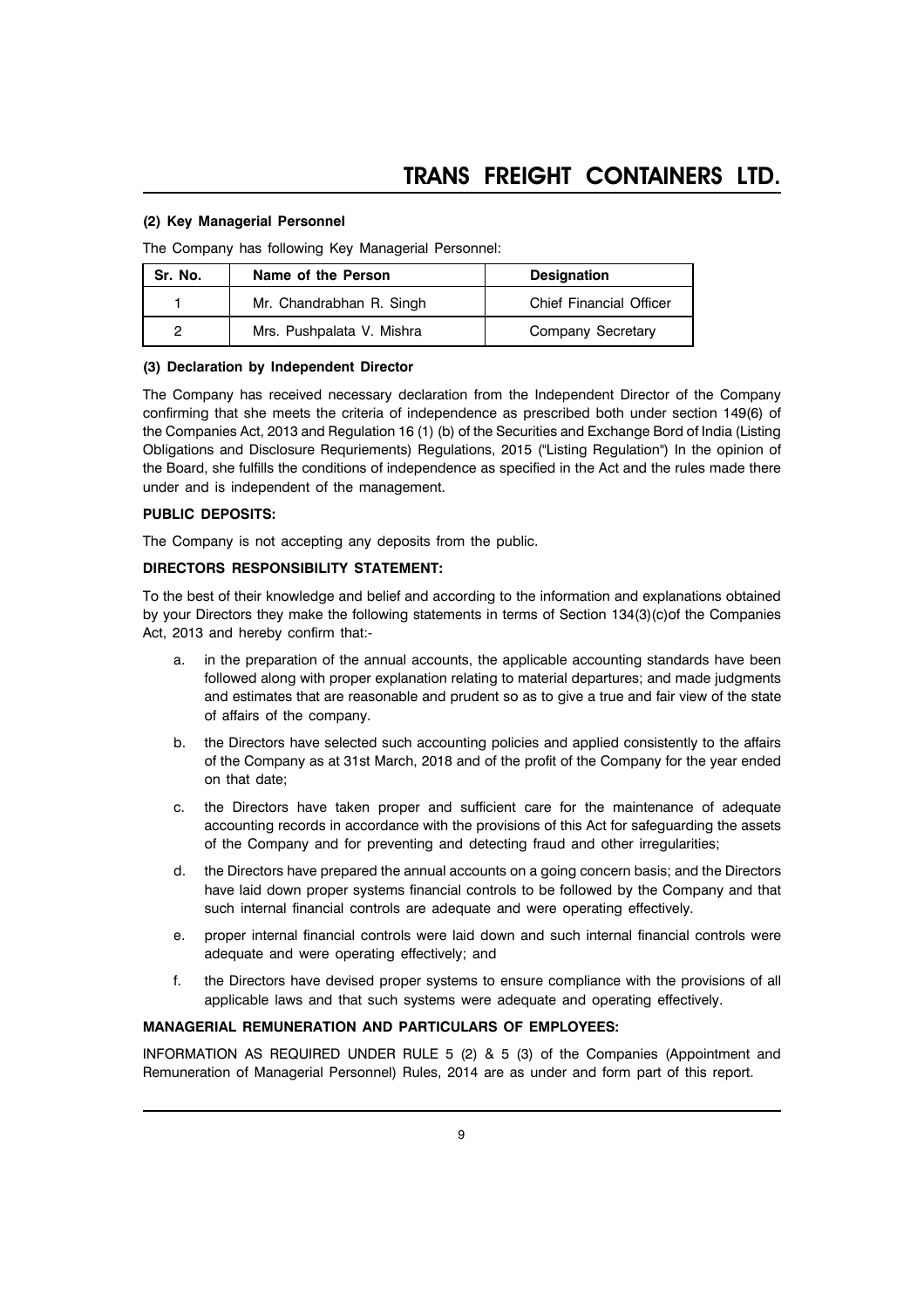#### (2) Key Managerial Personnel

The Company has following Key Managerial Personnel:

| Sr. No. | Name of the Person | Designation |
|---|---|---|
| 1 | Mr. Chandrabhan R. Singh | Chief Financial Officer |
| 2 | Mrs. Pushpalata V. Mishra | Company Secretary |

#### (3) Declaration by Independent Director

The Company has received necessary declaration from the Independent Director of the Company confirming that she meets the criteria of independence as prescribed both under section 149(6) of the Companies Act, 2013 and Regulation 16 (1) (b) of the Securities and Exchange Bord of India (Listing Obligations and Disclosure Requriements) Regulations, 2015 ("Listing Regulation") In the opinion of the Board, she fulfills the conditions of independence as specified in the Act and the rules made there under and is independent of the management.

**PUBLIC DEPOSITS:**

The Company is not accepting any deposits from the public.

**DIRECTORS RESPONSIBILITY STATEMENT:**

To the best of their knowledge and belief and according to the information and explanations obtained by your Directors they make the following statements in terms of Section 134(3)(c)of the Companies Act, 2013 and hereby confirm that:-

a. in the preparation of the annual accounts, the applicable accounting standards have been followed along with proper explanation relating to material departures; and made judgments and estimates that are reasonable and prudent so as to give a true and fair view of the state of affairs of the company.

b. the Directors have selected such accounting policies and applied consistently to the affairs of the Company as at 31st March, 2018 and of the profit of the Company for the year ended on that date;

c. the Directors have taken proper and sufficient care for the maintenance of adequate accounting records in accordance with the provisions of this Act for safeguarding the assets of the Company and for preventing and detecting fraud and other irregularities;

d. the Directors have prepared the annual accounts on a going concern basis; and the Directors have laid down proper systems financial controls to be followed by the Company and that such internal financial controls are adequate and were operating effectively.

e. proper internal financial controls were laid down and such internal financial controls were adequate and were operating effectively; and

f. the Directors have devised proper systems to ensure compliance with the provisions of all applicable laws and that such systems were adequate and operating effectively.

**MANAGERIAL REMUNERATION AND PARTICULARS OF EMPLOYEES:**

INFORMATION AS REQUIRED UNDER RULE 5 (2) & 5 (3) of the Companies (Appointment and Remuneration of Managerial Personnel) Rules, 2014 are as under and form part of this report.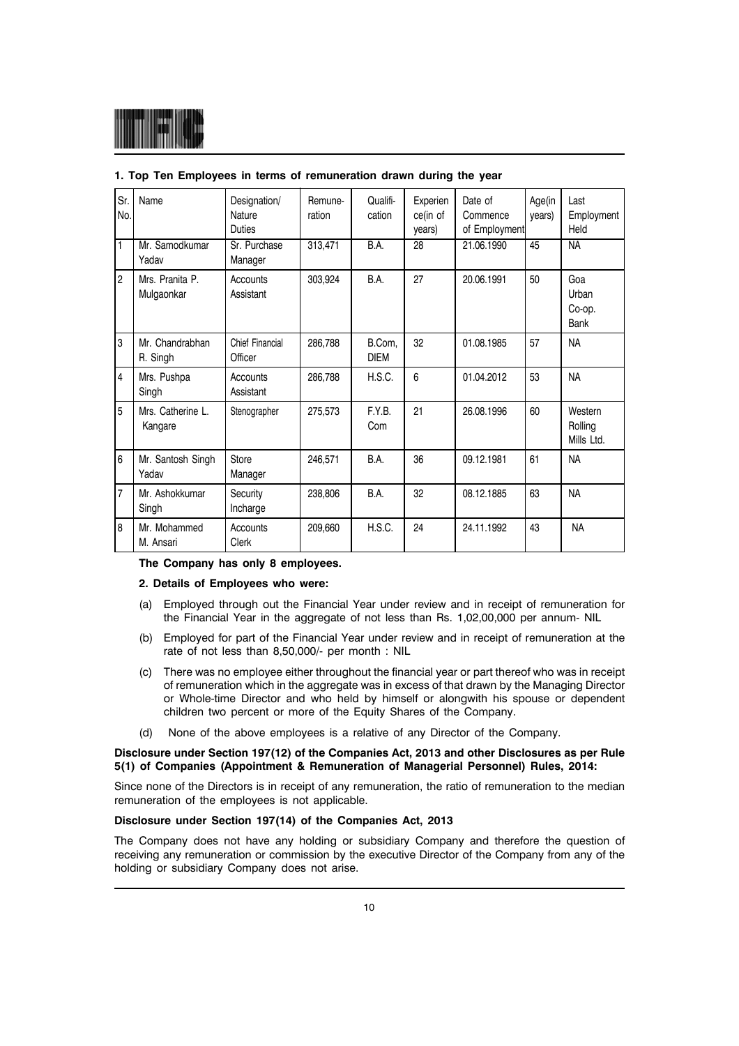### 1. Top Ten Employees in terms of remuneration drawn during the year

| Sr. No. | Name | Designation/ Nature Duties | Remune-ration | Qualifi-cation | Experience(in of years) | Date of Commence of Employment | Age(in years) | Last Employment Held |
|---|---|---|---|---|---|---|---|---|
| 1 | Mr. Samodkumar Yadav | Sr. Purchase Manager | 313,471 | B.A. | 28 | 21.06.1990 | 45 | NA |
| 2 | Mrs. Pranita P. Mulgaonkar | Accounts Assistant | 303,924 | B.A. | 27 | 20.06.1991 | 50 | Goa Urban Co-op. Bank |
| 3 | Mr. Chandrabhan R. Singh | Chief Financial Officer | 286,788 | B.Com, DIEM | 32 | 01.08.1985 | 57 | NA |
| 4 | Mrs. Pushpa Singh | Accounts Assistant | 286,788 | H.S.C. | 6 | 01.04.2012 | 53 | NA |
| 5 | Mrs. Catherine L. Kangare | Stenographer | 275,573 | F.Y.B. Com | 21 | 26.08.1996 | 60 | Western Rolling Mills Ltd. |
| 6 | Mr. Santosh Singh Yadav | Store Manager | 246,571 | B.A. | 36 | 09.12.1981 | 61 | NA |
| 7 | Mr. Ashokkumar Singh | Security Incharge | 238,806 | B.A. | 32 | 08.12.1885 | 63 | NA |
| 8 | Mr. Mohammed M. Ansari | Accounts Clerk | 209,660 | H.S.C. | 24 | 24.11.1992 | 43 | NA |

**The Company has only 8 employees.**

**2. Details of Employees who were:**

(a) Employed through out the Financial Year under review and in receipt of remuneration for the Financial Year in the aggregate of not less than Rs. 1,02,00,000 per annum- NIL

(b) Employed for part of the Financial Year under review and in receipt of remuneration at the rate of not less than 8,50,000/- per month : NIL

(c) There was no employee either throughout the financial year or part thereof who was in receipt of remuneration which in the aggregate was in excess of that drawn by the Managing Director or Whole-time Director and who held by himself or alongwith his spouse or dependent children two percent or more of the Equity Shares of the Company.

(d) None of the above employees is a relative of any Director of the Company.

**Disclosure under Section 197(12) of the Companies Act, 2013 and other Disclosures as per Rule 5(1) of Companies (Appointment & Remuneration of Managerial Personnel) Rules, 2014:**

Since none of the Directors is in receipt of any remuneration, the ratio of remuneration to the median remuneration of the employees is not applicable.

**Disclosure under Section 197(14) of the Companies Act, 2013**

The Company does not have any holding or subsidiary Company and therefore the question of receiving any remuneration or commission by the executive Director of the Company from any of the holding or subsidiary Company does not arise.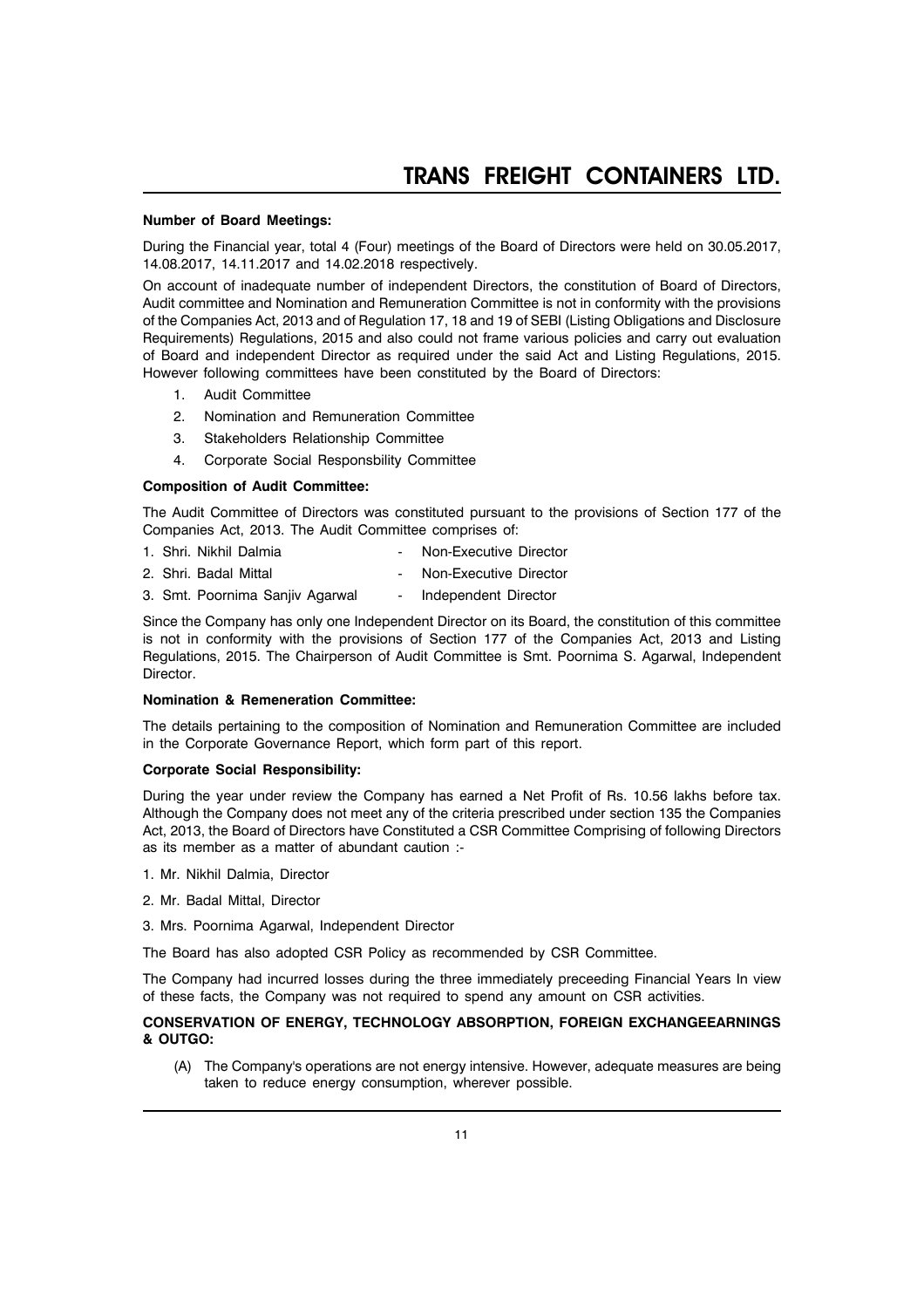**Number of Board Meetings:**

During the Financial year, total 4 (Four) meetings of the Board of Directors were held on 30.05.2017, 14.08.2017, 14.11.2017 and 14.02.2018 respectively.

On account of inadequate number of independent Directors, the constitution of Board of Directors, Audit committee and Nomination and Remuneration Committee is not in conformity with the provisions of the Companies Act, 2013 and of Regulation 17, 18 and 19 of SEBI (Listing Obligations and Disclosure Requirements) Regulations, 2015 and also could not frame various policies and carry out evaluation of Board and independent Director as required under the said Act and Listing Regulations, 2015. However following committees have been constituted by the Board of Directors:

1. Audit Committee
2. Nomination and Remuneration Committee
3. Stakeholders Relationship Committee
4. Corporate Social Responsbility Committee

**Composition of Audit Committee:**

The Audit Committee of Directors was constituted pursuant to the provisions of Section 177 of the Companies Act, 2013. The Audit Committee comprises of:

1. Shri. Nikhil Dalmia - Non-Executive Director
2. Shri. Badal Mittal - Non-Executive Director
3. Smt. Poornima Sanjiv Agarwal - Independent Director

Since the Company has only one Independent Director on its Board, the constitution of this committee is not in conformity with the provisions of Section 177 of the Companies Act, 2013 and Listing Regulations, 2015. The Chairperson of Audit Committee is Smt. Poornima S. Agarwal, Independent Director.

**Nomination & Remeneration Committee:**

The details pertaining to the composition of Nomination and Remuneration Committee are included in the Corporate Governance Report, which form part of this report.

**Corporate Social Responsibility:**

During the year under review the Company has earned a Net Profit of Rs. 10.56 lakhs before tax. Although the Company does not meet any of the criteria prescribed under section 135 the Companies Act, 2013, the Board of Directors have Constituted a CSR Committee Comprising of following Directors as its member as a matter of abundant caution :-

1. Mr. Nikhil Dalmia, Director
2. Mr. Badal Mittal, Director
3. Mrs. Poornima Agarwal, Independent Director

The Board has also adopted CSR Policy as recommended by CSR Committee.

The Company had incurred losses during the three immediately preceeding Financial Years In view of these facts, the Company was not required to spend any amount on CSR activities.

**CONSERVATION OF ENERGY, TECHNOLOGY ABSORPTION, FOREIGN EXCHANGEEARNINGS & OUTGO:**

(A) The Company's operations are not energy intensive. However, adequate measures are being taken to reduce energy consumption, wherever possible.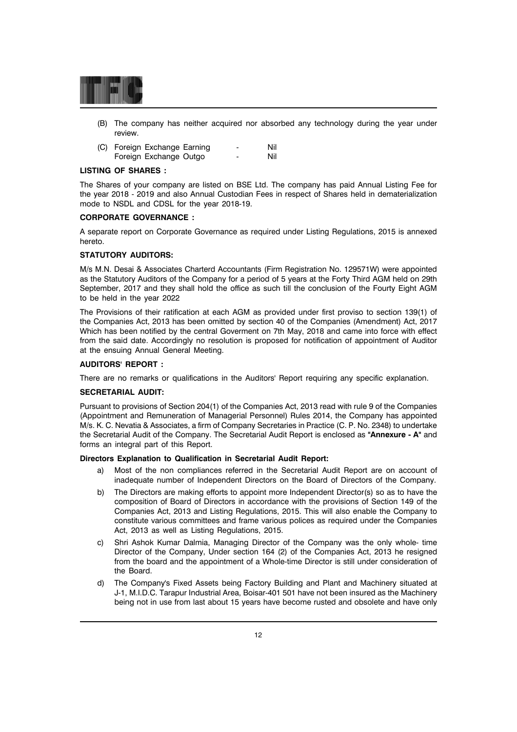(B) The company has neither acquired nor absorbed any technology during the year under review.

(C) Foreign Exchange Earning - Nil
Foreign Exchange Outgo - Nil

**LISTING OF SHARES :**

The Shares of your company are listed on BSE Ltd. The company has paid Annual Listing Fee for the year 2018 - 2019 and also Annual Custodian Fees in respect of Shares held in dematerialization mode to NSDL and CDSL for the year 2018-19.

**CORPORATE GOVERNANCE :**

A separate report on Corporate Governance as required under Listing Regulations, 2015 is annexed hereto.

**STATUTORY AUDITORS:**

M/s M.N. Desai & Associates Charterd Accountants (Firm Registration No. 129571W) were appointed as the Statutory Auditors of the Company for a period of 5 years at the Forty Third AGM held on 29th September, 2017 and they shall hold the office as such till the conclusion of the Fourty Eight AGM to be held in the year 2022

The Provisions of their ratification at each AGM as provided under first proviso to section 139(1) of the Companies Act, 2013 has been omitted by section 40 of the Companies (Amendment) Act, 2017 Which has been notified by the central Goverment on 7th May, 2018 and came into force with effect from the said date. Accordingly no resolution is proposed for notification of appointment of Auditor at the ensuing Annual General Meeting.

**AUDITORS' REPORT :**

There are no remarks or qualifications in the Auditors' Report requiring any specific explanation.

**SECRETARIAL AUDIT:**

Pursuant to provisions of Section 204(1) of the Companies Act, 2013 read with rule 9 of the Companies (Appointment and Remuneration of Managerial Personnel) Rules 2014, the Company has appointed M/s. K. C. Nevatia & Associates, a firm of Company Secretaries in Practice (C. P. No. 2348) to undertake the Secretarial Audit of the Company. The Secretarial Audit Report is enclosed as "**Annexure - A**" and forms an integral part of this Report.

**Directors Explanation to Qualification in Secretarial Audit Report:**

a) Most of the non compliances referred in the Secretarial Audit Report are on account of inadequate number of Independent Directors on the Board of Directors of the Company.

b) The Directors are making efforts to appoint more Independent Director(s) so as to have the composition of Board of Directors in accordance with the provisions of Section 149 of the Companies Act, 2013 and Listing Regulations, 2015. This will also enable the Company to constitute various committees and frame various polices as required under the Companies Act, 2013 as well as Listing Regulations, 2015.

c) Shri Ashok Kumar Dalmia, Managing Director of the Company was the only whole- time Director of the Company, Under section 164 (2) of the Companies Act, 2013 he resigned from the board and the appointment of a Whole-time Director is still under consideration of the Board.

d) The Company's Fixed Assets being Factory Building and Plant and Machinery situated at J-1, M.I.D.C. Tarapur Industrial Area, Boisar-401 501 have not been insured as the Machinery being not in use from last about 15 years have become rusted and obsolete and have only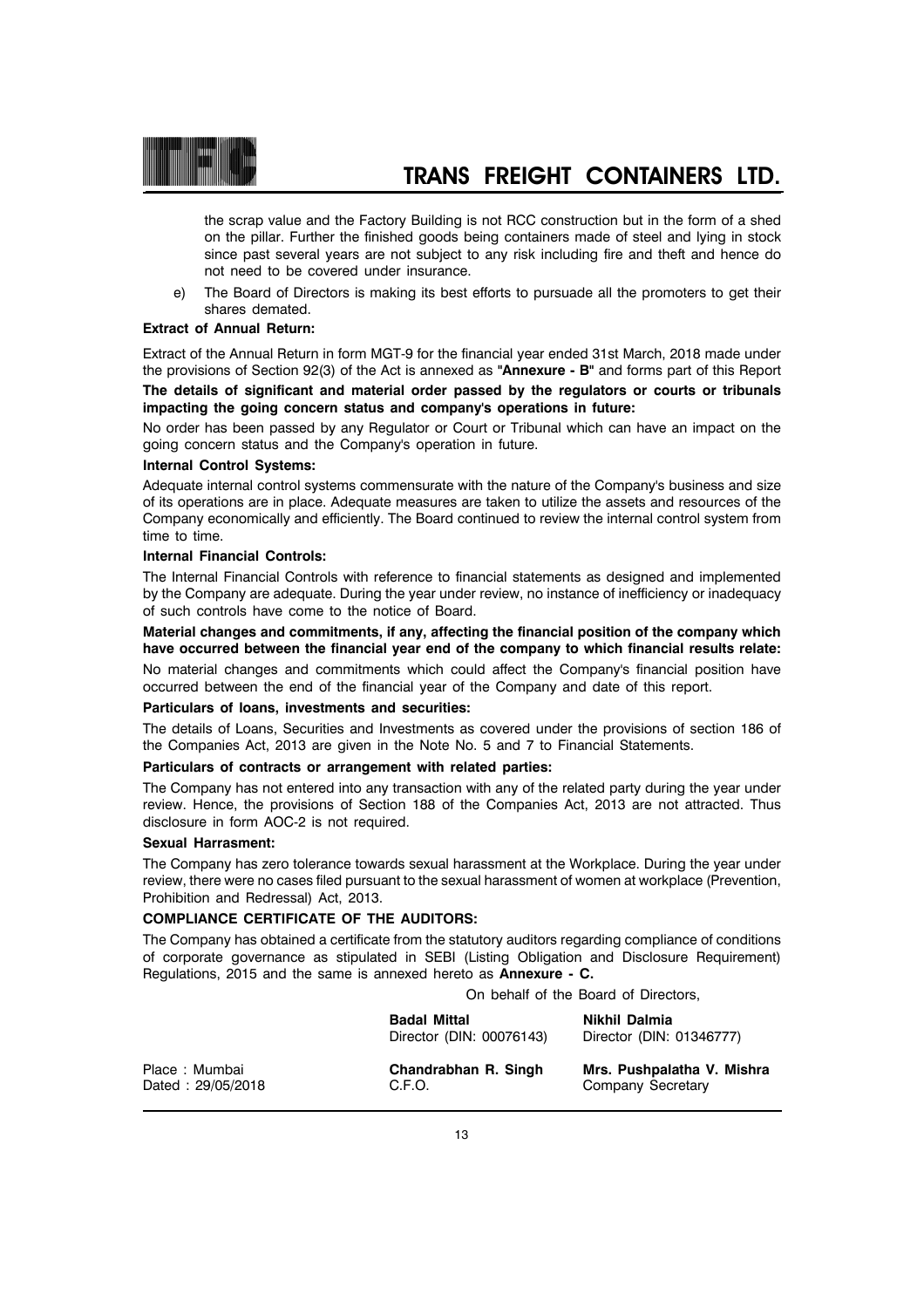the scrap value and the Factory Building is not RCC construction but in the form of a shed on the pillar. Further the finished goods being containers made of steel and lying in stock since past several years are not subject to any risk including fire and theft and hence do not need to be covered under insurance.

e) The Board of Directors is making its best efforts to pursuade all the promoters to get their shares demated.

**Extract of Annual Return:**

Extract of the Annual Return in form MGT-9 for the financial year ended 31st March, 2018 made under the provisions of Section 92(3) of the Act is annexed as **"Annexure - B"** and forms part of this Report

**The details of significant and material order passed by the regulators or courts or tribunals impacting the going concern status and company's operations in future:**

No order has been passed by any Regulator or Court or Tribunal which can have an impact on the going concern status and the Company's operation in future.

**Internal Control Systems:**

Adequate internal control systems commensurate with the nature of the Company's business and size of its operations are in place. Adequate measures are taken to utilize the assets and resources of the Company economically and efficiently. The Board continued to review the internal control system from time to time.

**Internal Financial Controls:**

The Internal Financial Controls with reference to financial statements as designed and implemented by the Company are adequate. During the year under review, no instance of inefficiency or inadequacy of such controls have come to the notice of Board.

**Material changes and commitments, if any, affecting the financial position of the company which have occurred between the financial year end of the company to which financial results relate:**

No material changes and commitments which could affect the Company's financial position have occurred between the end of the financial year of the Company and date of this report.

**Particulars of loans, investments and securities:**

The details of Loans, Securities and Investments as covered under the provisions of section 186 of the Companies Act, 2013 are given in the Note No. 5 and 7 to Financial Statements.

**Particulars of contracts or arrangement with related parties:**

The Company has not entered into any transaction with any of the related party during the year under review. Hence, the provisions of Section 188 of the Companies Act, 2013 are not attracted. Thus disclosure in form AOC-2 is not required.

**Sexual Harrasment:**

The Company has zero tolerance towards sexual harassment at the Workplace. During the year under review, there were no cases filed pursuant to the sexual harassment of women at workplace (Prevention, Prohibition and Redressal) Act, 2013.

**COMPLIANCE CERTIFICATE OF THE AUDITORS:**

The Company has obtained a certificate from the statutory auditors regarding compliance of conditions of corporate governance as stipulated in SEBI (Listing Obligation and Disclosure Requirement) Regulations, 2015 and the same is annexed hereto as **Annexure - C.**

On behalf of the Board of Directors,

| | | |
|---|---|---|
| | **Badal Mittal**<br>Director (DIN: 00076143) | **Nikhil Dalmia**<br>Director (DIN: 01346777) |
| Place : Mumbai<br>Dated : 29/05/2018 | **Chandrabhan R. Singh**<br>C.F.O. | **Mrs. Pushpalatha V. Mishra**<br>Company Secretary |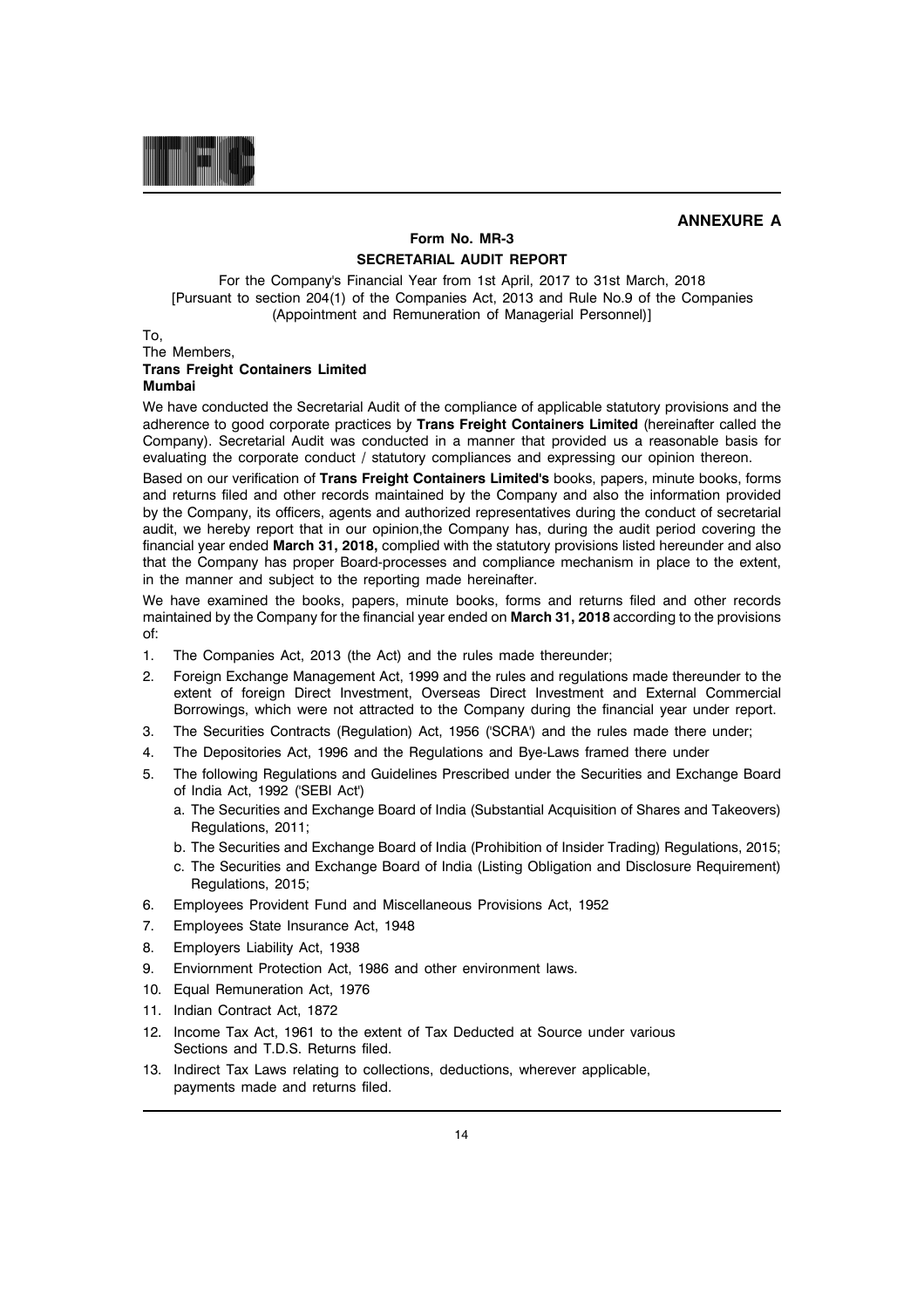**ANNEXURE A**

## Form No. MR-3

## SECRETARIAL AUDIT REPORT

For the Company's Financial Year from 1st April, 2017 to 31st March, 2018
[Pursuant to section 204(1) of the Companies Act, 2013 and Rule No.9 of the Companies (Appointment and Remuneration of Managerial Personnel)]

To,
The Members,
**Trans Freight Containers Limited**
**Mumbai**

We have conducted the Secretarial Audit of the compliance of applicable statutory provisions and the adherence to good corporate practices by **Trans Freight Containers Limited** (hereinafter called the Company). Secretarial Audit was conducted in a manner that provided us a reasonable basis for evaluating the corporate conduct / statutory compliances and expressing our opinion thereon.

Based on our verification of **Trans Freight Containers Limited's** books, papers, minute books, forms and returns filed and other records maintained by the Company and also the information provided by the Company, its officers, agents and authorized representatives during the conduct of secretarial audit, we hereby report that in our opinion,the Company has, during the audit period covering the financial year ended **March 31, 2018,** complied with the statutory provisions listed hereunder and also that the Company has proper Board-processes and compliance mechanism in place to the extent, in the manner and subject to the reporting made hereinafter.

We have examined the books, papers, minute books, forms and returns filed and other records maintained by the Company for the financial year ended on **March 31, 2018** according to the provisions of:

1. The Companies Act, 2013 (the Act) and the rules made thereunder;
2. Foreign Exchange Management Act, 1999 and the rules and regulations made thereunder to the extent of foreign Direct Investment, Overseas Direct Investment and External Commercial Borrowings, which were not attracted to the Company during the financial year under report.
3. The Securities Contracts (Regulation) Act, 1956 ('SCRA') and the rules made there under;
4. The Depositories Act, 1996 and the Regulations and Bye-Laws framed there under
5. The following Regulations and Guidelines Prescribed under the Securities and Exchange Board of India Act, 1992 ('SEBI Act')
   a. The Securities and Exchange Board of India (Substantial Acquisition of Shares and Takeovers) Regulations, 2011;
   b. The Securities and Exchange Board of India (Prohibition of Insider Trading) Regulations, 2015;
   c. The Securities and Exchange Board of India (Listing Obligation and Disclosure Requirement) Regulations, 2015;
6. Employees Provident Fund and Miscellaneous Provisions Act, 1952
7. Employees State Insurance Act, 1948
8. Employers Liability Act, 1938
9. Enviornment Protection Act, 1986 and other environment laws.
10. Equal Remuneration Act, 1976
11. Indian Contract Act, 1872
12. Income Tax Act, 1961 to the extent of Tax Deducted at Source under various Sections and T.D.S. Returns filed.
13. Indirect Tax Laws relating to collections, deductions, wherever applicable, payments made and returns filed.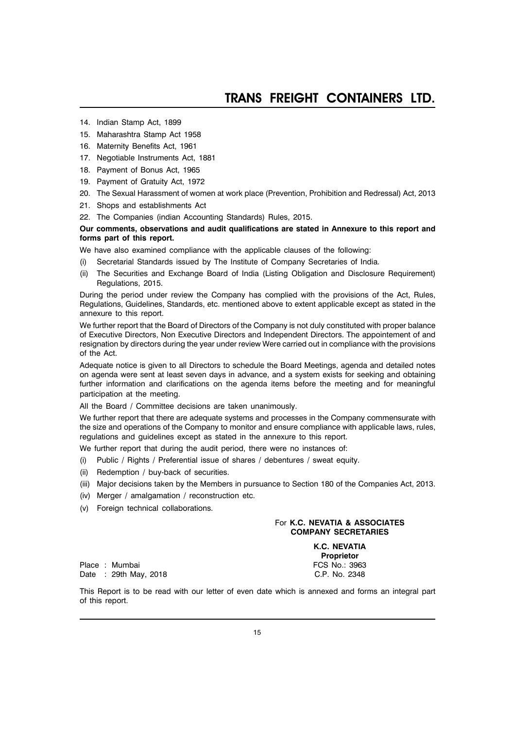14. Indian Stamp Act, 1899
15. Maharashtra Stamp Act 1958
16. Maternity Benefits Act, 1961
17. Negotiable Instruments Act, 1881
18. Payment of Bonus Act, 1965
19. Payment of Gratuity Act, 1972
20. The Sexual Harassment of women at work place (Prevention, Prohibition and Redressal) Act, 2013
21. Shops and establishments Act
22. The Companies (indian Accounting Standards) Rules, 2015.

**Our comments, observations and audit qualifications are stated in Annexure to this report and forms part of this report.**

We have also examined compliance with the applicable clauses of the following:

(i) Secretarial Standards issued by The Institute of Company Secretaries of India.

(ii) The Securities and Exchange Board of India (Listing Obligation and Disclosure Requirement) Regulations, 2015.

During the period under review the Company has complied with the provisions of the Act, Rules, Regulations, Guidelines, Standards, etc. mentioned above to extent applicable except as stated in the annexure to this report.

We further report that the Board of Directors of the Company is not duly constituted with proper balance of Executive Directors, Non Executive Directors and Independent Directors. The appointement of and resignation by directors during the year under review Were carried out in compliance with the provisions of the Act.

Adequate notice is given to all Directors to schedule the Board Meetings, agenda and detailed notes on agenda were sent at least seven days in advance, and a system exists for seeking and obtaining further information and clarifications on the agenda items before the meeting and for meaningful participation at the meeting.

All the Board / Committee decisions are taken unanimously.

We further report that there are adequate systems and processes in the Company commensurate with the size and operations of the Company to monitor and ensure compliance with applicable laws, rules, regulations and guidelines except as stated in the annexure to this report.

We further report that during the audit period, there were no instances of:

(i) Public / Rights / Preferential issue of shares / debentures / sweat equity.

(ii) Redemption / buy-back of securities.

(iii) Major decisions taken by the Members in pursuance to Section 180 of the Companies Act, 2013.

(iv) Merger / amalgamation / reconstruction etc.

(v) Foreign technical collaborations.

For **K.C. NEVATIA & ASSOCIATES**
**COMPANY SECRETARIES**

**K.C. NEVATIA**
**Proprietor**
FCS No.: 3963
C.P. No. 2348

Place : Mumbai
Date : 29th May, 2018

This Report is to be read with our letter of even date which is annexed and forms an integral part of this report.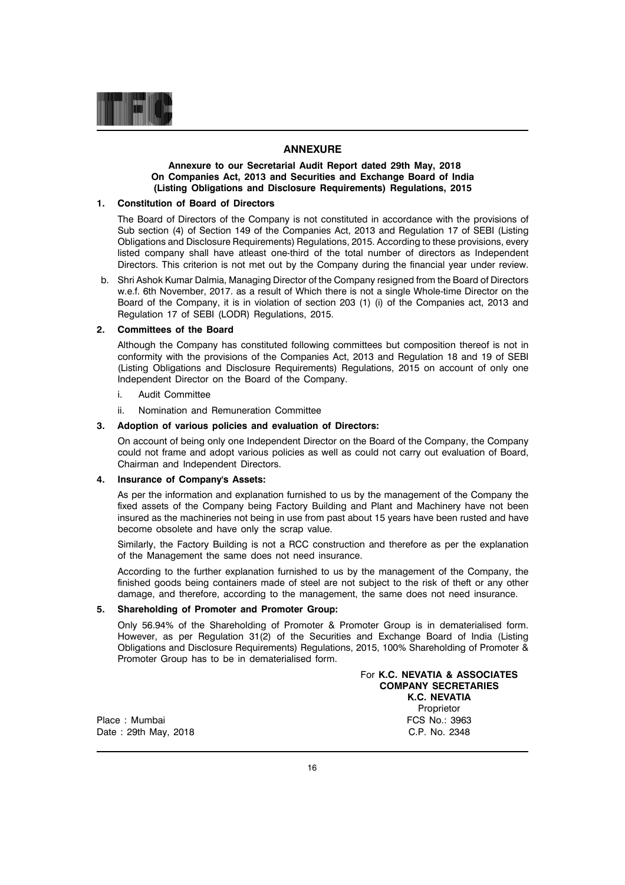## ANNEXURE

**Annexure to our Secretarial Audit Report dated 29th May, 2018**
**On Companies Act, 2013 and Securities and Exchange Board of India**
**(Listing Obligations and Disclosure Requirements) Regulations, 2015**

**1. Constitution of Board of Directors**

The Board of Directors of the Company is not constituted in accordance with the provisions of Sub section (4) of Section 149 of the Companies Act, 2013 and Regulation 17 of SEBI (Listing Obligations and Disclosure Requirements) Regulations, 2015. According to these provisions, every listed company shall have atleast one-third of the total number of directors as Independent Directors. This criterion is not met out by the Company during the financial year under review.

b. Shri Ashok Kumar Dalmia, Managing Director of the Company resigned from the Board of Directors w.e.f. 6th November, 2017. as a result of Which there is not a single Whole-time Director on the Board of the Company, it is in violation of section 203 (1) (i) of the Companies act, 2013 and Regulation 17 of SEBI (LODR) Regulations, 2015.

**2. Committees of the Board**

Although the Company has constituted following committees but composition thereof is not in conformity with the provisions of the Companies Act, 2013 and Regulation 18 and 19 of SEBI (Listing Obligations and Disclosure Requirements) Regulations, 2015 on account of only one Independent Director on the Board of the Company.

i. Audit Committee

ii. Nomination and Remuneration Committee

**3. Adoption of various policies and evaluation of Directors:**

On account of being only one Independent Director on the Board of the Company, the Company could not frame and adopt various policies as well as could not carry out evaluation of Board, Chairman and Independent Directors.

**4. Insurance of Company's Assets:**

As per the information and explanation furnished to us by the management of the Company the fixed assets of the Company being Factory Building and Plant and Machinery have not been insured as the machineries not being in use from past about 15 years have been rusted and have become obsolete and have only the scrap value.

Similarly, the Factory Building is not a RCC construction and therefore as per the explanation of the Management the same does not need insurance.

According to the further explanation furnished to us by the management of the Company, the finished goods being containers made of steel are not subject to the risk of theft or any other damage, and therefore, according to the management, the same does not need insurance.

**5. Shareholding of Promoter and Promoter Group:**

Only 56.94% of the Shareholding of Promoter & Promoter Group is in dematerialised form. However, as per Regulation 31(2) of the Securities and Exchange Board of India (Listing Obligations and Disclosure Requirements) Regulations, 2015, 100% Shareholding of Promoter & Promoter Group has to be in dematerialised form.

For **K.C. NEVATIA & ASSOCIATES**
**COMPANY SECRETARIES**
**K.C. NEVATIA**
Proprietor
FCS No.: 3963
C.P. No. 2348

Place : Mumbai
Date : 29th May, 2018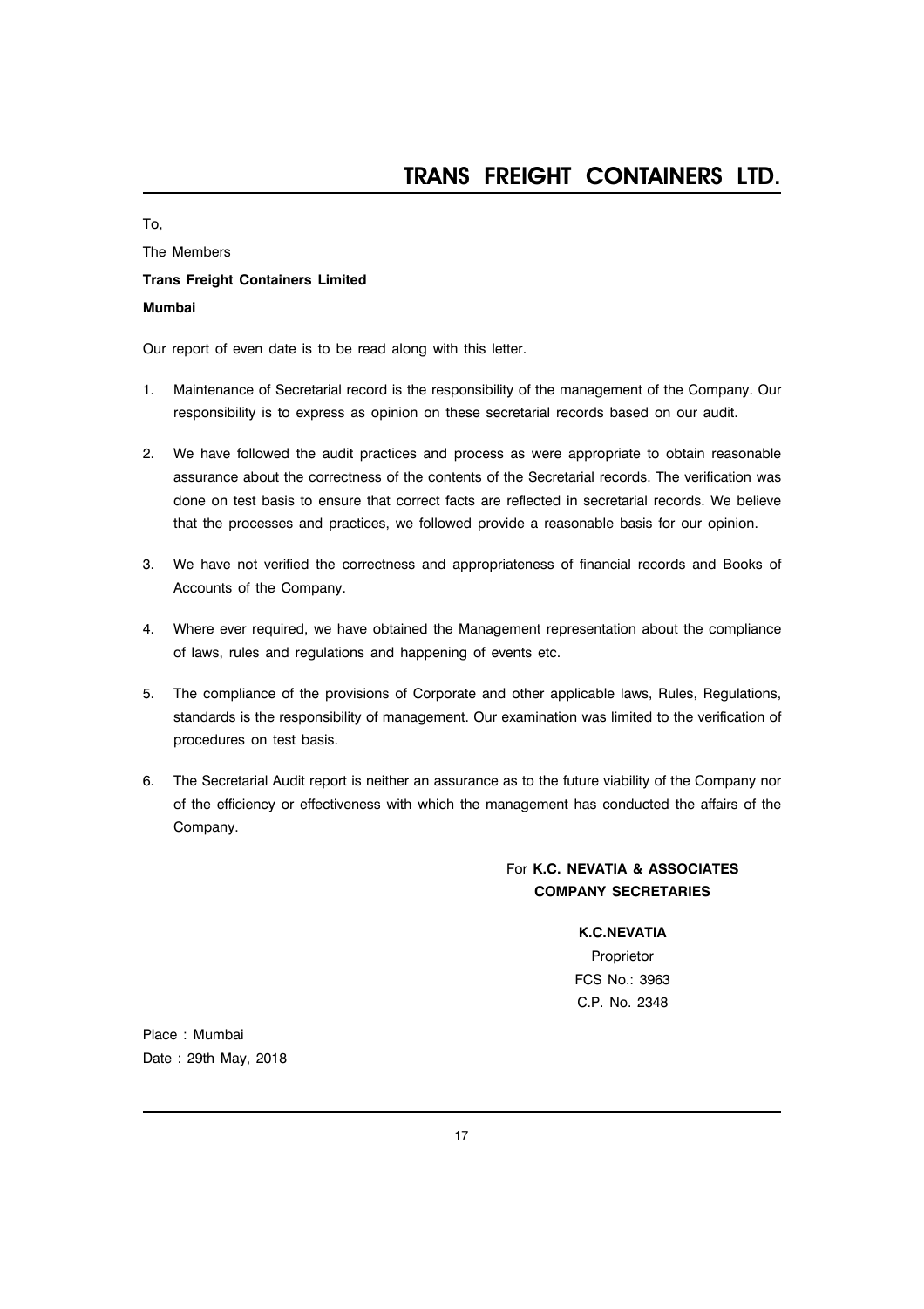To,

The Members

**Trans Freight Containers Limited**

**Mumbai**

Our report of even date is to be read along with this letter.

1. Maintenance of Secretarial record is the responsibility of the management of the Company. Our responsibility is to express as opinion on these secretarial records based on our audit.

2. We have followed the audit practices and process as were appropriate to obtain reasonable assurance about the correctness of the contents of the Secretarial records. The verification was done on test basis to ensure that correct facts are reflected in secretarial records. We believe that the processes and practices, we followed provide a reasonable basis for our opinion.

3. We have not verified the correctness and appropriateness of financial records and Books of Accounts of the Company.

4. Where ever required, we have obtained the Management representation about the compliance of laws, rules and regulations and happening of events etc.

5. The compliance of the provisions of Corporate and other applicable laws, Rules, Regulations, standards is the responsibility of management. Our examination was limited to the verification of procedures on test basis.

6. The Secretarial Audit report is neither an assurance as to the future viability of the Company nor of the efficiency or effectiveness with which the management has conducted the affairs of the Company.

For **K.C. NEVATIA & ASSOCIATES**
**COMPANY SECRETARIES**

**K.C.NEVATIA**
Proprietor
FCS No.: 3963
C.P. No. 2348

Place : Mumbai
Date : 29th May, 2018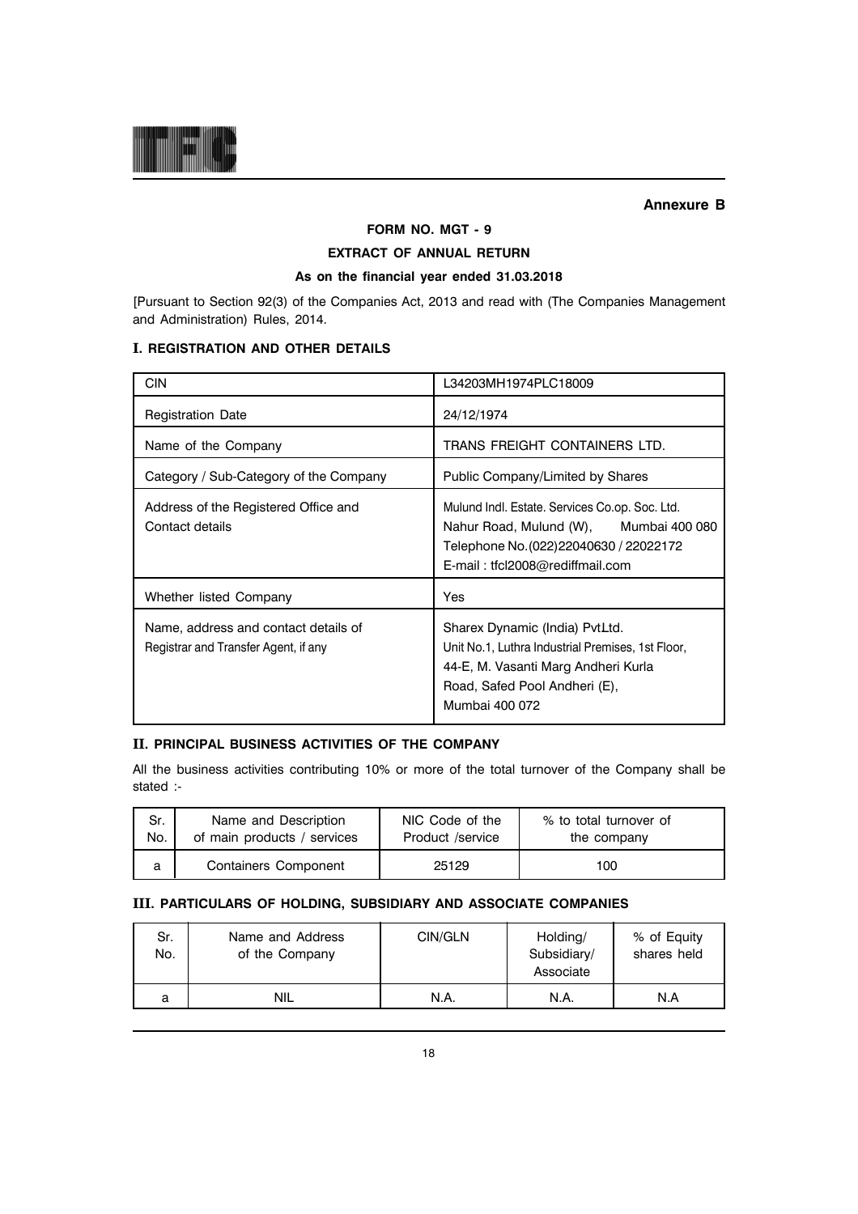**Annexure B**

## FORM NO. MGT - 9

## EXTRACT OF ANNUAL RETURN

### As on the financial year ended 31.03.2018

[Pursuant to Section 92(3) of the Companies Act, 2013 and read with (The Companies Management and Administration) Rules, 2014.

### I. REGISTRATION AND OTHER DETAILS

| CIN | L34203MH1974PLC18009 |
|---|---|
| Registration Date | 24/12/1974 |
| Name of the Company | TRANS FREIGHT CONTAINERS LTD. |
| Category / Sub-Category of the Company | Public Company/Limited by Shares |
| Address of the Registered Office and Contact details | Mulund Indl. Estate. Services Co.op. Soc. Ltd. Nahur Road, Mulund (W), Mumbai 400 080 Telephone No.(022)22040630 / 22022172 E-mail : tfcl2008@rediffmail.com |
| Whether listed Company | Yes |
| Name, address and contact details of Registrar and Transfer Agent, if any | Sharex Dynamic (India) PvtLtd. Unit No.1, Luthra Industrial Premises, 1st Floor, 44-E, M. Vasanti Marg Andheri Kurla Road, Safed Pool Andheri (E), Mumbai 400 072 |

### II. PRINCIPAL BUSINESS ACTIVITIES OF THE COMPANY

All the business activities contributing 10% or more of the total turnover of the Company shall be stated :-

| Sr. No. | Name and Description of main products / services | NIC Code of the Product /service | % to total turnover of the company |
|---|---|---|---|
| a | Containers Component | 25129 | 100 |

### III. PARTICULARS OF HOLDING, SUBSIDIARY AND ASSOCIATE COMPANIES

| Sr. No. | Name and Address of the Company | CIN/GLN | Holding/ Subsidiary/ Associate | % of Equity shares held |
|---|---|---|---|---|
| a | NIL | N.A. | N.A. | N.A |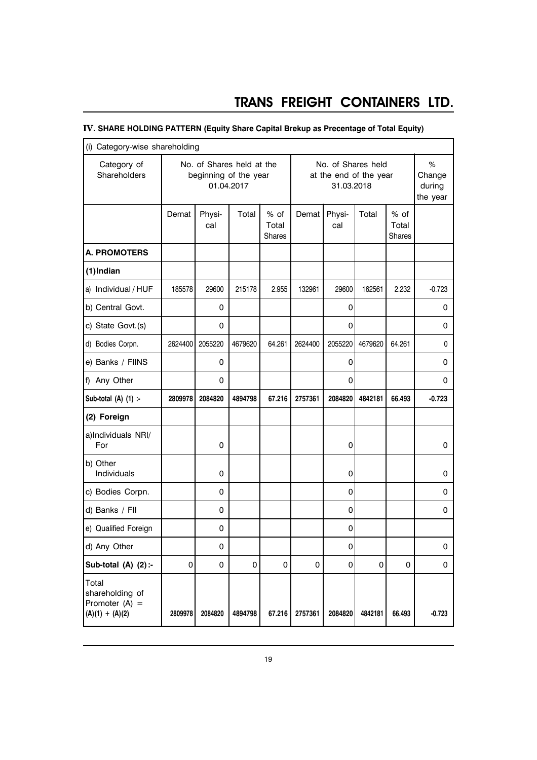## IV. SHARE HOLDING PATTERN (Equity Share Capital Brekup as Precentage of Total Equity)

(i) Category-wise shareholding

| Category of Shareholders | No. of Shares held at the beginning of the year 01.04.2017 | | | | No. of Shares held at the end of the year 31.03.2018 | | | | % Change during the year |
|---|---|---|---|---|---|---|---|---|---|
| | Demat | Physi-cal | Total | % of Total Shares | Demat | Physi-cal | Total | % of Total Shares | |
| **A. PROMOTERS** | | | | | | | | | |
| **(1)Indian** | | | | | | | | | |
| a) Individual / HUF | 185578 | 29600 | 215178 | 2.955 | 132961 | 29600 | 162561 | 2.232 | -0.723 |
| b) Central Govt. | | 0 | | | | 0 | | | 0 |
| c) State Govt.(s) | | 0 | | | | 0 | | | 0 |
| d) Bodies Corpn. | 2624400 | 2055220 | 4679620 | 64.261 | 2624400 | 2055220 | 4679620 | 64.261 | 0 |
| e) Banks / FIINS | | 0 | | | | 0 | | | 0 |
| f) Any Other | | 0 | | | | 0 | | | 0 |
| **Sub-total (A) (1) :-** | **2809978** | **2084820** | **4894798** | **67.216** | **2757361** | **2084820** | **4842181** | **66.493** | **-0.723** |
| **(2) Foreign** | | | | | | | | | |
| a)Individuals NRI/ For | | 0 | | | | 0 | | | 0 |
| b) Other Individuals | | 0 | | | | 0 | | | 0 |
| c) Bodies Corpn. | | 0 | | | | 0 | | | 0 |
| d) Banks / FII | | 0 | | | | 0 | | | 0 |
| e) Qualified Foreign | | 0 | | | | 0 | | | |
| d) Any Other | | 0 | | | | 0 | | | 0 |
| **Sub-total (A) (2):-** | 0 | 0 | 0 | 0 | 0 | 0 | 0 | 0 | 0 |
| Total shareholding of Promoter (A) = **(A)(1) + (A)(2)** | **2809978** | **2084820** | **4894798** | **67.216** | **2757361** | **2084820** | **4842181** | **66.493** | **-0.723** |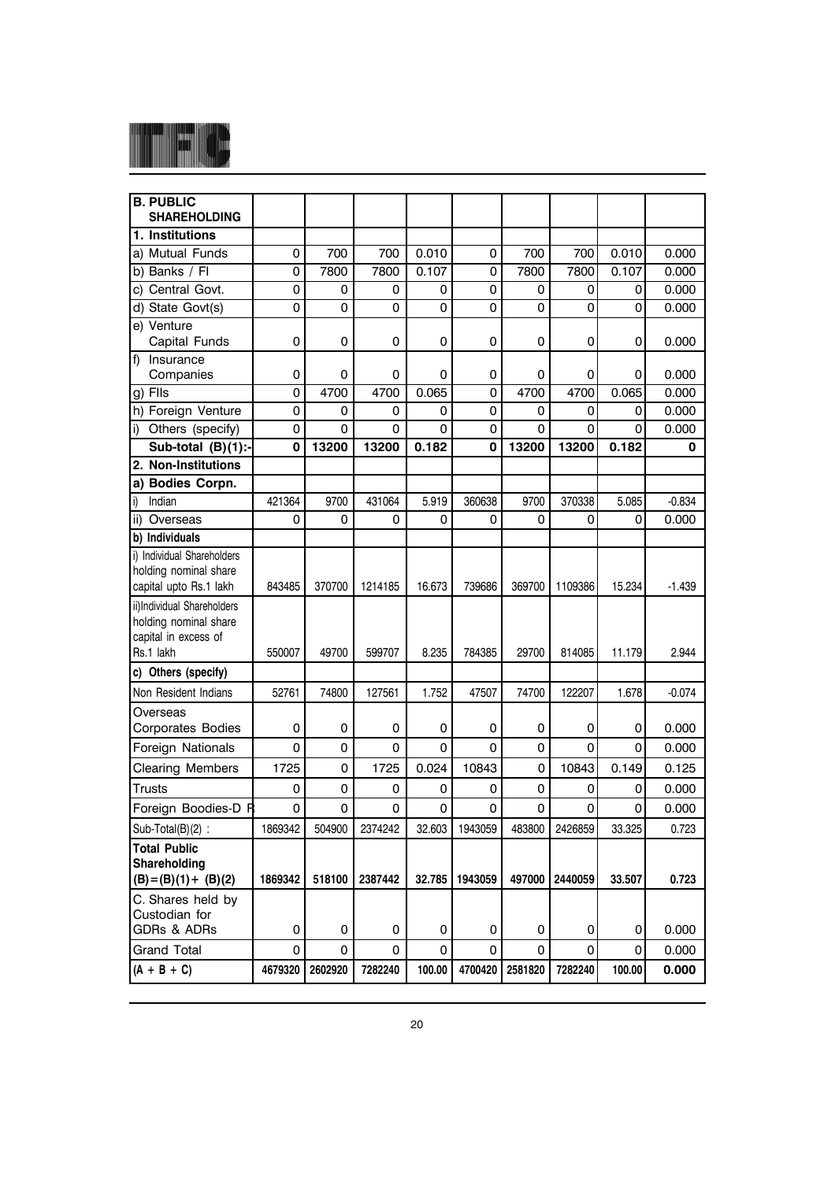| **B. PUBLIC SHAREHOLDING** | | | | | | | | | |
|---|---|---|---|---|---|---|---|---|---|
| **1. Institutions** | | | | | | | | | |
| a) Mutual Funds | 0 | 700 | 700 | 0.010 | 0 | 700 | 700 | 0.010 | 0.000 |
| b) Banks / FI | 0 | 7800 | 7800 | 0.107 | 0 | 7800 | 7800 | 0.107 | 0.000 |
| c) Central Govt. | 0 | 0 | 0 | 0 | 0 | 0 | 0 | 0 | 0.000 |
| d) State Govt(s) | 0 | 0 | 0 | 0 | 0 | 0 | 0 | 0 | 0.000 |
| e) Venture Capital Funds | 0 | 0 | 0 | 0 | 0 | 0 | 0 | 0 | 0.000 |
| f) Insurance Companies | 0 | 0 | 0 | 0 | 0 | 0 | 0 | 0 | 0.000 |
| g) FIIs | 0 | 4700 | 4700 | 0.065 | 0 | 4700 | 4700 | 0.065 | 0.000 |
| h) Foreign Venture | 0 | 0 | 0 | 0 | 0 | 0 | 0 | 0 | 0.000 |
| i) Others (specify) | 0 | 0 | 0 | 0 | 0 | 0 | 0 | 0 | 0.000 |
| **Sub-total (B)(1):-** | **0** | **13200** | **13200** | **0.182** | **0** | **13200** | **13200** | **0.182** | **0** |
| **2. Non-Institutions** | | | | | | | | | |
| **a) Bodies Corpn.** | | | | | | | | | |
| i) Indian | 421364 | 9700 | 431064 | 5.919 | 360638 | 9700 | 370338 | 5.085 | -0.834 |
| ii) Overseas | 0 | 0 | 0 | 0 | 0 | 0 | 0 | 0 | 0.000 |
| **b) Individuals** | | | | | | | | | |
| i) Individual Shareholders holding nominal share capital upto Rs.1 lakh | 843485 | 370700 | 1214185 | 16.673 | 739686 | 369700 | 1109386 | 15.234 | -1.439 |
| ii) Individual Shareholders holding nominal share capital in excess of Rs.1 lakh | 550007 | 49700 | 599707 | 8.235 | 784385 | 29700 | 814085 | 11.179 | 2.944 |
| **c) Others (specify)** | | | | | | | | | |
| Non Resident Indians | 52761 | 74800 | 127561 | 1.752 | 47507 | 74700 | 122207 | 1.678 | -0.074 |
| Overseas Corporates Bodies | 0 | 0 | 0 | 0 | 0 | 0 | 0 | 0 | 0.000 |
| Foreign Nationals | 0 | 0 | 0 | 0 | 0 | 0 | 0 | 0 | 0.000 |
| Clearing Members | 1725 | 0 | 1725 | 0.024 | 10843 | 0 | 10843 | 0.149 | 0.125 |
| Trusts | 0 | 0 | 0 | 0 | 0 | 0 | 0 | 0 | 0.000 |
| Foreign Boodies-D R | 0 | 0 | 0 | 0 | 0 | 0 | 0 | 0 | 0.000 |
| Sub-Total(B)(2) : | 1869342 | 504900 | 2374242 | 32.603 | 1943059 | 483800 | 2426859 | 33.325 | 0.723 |
| **Total Public Shareholding (B)=(B)(1)+ (B)(2)** | **1869342** | **518100** | **2387442** | **32.785** | **1943059** | **497000** | **2440059** | **33.507** | **0.723** |
| C. Shares held by Custodian for GDRs & ADRs | 0 | 0 | 0 | 0 | 0 | 0 | 0 | 0 | 0.000 |
| Grand Total | 0 | 0 | 0 | 0 | 0 | 0 | 0 | 0 | 0.000 |
| **(A + B + C)** | **4679320** | **2602920** | **7282240** | **100.00** | **4700420** | **2581820** | **7282240** | **100.00** | **0.000** |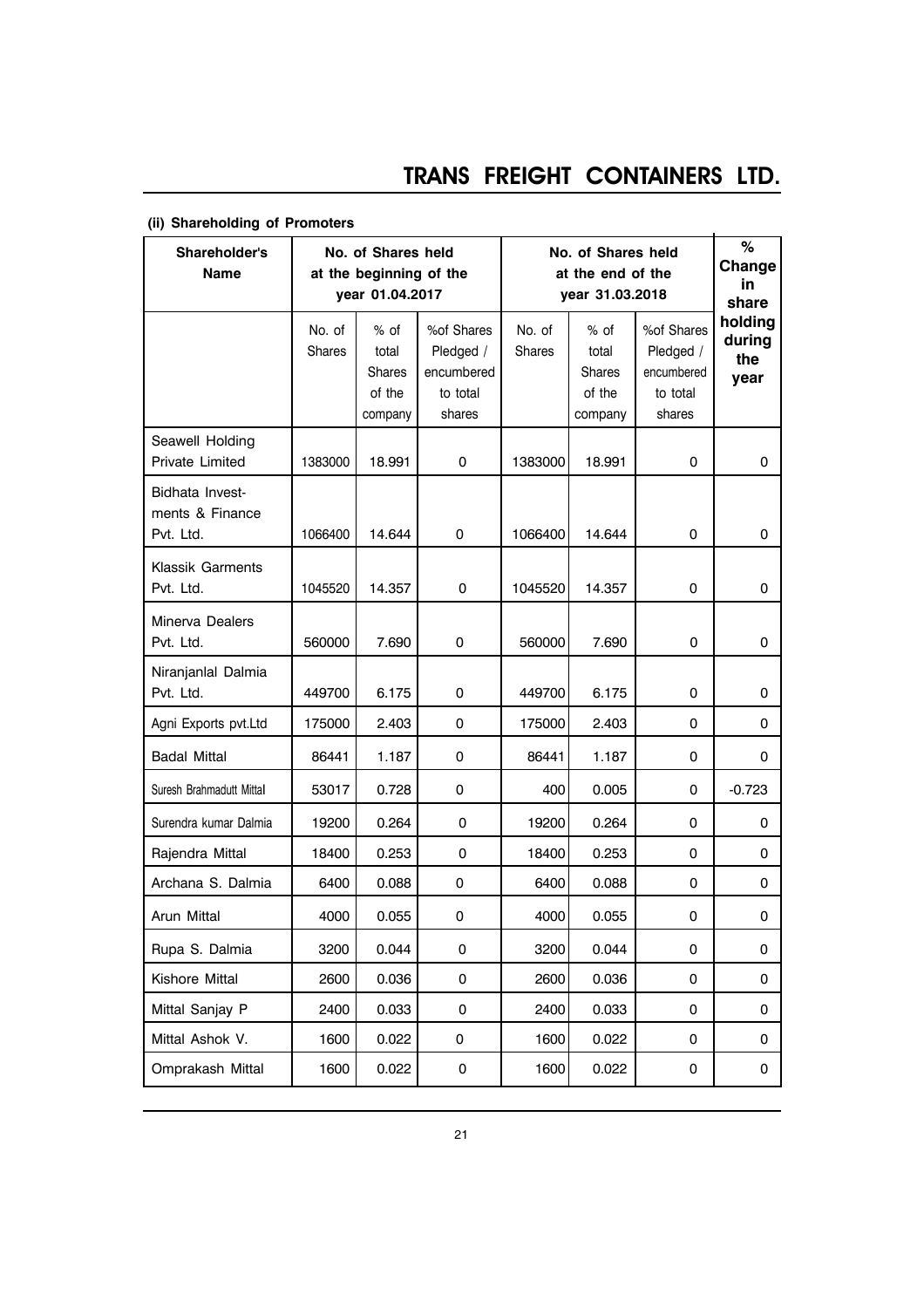#### (ii) Shareholding of Promoters

| Shareholder's Name | No. of Shares held at the beginning of the year 01.04.2017 | | | No. of Shares held at the end of the year 31.03.2018 | | | % Change in share holding during the year |
|---|---|---|---|---|---|---|---|
| | No. of Shares | % of total Shares of the company | %of Shares Pledged / encumbered to total shares | No. of Shares | % of total Shares of the company | %of Shares Pledged / encumbered to total shares | |
| Seawell Holding Private Limited | 1383000 | 18.991 | 0 | 1383000 | 18.991 | 0 | 0 |
| Bidhata Investments & Finance Pvt. Ltd. | 1066400 | 14.644 | 0 | 1066400 | 14.644 | 0 | 0 |
| Klassik Garments Pvt. Ltd. | 1045520 | 14.357 | 0 | 1045520 | 14.357 | 0 | 0 |
| Minerva Dealers Pvt. Ltd. | 560000 | 7.690 | 0 | 560000 | 7.690 | 0 | 0 |
| Niranjanlal Dalmia Pvt. Ltd. | 449700 | 6.175 | 0 | 449700 | 6.175 | 0 | 0 |
| Agni Exports pvt.Ltd | 175000 | 2.403 | 0 | 175000 | 2.403 | 0 | 0 |
| Badal Mittal | 86441 | 1.187 | 0 | 86441 | 1.187 | 0 | 0 |
| Suresh Brahmadutt Mittal | 53017 | 0.728 | 0 | 400 | 0.005 | 0 | -0.723 |
| Surendra kumar Dalmia | 19200 | 0.264 | 0 | 19200 | 0.264 | 0 | 0 |
| Rajendra Mittal | 18400 | 0.253 | 0 | 18400 | 0.253 | 0 | 0 |
| Archana S. Dalmia | 6400 | 0.088 | 0 | 6400 | 0.088 | 0 | 0 |
| Arun Mittal | 4000 | 0.055 | 0 | 4000 | 0.055 | 0 | 0 |
| Rupa S. Dalmia | 3200 | 0.044 | 0 | 3200 | 0.044 | 0 | 0 |
| Kishore Mittal | 2600 | 0.036 | 0 | 2600 | 0.036 | 0 | 0 |
| Mittal Sanjay P | 2400 | 0.033 | 0 | 2400 | 0.033 | 0 | 0 |
| Mittal Ashok V. | 1600 | 0.022 | 0 | 1600 | 0.022 | 0 | 0 |
| Omprakash Mittal | 1600 | 0.022 | 0 | 1600 | 0.022 | 0 | 0 |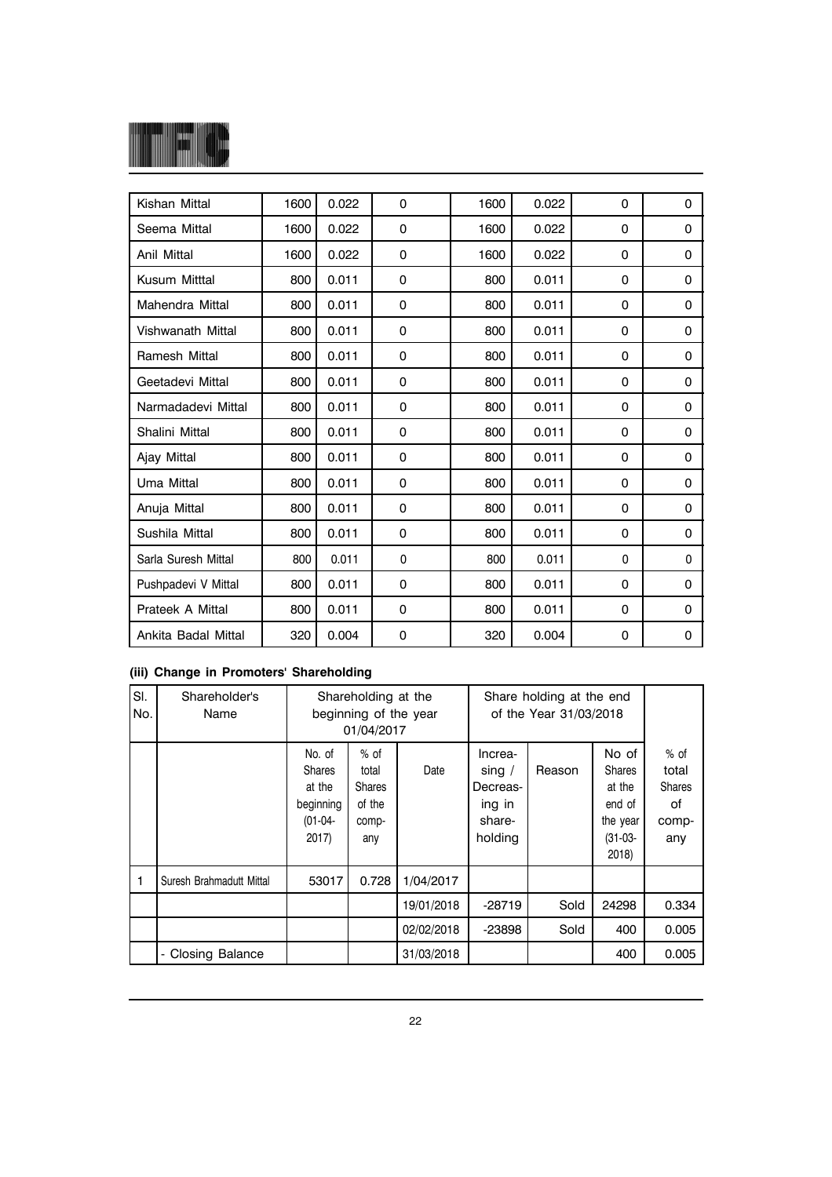| | | | | | | | |
|---|---|---|---|---|---|---|---|
| Kishan Mittal | 1600 | 0.022 | 0 | 1600 | 0.022 | 0 | 0 |
| Seema Mittal | 1600 | 0.022 | 0 | 1600 | 0.022 | 0 | 0 |
| Anil Mittal | 1600 | 0.022 | 0 | 1600 | 0.022 | 0 | 0 |
| Kusum Mitttal | 800 | 0.011 | 0 | 800 | 0.011 | 0 | 0 |
| Mahendra Mittal | 800 | 0.011 | 0 | 800 | 0.011 | 0 | 0 |
| Vishwanath Mittal | 800 | 0.011 | 0 | 800 | 0.011 | 0 | 0 |
| Ramesh Mittal | 800 | 0.011 | 0 | 800 | 0.011 | 0 | 0 |
| Geetadevi Mittal | 800 | 0.011 | 0 | 800 | 0.011 | 0 | 0 |
| Narmadadevi Mittal | 800 | 0.011 | 0 | 800 | 0.011 | 0 | 0 |
| Shalini Mittal | 800 | 0.011 | 0 | 800 | 0.011 | 0 | 0 |
| Ajay Mittal | 800 | 0.011 | 0 | 800 | 0.011 | 0 | 0 |
| Uma Mittal | 800 | 0.011 | 0 | 800 | 0.011 | 0 | 0 |
| Anuja Mittal | 800 | 0.011 | 0 | 800 | 0.011 | 0 | 0 |
| Sushila Mittal | 800 | 0.011 | 0 | 800 | 0.011 | 0 | 0 |
| Sarla Suresh Mittal | 800 | 0.011 | 0 | 800 | 0.011 | 0 | 0 |
| Pushpadevi V Mittal | 800 | 0.011 | 0 | 800 | 0.011 | 0 | 0 |
| Prateek A Mittal | 800 | 0.011 | 0 | 800 | 0.011 | 0 | 0 |
| Ankita Badal Mittal | 320 | 0.004 | 0 | 320 | 0.004 | 0 | 0 |

**(iii) Change in Promoters' Shareholding**

| Sl. No. | Shareholder's Name | Shareholding at the beginning of the year 01/04/2017 | | | Share holding at the end of the Year 31/03/2018 | | | |
|---|---|---|---|---|---|---|---|---|
| | | No. of Shares at the beginning (01-04-2017) | % of total Shares of the company | Date | Increasing / Decreasing in shareholding | Reason | No of Shares at the end of the year (31-03-2018) | % of total Shares of company |
| 1 | Suresh Brahmadutt Mittal | 53017 | 0.728 | 1/04/2017 | | | | |
| | | | | 19/01/2018 | -28719 | Sold | 24298 | 0.334 |
| | | | | 02/02/2018 | -23898 | Sold | 400 | 0.005 |
| | - Closing Balance | | | 31/03/2018 | | | 400 | 0.005 |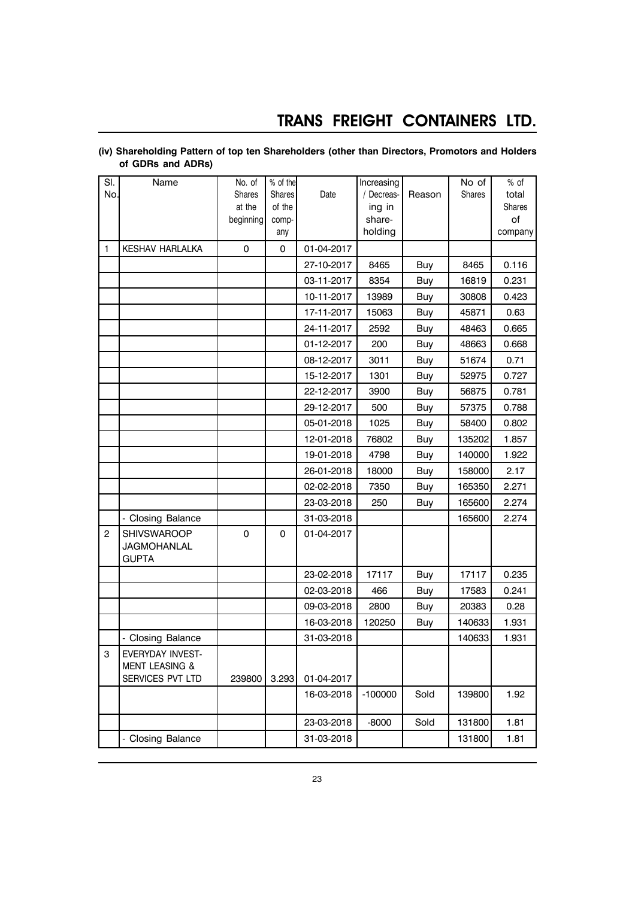**(iv) Shareholding Pattern of top ten Shareholders (other than Directors, Promotors and Holders of GDRs and ADRs)**

| Sl. No. | Name | No. of Shares at the beginning | % of the Shares of the company | Date | Increasing / Decreasing in share-holding | Reason | No of Shares | % of total Shares of company |
|---|---|---|---|---|---|---|---|---|
| 1 | KESHAV HARLALKA | 0 | 0 | 01-04-2017 | | | | |
| | | | | 27-10-2017 | 8465 | Buy | 8465 | 0.116 |
| | | | | 03-11-2017 | 8354 | Buy | 16819 | 0.231 |
| | | | | 10-11-2017 | 13989 | Buy | 30808 | 0.423 |
| | | | | 17-11-2017 | 15063 | Buy | 45871 | 0.63 |
| | | | | 24-11-2017 | 2592 | Buy | 48463 | 0.665 |
| | | | | 01-12-2017 | 200 | Buy | 48663 | 0.668 |
| | | | | 08-12-2017 | 3011 | Buy | 51674 | 0.71 |
| | | | | 15-12-2017 | 1301 | Buy | 52975 | 0.727 |
| | | | | 22-12-2017 | 3900 | Buy | 56875 | 0.781 |
| | | | | 29-12-2017 | 500 | Buy | 57375 | 0.788 |
| | | | | 05-01-2018 | 1025 | Buy | 58400 | 0.802 |
| | | | | 12-01-2018 | 76802 | Buy | 135202 | 1.857 |
| | | | | 19-01-2018 | 4798 | Buy | 140000 | 1.922 |
| | | | | 26-01-2018 | 18000 | Buy | 158000 | 2.17 |
| | | | | 02-02-2018 | 7350 | Buy | 165350 | 2.271 |
| | | | | 23-03-2018 | 250 | Buy | 165600 | 2.274 |
| | - Closing Balance | | | 31-03-2018 | | | 165600 | 2.274 |
| 2 | SHIVSWAROOP JAGMOHANLAL GUPTA | 0 | 0 | 01-04-2017 | | | | |
| | | | | 23-02-2018 | 17117 | Buy | 17117 | 0.235 |
| | | | | 02-03-2018 | 466 | Buy | 17583 | 0.241 |
| | | | | 09-03-2018 | 2800 | Buy | 20383 | 0.28 |
| | | | | 16-03-2018 | 120250 | Buy | 140633 | 1.931 |
| | - Closing Balance | | | 31-03-2018 | | | 140633 | 1.931 |
| 3 | EVERYDAY INVESTMENT LEASING & SERVICES PVT LTD | 239800 | 3.293 | 01-04-2017 | | | | |
| | | | | 16-03-2018 | -100000 | Sold | 139800 | 1.92 |
| | | | | 23-03-2018 | -8000 | Sold | 131800 | 1.81 |
| | - Closing Balance | | | 31-03-2018 | | | 131800 | 1.81 |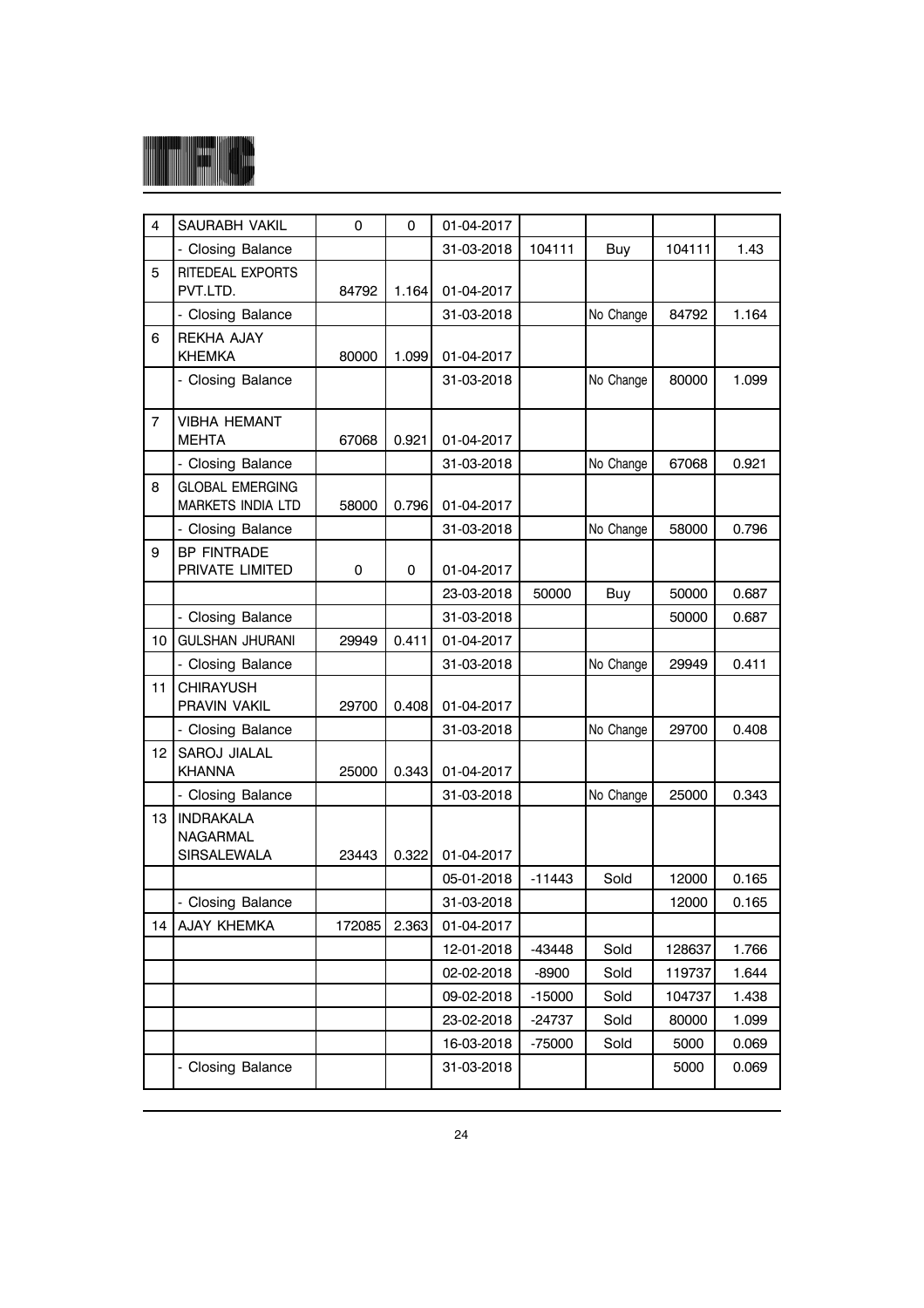| 4 | SAURABH VAKIL | 0 | 0 | 01-04-2017 | | | | |
|---|---|---|---|---|---|---|---|---|
| | - Closing Balance | | | 31-03-2018 | 104111 | Buy | 104111 | 1.43 |
| 5 | RITEDEAL EXPORTS PVT.LTD. | 84792 | 1.164 | 01-04-2017 | | | | |
| | - Closing Balance | | | 31-03-2018 | | No Change | 84792 | 1.164 |
| 6 | REKHA AJAY KHEMKA | 80000 | 1.099 | 01-04-2017 | | | | |
| | - Closing Balance | | | 31-03-2018 | | No Change | 80000 | 1.099 |
| 7 | VIBHA HEMANT MEHTA | 67068 | 0.921 | 01-04-2017 | | | | |
| | - Closing Balance | | | 31-03-2018 | | No Change | 67068 | 0.921 |
| 8 | GLOBAL EMERGING MARKETS INDIA LTD | 58000 | 0.796 | 01-04-2017 | | | | |
| | - Closing Balance | | | 31-03-2018 | | No Change | 58000 | 0.796 |
| 9 | BP FINTRADE PRIVATE LIMITED | 0 | 0 | 01-04-2017 | | | | |
| | | | | 23-03-2018 | 50000 | Buy | 50000 | 0.687 |
| | - Closing Balance | | | 31-03-2018 | | | 50000 | 0.687 |
| 10 | GULSHAN JHURANI | 29949 | 0.411 | 01-04-2017 | | | | |
| | - Closing Balance | | | 31-03-2018 | | No Change | 29949 | 0.411 |
| 11 | CHIRAYUSH PRAVIN VAKIL | 29700 | 0.408 | 01-04-2017 | | | | |
| | - Closing Balance | | | 31-03-2018 | | No Change | 29700 | 0.408 |
| 12 | SAROJ JIALAL KHANNA | 25000 | 0.343 | 01-04-2017 | | | | |
| | - Closing Balance | | | 31-03-2018 | | No Change | 25000 | 0.343 |
| 13 | INDRAKALA NAGARMAL SIRSALEWALA | 23443 | 0.322 | 01-04-2017 | | | | |
| | | | | 05-01-2018 | -11443 | Sold | 12000 | 0.165 |
| | - Closing Balance | | | 31-03-2018 | | | 12000 | 0.165 |
| 14 | AJAY KHEMKA | 172085 | 2.363 | 01-04-2017 | | | | |
| | | | | 12-01-2018 | -43448 | Sold | 128637 | 1.766 |
| | | | | 02-02-2018 | -8900 | Sold | 119737 | 1.644 |
| | | | | 09-02-2018 | -15000 | Sold | 104737 | 1.438 |
| | | | | 23-02-2018 | -24737 | Sold | 80000 | 1.099 |
| | | | | 16-03-2018 | -75000 | Sold | 5000 | 0.069 |
| | - Closing Balance | | | 31-03-2018 | | | 5000 | 0.069 |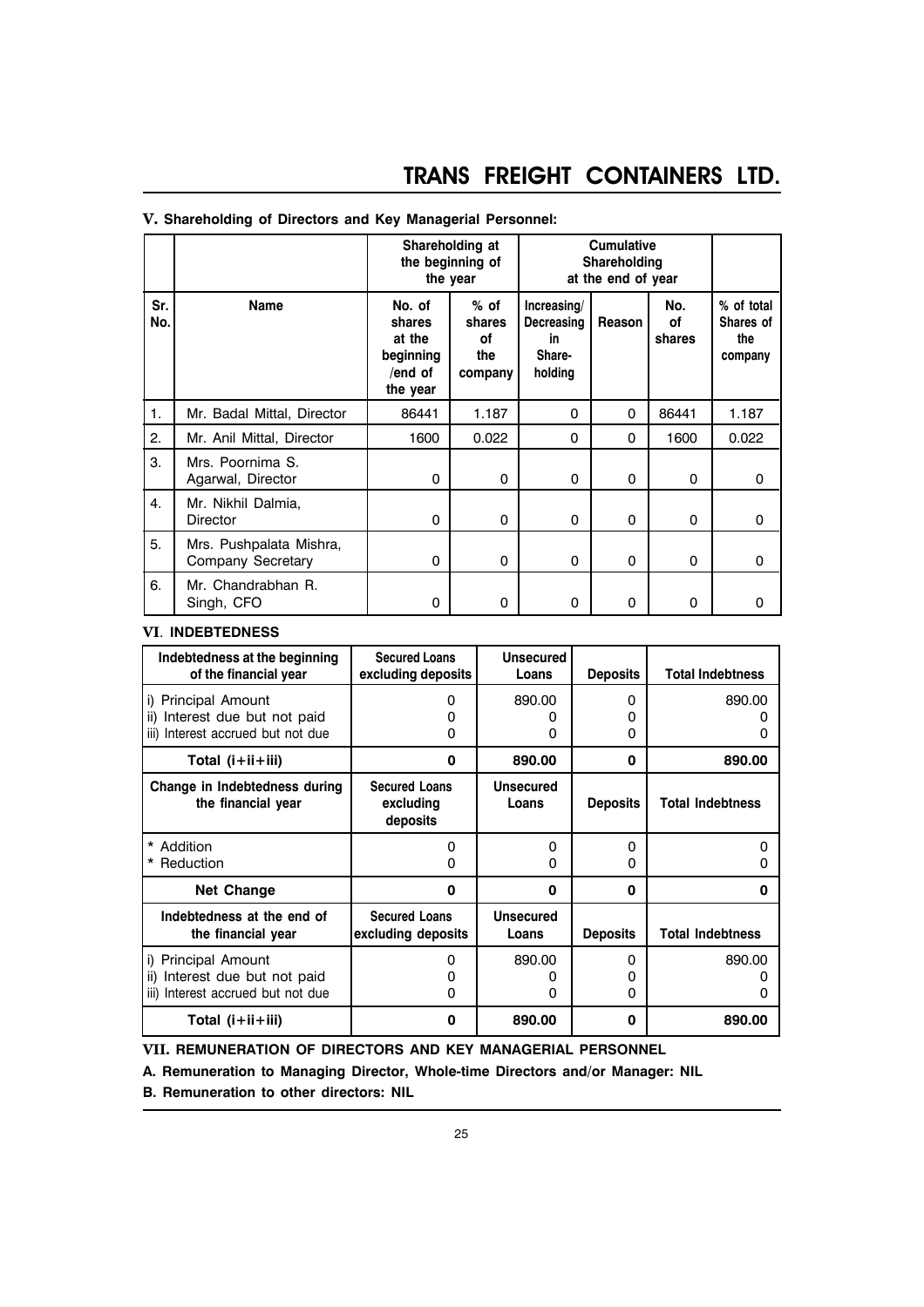### V. Shareholding of Directors and Key Managerial Personnel:

| | | Shareholding at the beginning of the year | | Cumulative Shareholding at the end of year | | | |
|---|---|---|---|---|---|---|---|
| Sr. No. | Name | No. of shares at the beginning /end of the year | % of shares of the company | Increasing/ Decreasing in Share-holding | Reason | No. of shares | % of total Shares of the company |
| 1. | Mr. Badal Mittal, Director | 86441 | 1.187 | 0 | 0 | 86441 | 1.187 |
| 2. | Mr. Anil Mittal, Director | 1600 | 0.022 | 0 | 0 | 1600 | 0.022 |
| 3. | Mrs. Poornima S. Agarwal, Director | 0 | 0 | 0 | 0 | 0 | 0 |
| 4. | Mr. Nikhil Dalmia, Director | 0 | 0 | 0 | 0 | 0 | 0 |
| 5. | Mrs. Pushpalata Mishra, Company Secretary | 0 | 0 | 0 | 0 | 0 | 0 |
| 6. | Mr. Chandrabhan R. Singh, CFO | 0 | 0 | 0 | 0 | 0 | 0 |

### VI. INDEBTEDNESS

| Indebtedness at the beginning of the financial year | Secured Loans excluding deposits | Unsecured Loans | Deposits | Total Indebtness |
|---|---|---|---|---|
| i) Principal Amount<br>ii) Interest due but not paid<br>iii) Interest accrued but not due | 0<br>0<br>0 | 890.00<br>0<br>0 | 0<br>0<br>0 | 890.00<br>0<br>0 |
| **Total (i+ii+iii)** | **0** | **890.00** | **0** | **890.00** |
| **Change in Indebtedness during the financial year** | **Secured Loans excluding deposits** | **Unsecured Loans** | **Deposits** | **Total Indebtness** |
| * Addition<br>* Reduction | 0<br>0 | 0<br>0 | 0<br>0 | 0<br>0 |
| **Net Change** | **0** | **0** | **0** | **0** |
| **Indebtedness at the end of the financial year** | **Secured Loans excluding deposits** | **Unsecured Loans** | **Deposits** | **Total Indebtness** |
| i) Principal Amount<br>ii) Interest due but not paid<br>iii) Interest accrued but not due | 0<br>0<br>0 | 890.00<br>0<br>0 | 0<br>0<br>0 | 890.00<br>0<br>0 |
| **Total (i+ii+iii)** | **0** | **890.00** | **0** | **890.00** |

### VII. REMUNERATION OF DIRECTORS AND KEY MANAGERIAL PERSONNEL

**A. Remuneration to Managing Director, Whole-time Directors and/or Manager: NIL**

**B. Remuneration to other directors: NIL**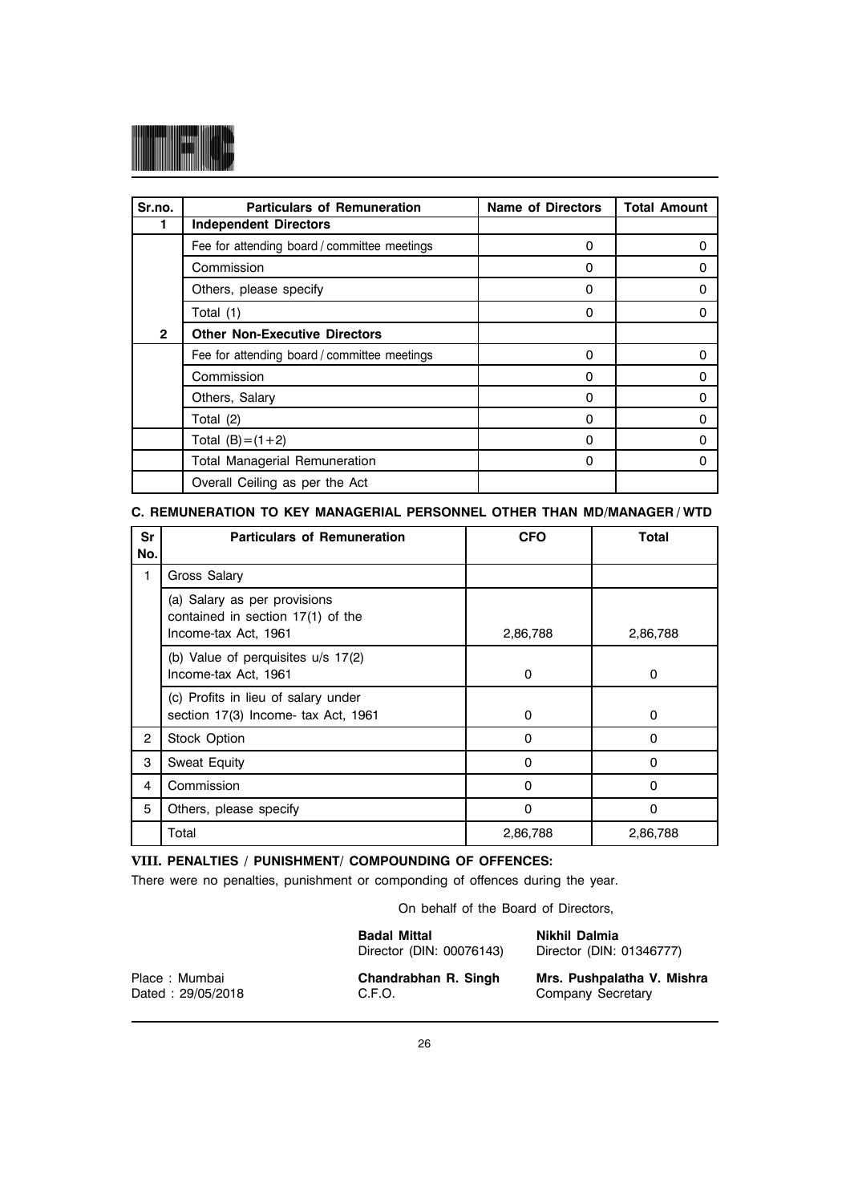| Sr.no. | Particulars of Remuneration | Name of Directors | Total Amount |
|---|---|---|---|
| 1 | **Independent Directors** | | |
| | Fee for attending board / committee meetings | 0 | 0 |
| | Commission | 0 | 0 |
| | Others, please specify | 0 | 0 |
| | Total (1) | 0 | 0 |
| 2 | **Other Non-Executive Directors** | | |
| | Fee for attending board / committee meetings | 0 | 0 |
| | Commission | 0 | 0 |
| | Others, Salary | 0 | 0 |
| | Total (2) | 0 | 0 |
| | Total (B)=(1+2) | 0 | 0 |
| | Total Managerial Remuneration | 0 | 0 |
| | Overall Ceiling as per the Act | | |

### C. REMUNERATION TO KEY MANAGERIAL PERSONNEL OTHER THAN MD/MANAGER / WTD

| Sr No. | Particulars of Remuneration | CFO | Total |
|---|---|---|---|
| 1 | Gross Salary | | |
| | (a) Salary as per provisions contained in section 17(1) of the Income-tax Act, 1961 | 2,86,788 | 2,86,788 |
| | (b) Value of perquisites u/s 17(2) Income-tax Act, 1961 | 0 | 0 |
| | (c) Profits in lieu of salary under section 17(3) Income- tax Act, 1961 | 0 | 0 |
| 2 | Stock Option | 0 | 0 |
| 3 | Sweat Equity | 0 | 0 |
| 4 | Commission | 0 | 0 |
| 5 | Others, please specify | 0 | 0 |
| | Total | 2,86,788 | 2,86,788 |

### VIII. PENALTIES / PUNISHMENT/ COMPOUNDING OF OFFENCES:

There were no penalties, punishment or componding of offences during the year.

On behalf of the Board of Directors,

**Badal Mittal**
Director (DIN: 00076143)

**Nikhil Dalmia**
Director (DIN: 01346777)

Place : Mumbai
Dated : 29/05/2018

**Chandrabhan R. Singh**
C.F.O.

**Mrs. Pushpalatha V. Mishra**
Company Secretary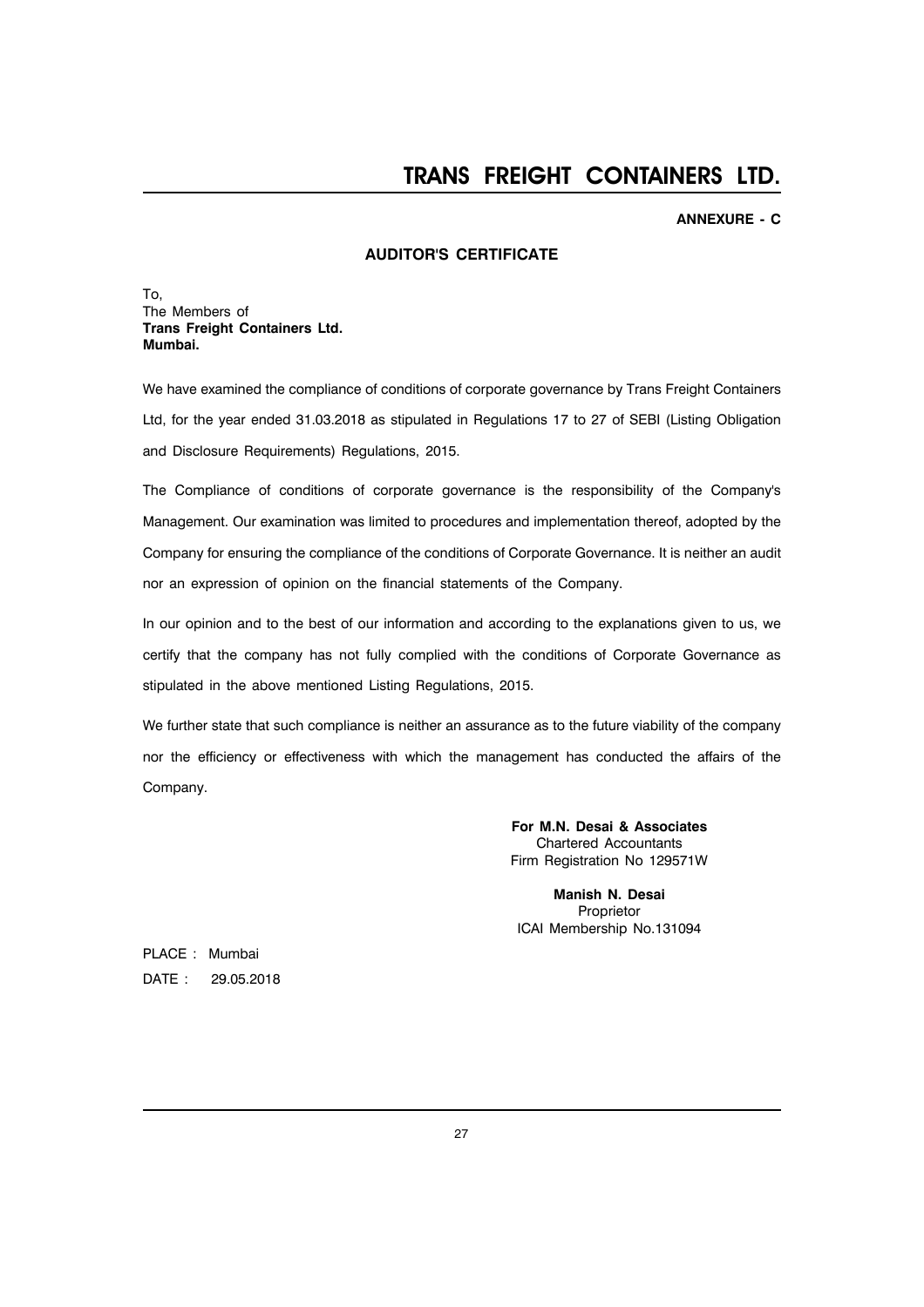**ANNEXURE - C**

## AUDITOR'S CERTIFICATE

To,
The Members of
**Trans Freight Containers Ltd.**
**Mumbai.**

We have examined the compliance of conditions of corporate governance by Trans Freight Containers Ltd, for the year ended 31.03.2018 as stipulated in Regulations 17 to 27 of SEBI (Listing Obligation and Disclosure Requirements) Regulations, 2015.

The Compliance of conditions of corporate governance is the responsibility of the Company's Management. Our examination was limited to procedures and implementation thereof, adopted by the Company for ensuring the compliance of the conditions of Corporate Governance. It is neither an audit nor an expression of opinion on the financial statements of the Company.

In our opinion and to the best of our information and according to the explanations given to us, we certify that the company has not fully complied with the conditions of Corporate Governance as stipulated in the above mentioned Listing Regulations, 2015.

We further state that such compliance is neither an assurance as to the future viability of the company nor the efficiency or effectiveness with which the management has conducted the affairs of the Company.

**For M.N. Desai & Associates**
Chartered Accountants
Firm Registration No 129571W

**Manish N. Desai**
Proprietor
ICAI Membership No.131094

PLACE : Mumbai
DATE : 29.05.2018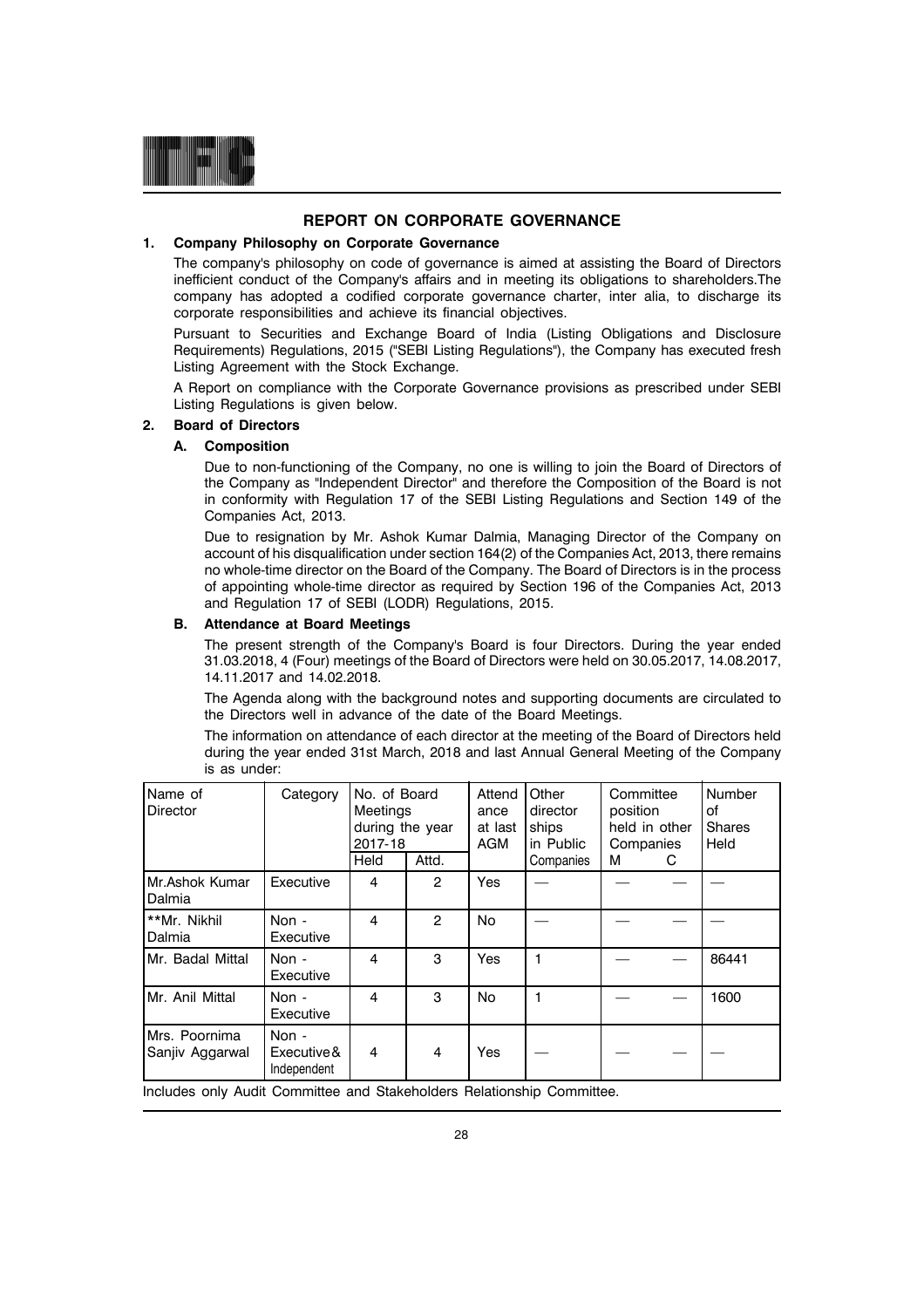# REPORT ON CORPORATE GOVERNANCE

## 1. Company Philosophy on Corporate Governance

The company's philosophy on code of governance is aimed at assisting the Board of Directors inefficient conduct of the Company's affairs and in meeting its obligations to shareholders.The company has adopted a codified corporate governance charter, inter alia, to discharge its corporate responsibilities and achieve its financial objectives.

Pursuant to Securities and Exchange Board of India (Listing Obligations and Disclosure Requirements) Regulations, 2015 ("SEBI Listing Regulations"), the Company has executed fresh Listing Agreement with the Stock Exchange.

A Report on compliance with the Corporate Governance provisions as prescribed under SEBI Listing Regulations is given below.

## 2. Board of Directors

### A. Composition

Due to non-functioning of the Company, no one is willing to join the Board of Directors of the Company as "Independent Director" and therefore the Composition of the Board is not in conformity with Regulation 17 of the SEBI Listing Regulations and Section 149 of the Companies Act, 2013.

Due to resignation by Mr. Ashok Kumar Dalmia, Managing Director of the Company on account of his disqualification under section 164(2) of the Companies Act, 2013, there remains no whole-time director on the Board of the Company. The Board of Directors is in the process of appointing whole-time director as required by Section 196 of the Companies Act, 2013 and Regulation 17 of SEBI (LODR) Regulations, 2015.

### B. Attendance at Board Meetings

The present strength of the Company's Board is four Directors. During the year ended 31.03.2018, 4 (Four) meetings of the Board of Directors were held on 30.05.2017, 14.08.2017, 14.11.2017 and 14.02.2018.

The Agenda along with the background notes and supporting documents are circulated to the Directors well in advance of the date of the Board Meetings.

The information on attendance of each director at the meeting of the Board of Directors held during the year ended 31st March, 2018 and last Annual General Meeting of the Company is as under:

| Name of Director | Category | No. of Board Meetings during the year 2017-18 | | Attendance at last AGM | Other directorships in Public Companies | Committee position held in other Companies | | Number of Shares Held |
|---|---|---|---|---|---|---|---|---|
| | | Held | Attd. | | | M | C | |
| Mr.Ashok Kumar Dalmia | Executive | 4 | 2 | Yes | — | — | — | — |
| **Mr. Nikhil Dalmia | Non - Executive | 4 | 2 | No | — | — | — | — |
| Mr. Badal Mittal | Non - Executive | 4 | 3 | Yes | 1 | — | — | 86441 |
| Mr. Anil Mittal | Non - Executive | 4 | 3 | No | 1 | — | — | 1600 |
| Mrs. Poornima Sanjiv Aggarwal | Non - Executive & Independent | 4 | 4 | Yes | — | — | — | — |

Includes only Audit Committee and Stakeholders Relationship Committee.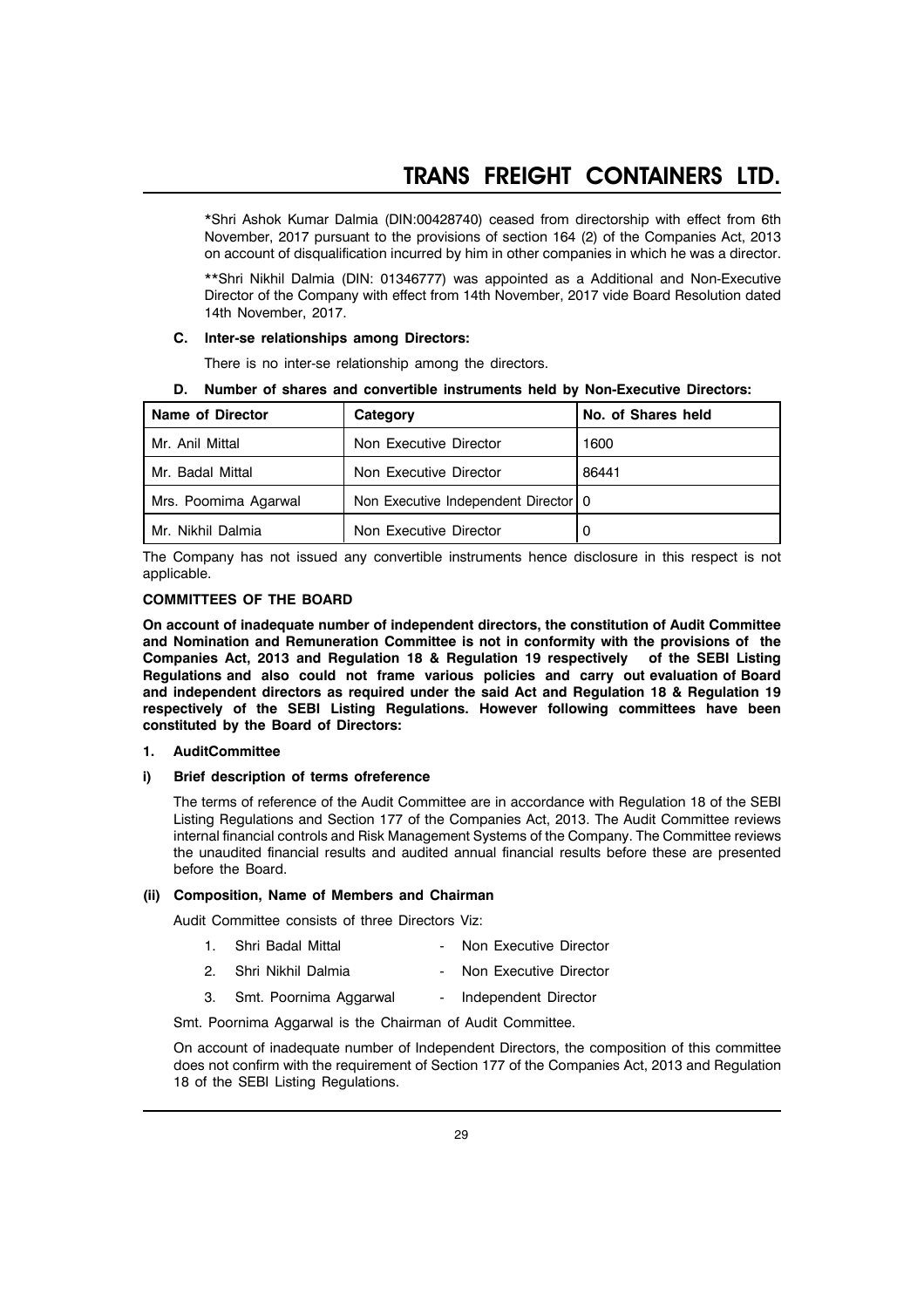*Shri Ashok Kumar Dalmia (DIN:00428740) ceased from directorship with effect from 6th November, 2017 pursuant to the provisions of section 164 (2) of the Companies Act, 2013 on account of disqualification incurred by him in other companies in which he was a director.

**Shri Nikhil Dalmia (DIN: 01346777) was appointed as a Additional and Non-Executive Director of the Company with effect from 14th November, 2017 vide Board Resolution dated 14th November, 2017.

**C. Inter-se relationships among Directors:**

There is no inter-se relationship among the directors.

**D. Number of shares and convertible instruments held by Non-Executive Directors:**

| Name of Director | Category | No. of Shares held |
|---|---|---|
| Mr. Anil Mittal | Non Executive Director | 1600 |
| Mr. Badal Mittal | Non Executive Director | 86441 |
| Mrs. Poomima Agarwal | Non Executive Independent Director | 0 |
| Mr. Nikhil Dalmia | Non Executive Director | 0 |

The Company has not issued any convertible instruments hence disclosure in this respect is not applicable.

**COMMITTEES OF THE BOARD**

**On account of inadequate number of independent directors, the constitution of Audit Committee and Nomination and Remuneration Committee is not in conformity with the provisions of the Companies Act, 2013 and Regulation 18 & Regulation 19 respectively of the SEBI Listing Regulations and also could not frame various policies and carry out evaluation of Board and independent directors as required under the said Act and Regulation 18 & Regulation 19 respectively of the SEBI Listing Regulations. However following committees have been constituted by the Board of Directors:**

**1. AuditCommittee**

**i) Brief description of terms ofreference**

The terms of reference of the Audit Committee are in accordance with Regulation 18 of the SEBI Listing Regulations and Section 177 of the Companies Act, 2013. The Audit Committee reviews internal financial controls and Risk Management Systems of the Company. The Committee reviews the unaudited financial results and audited annual financial results before these are presented before the Board.

**(ii) Composition, Name of Members and Chairman**

Audit Committee consists of three Directors Viz:

1. Shri Badal Mittal - Non Executive Director
2. Shri Nikhil Dalmia - Non Executive Director
3. Smt. Poornima Aggarwal - Independent Director

Smt. Poornima Aggarwal is the Chairman of Audit Committee.

On account of inadequate number of Independent Directors, the composition of this committee does not confirm with the requirement of Section 177 of the Companies Act, 2013 and Regulation 18 of the SEBI Listing Regulations.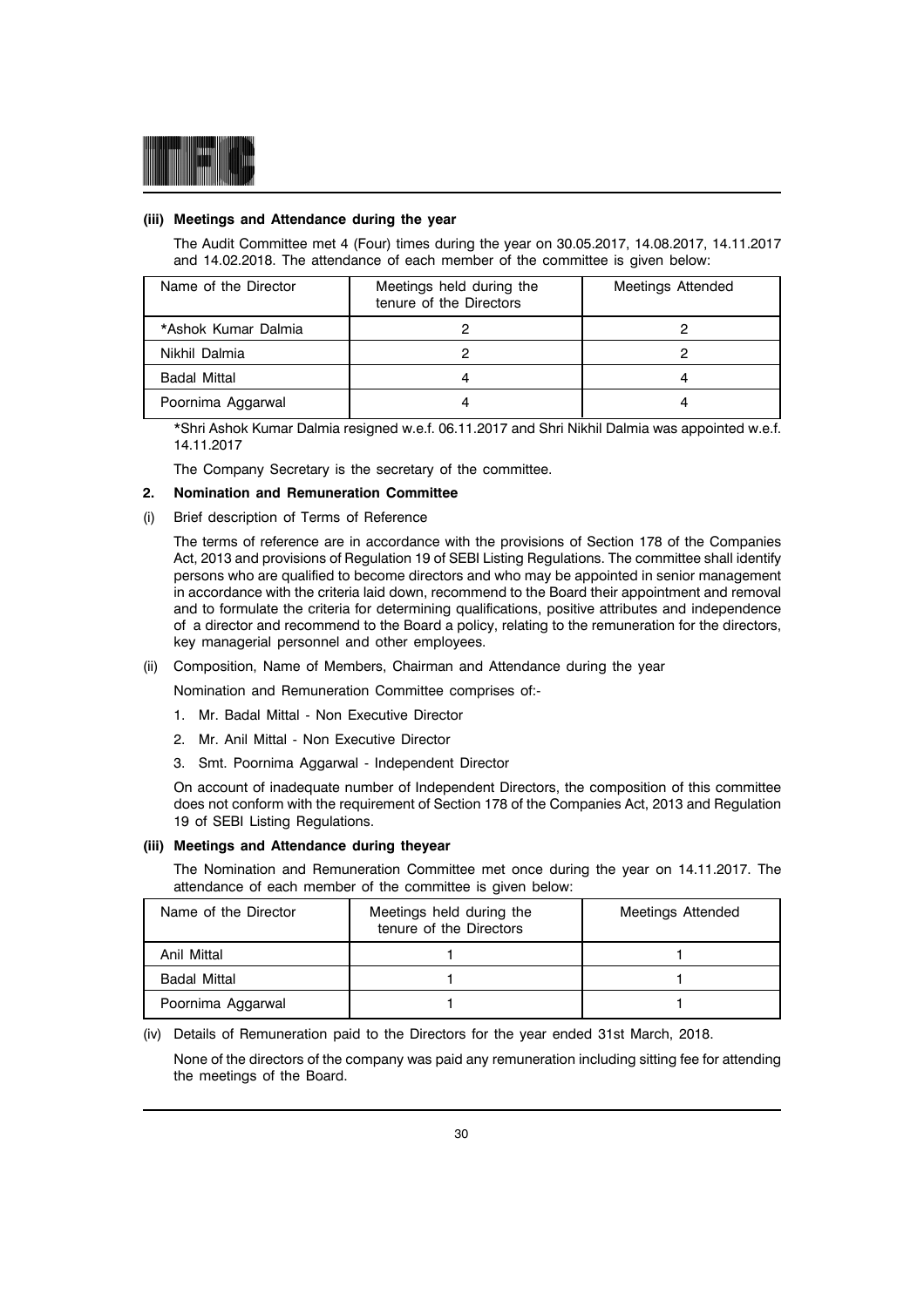### (iii) Meetings and Attendance during the year

The Audit Committee met 4 (Four) times during the year on 30.05.2017, 14.08.2017, 14.11.2017 and 14.02.2018. The attendance of each member of the committee is given below:

| Name of the Director | Meetings held during the tenure of the Directors | Meetings Attended |
|---|---|---|
| *Ashok Kumar Dalmia | 2 | 2 |
| Nikhil Dalmia | 2 | 2 |
| Badal Mittal | 4 | 4 |
| Poornima Aggarwal | 4 | 4 |

*Shri Ashok Kumar Dalmia resigned w.e.f. 06.11.2017 and Shri Nikhil Dalmia was appointed w.e.f. 14.11.2017

The Company Secretary is the secretary of the committee.

## 2. Nomination and Remuneration Committee

(i) Brief description of Terms of Reference

The terms of reference are in accordance with the provisions of Section 178 of the Companies Act, 2013 and provisions of Regulation 19 of SEBI Listing Regulations. The committee shall identify persons who are qualified to become directors and who may be appointed in senior management in accordance with the criteria laid down, recommend to the Board their appointment and removal and to formulate the criteria for determining qualifications, positive attributes and independence of a director and recommend to the Board a policy, relating to the remuneration for the directors, key managerial personnel and other employees.

(ii) Composition, Name of Members, Chairman and Attendance during the year

Nomination and Remuneration Committee comprises of:-

1. Mr. Badal Mittal - Non Executive Director
2. Mr. Anil Mittal - Non Executive Director
3. Smt. Poornima Aggarwal - Independent Director

On account of inadequate number of Independent Directors, the composition of this committee does not conform with the requirement of Section 178 of the Companies Act, 2013 and Regulation 19 of SEBI Listing Regulations.

### (iii) Meetings and Attendance during theyear

The Nomination and Remuneration Committee met once during the year on 14.11.2017. The attendance of each member of the committee is given below:

| Name of the Director | Meetings held during the tenure of the Directors | Meetings Attended |
|---|---|---|
| Anil Mittal | 1 | 1 |
| Badal Mittal | 1 | 1 |
| Poornima Aggarwal | 1 | 1 |

(iv) Details of Remuneration paid to the Directors for the year ended 31st March, 2018.

None of the directors of the company was paid any remuneration including sitting fee for attending the meetings of the Board.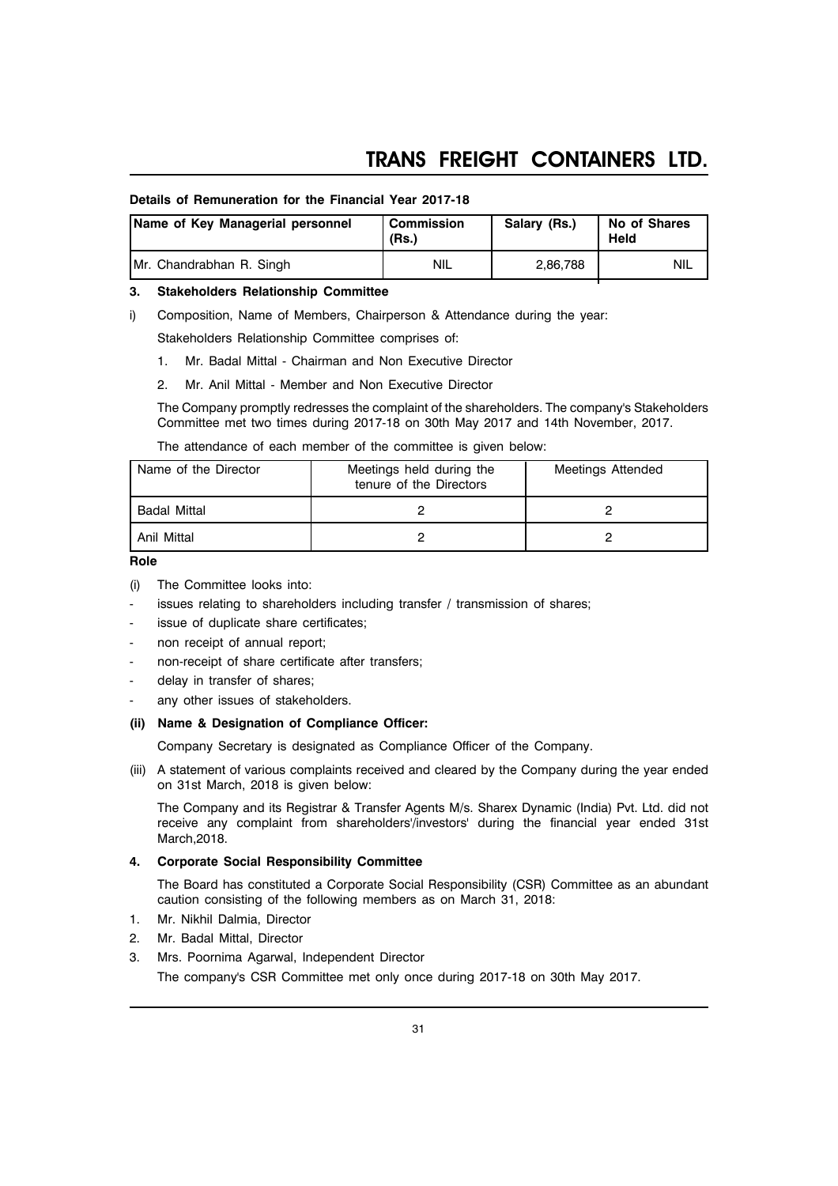**Details of Remuneration for the Financial Year 2017-18**

| Name of Key Managerial personnel | Commission (Rs.) | Salary (Rs.) | No of Shares Held |
|---|---|---|---|
| Mr. Chandrabhan R. Singh | NIL | 2,86,788 | NIL |

**3. Stakeholders Relationship Committee**

i) Composition, Name of Members, Chairperson & Attendance during the year:

Stakeholders Relationship Committee comprises of:

1. Mr. Badal Mittal - Chairman and Non Executive Director
2. Mr. Anil Mittal - Member and Non Executive Director

The Company promptly redresses the complaint of the shareholders. The company's Stakeholders Committee met two times during 2017-18 on 30th May 2017 and 14th November, 2017.

The attendance of each member of the committee is given below:

| Name of the Director | Meetings held during the tenure of the Directors | Meetings Attended |
|---|---|---|
| Badal Mittal | 2 | 2 |
| Anil Mittal | 2 | 2 |

**Role**

(i) The Committee looks into:

- issues relating to shareholders including transfer / transmission of shares;
- issue of duplicate share certificates;
- non receipt of annual report;
- non-receipt of share certificate after transfers;
- delay in transfer of shares;
- any other issues of stakeholders.

**(ii) Name & Designation of Compliance Officer:**

Company Secretary is designated as Compliance Officer of the Company.

(iii) A statement of various complaints received and cleared by the Company during the year ended on 31st March, 2018 is given below:

The Company and its Registrar & Transfer Agents M/s. Sharex Dynamic (India) Pvt. Ltd. did not receive any complaint from shareholders'/investors' during the financial year ended 31st March,2018.

**4. Corporate Social Responsibility Committee**

The Board has constituted a Corporate Social Responsibility (CSR) Committee as an abundant caution consisting of the following members as on March 31, 2018:

1. Mr. Nikhil Dalmia, Director
2. Mr. Badal Mittal, Director
3. Mrs. Poornima Agarwal, Independent Director

The company's CSR Committee met only once during 2017-18 on 30th May 2017.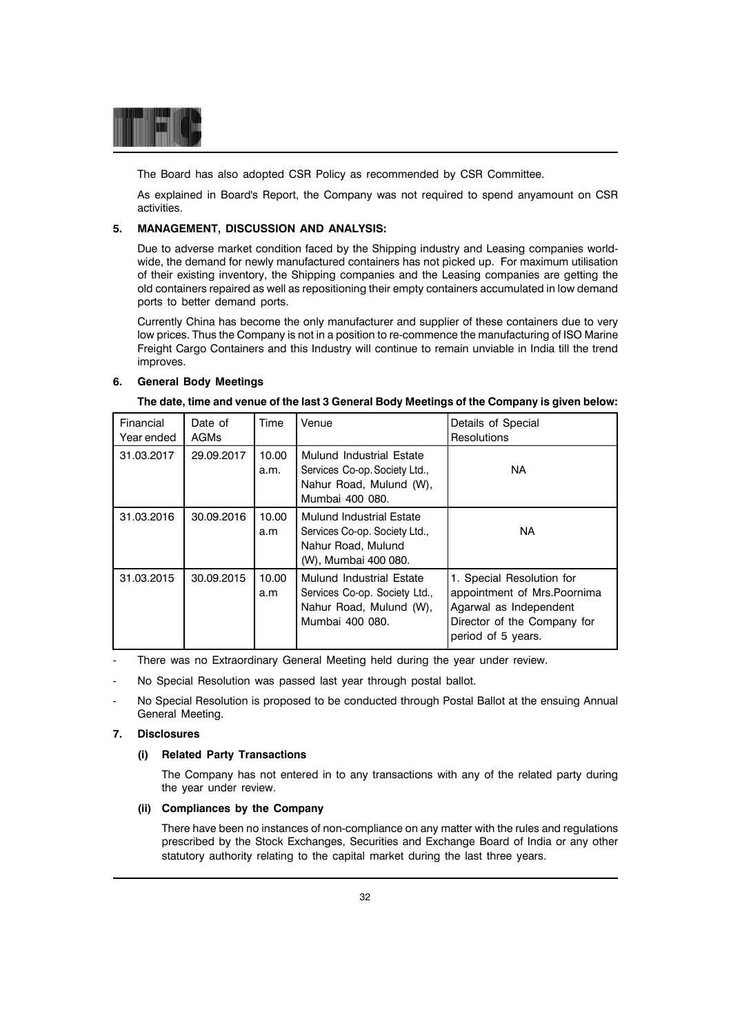The Board has also adopted CSR Policy as recommended by CSR Committee.

As explained in Board's Report, the Company was not required to spend anyamount on CSR activities.

## 5. MANAGEMENT, DISCUSSION AND ANALYSIS:

Due to adverse market condition faced by the Shipping industry and Leasing companies world-wide, the demand for newly manufactured containers has not picked up. For maximum utilisation of their existing inventory, the Shipping companies and the Leasing companies are getting the old containers repaired as well as repositioning their empty containers accumulated in low demand ports to better demand ports.

Currently China has become the only manufacturer and supplier of these containers due to very low prices. Thus the Company is not in a position to re-commence the manufacturing of ISO Marine Freight Cargo Containers and this Industry will continue to remain unviable in India till the trend improves.

## 6. General Body Meetings

**The date, time and venue of the last 3 General Body Meetings of the Company is given below:**

| Financial Year ended | Date of AGMs | Time | Venue | Details of Special Resolutions |
|---|---|---|---|---|
| 31.03.2017 | 29.09.2017 | 10.00 a.m. | Mulund Industrial Estate Services Co-op. Society Ltd., Nahur Road, Mulund (W), Mumbai 400 080. | NA |
| 31.03.2016 | 30.09.2016 | 10.00 a.m | Mulund Industrial Estate Services Co-op. Society Ltd., Nahur Road, Mulund (W), Mumbai 400 080. | NA |
| 31.03.2015 | 30.09.2015 | 10.00 a.m | Mulund Industrial Estate Services Co-op. Society Ltd., Nahur Road, Mulund (W), Mumbai 400 080. | 1. Special Resolution for appointment of Mrs.Poornima Agarwal as Independent Director of the Company for period of 5 years. |

- There was no Extraordinary General Meeting held during the year under review.
- No Special Resolution was passed last year through postal ballot.
- No Special Resolution is proposed to be conducted through Postal Ballot at the ensuing Annual General Meeting.

## 7. Disclosures

### (i) Related Party Transactions

The Company has not entered in to any transactions with any of the related party during the year under review.

### (ii) Compliances by the Company

There have been no instances of non-compliance on any matter with the rules and regulations prescribed by the Stock Exchanges, Securities and Exchange Board of India or any other statutory authority relating to the capital market during the last three years.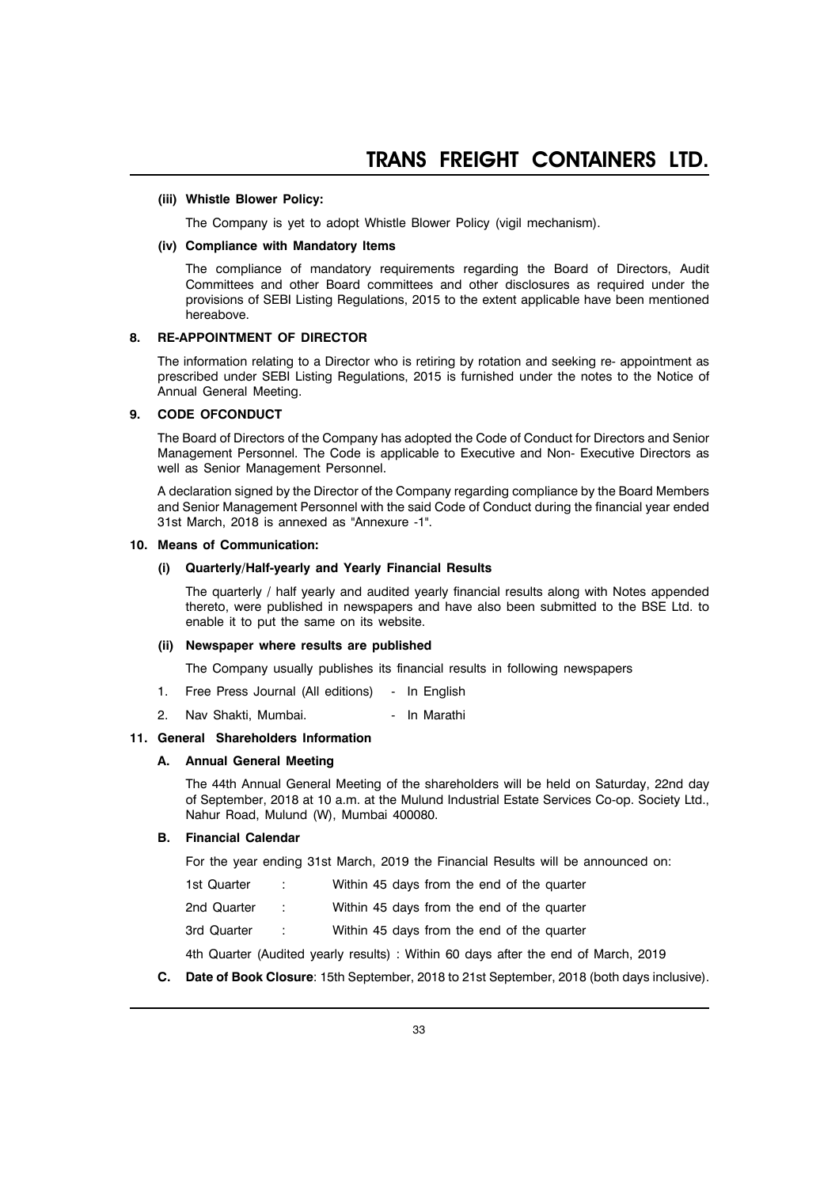#### (iii) Whistle Blower Policy:

The Company is yet to adopt Whistle Blower Policy (vigil mechanism).

#### (iv) Compliance with Mandatory Items

The compliance of mandatory requirements regarding the Board of Directors, Audit Committees and other Board committees and other disclosures as required under the provisions of SEBI Listing Regulations, 2015 to the extent applicable have been mentioned hereabove.

### 8. RE-APPOINTMENT OF DIRECTOR

The information relating to a Director who is retiring by rotation and seeking re- appointment as prescribed under SEBI Listing Regulations, 2015 is furnished under the notes to the Notice of Annual General Meeting.

### 9. CODE OFCONDUCT

The Board of Directors of the Company has adopted the Code of Conduct for Directors and Senior Management Personnel. The Code is applicable to Executive and Non- Executive Directors as well as Senior Management Personnel.

A declaration signed by the Director of the Company regarding compliance by the Board Members and Senior Management Personnel with the said Code of Conduct during the financial year ended 31st March, 2018 is annexed as "Annexure -1".

### 10. Means of Communication:

#### (i) Quarterly/Half-yearly and Yearly Financial Results

The quarterly / half yearly and audited yearly financial results along with Notes appended thereto, were published in newspapers and have also been submitted to the BSE Ltd. to enable it to put the same on its website.

#### (ii) Newspaper where results are published

The Company usually publishes its financial results in following newspapers

1. Free Press Journal (All editions) - In English
2. Nav Shakti, Mumbai. - In Marathi

### 11. General Shareholders Information

#### A. Annual General Meeting

The 44th Annual General Meeting of the shareholders will be held on Saturday, 22nd day of September, 2018 at 10 a.m. at the Mulund Industrial Estate Services Co-op. Society Ltd., Nahur Road, Mulund (W), Mumbai 400080.

#### B. Financial Calendar

For the year ending 31st March, 2019 the Financial Results will be announced on:

| | | |
|---|---|---|
| 1st Quarter | : | Within 45 days from the end of the quarter |
| 2nd Quarter | : | Within 45 days from the end of the quarter |
| 3rd Quarter | : | Within 45 days from the end of the quarter |

4th Quarter (Audited yearly results) : Within 60 days after the end of March, 2019

**C. Date of Book Closure**: 15th September, 2018 to 21st September, 2018 (both days inclusive).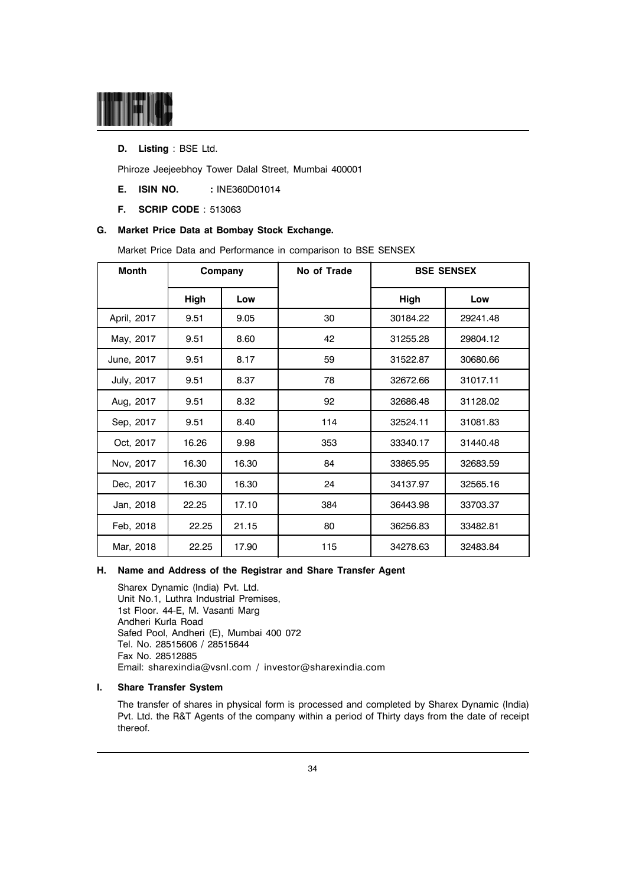**D. Listing** : BSE Ltd.

Phiroze Jeejeebhoy Tower Dalal Street, Mumbai 400001

**E. ISIN NO.** : INE360D01014

**F. SCRIP CODE** : 513063

## G. Market Price Data at Bombay Stock Exchange.

Market Price Data and Performance in comparison to BSE SENSEX

| Month | Company | | No of Trade | BSE SENSEX | |
|---|---|---|---|---|---|
| | High | Low | | High | Low |
| April, 2017 | 9.51 | 9.05 | 30 | 30184.22 | 29241.48 |
| May, 2017 | 9.51 | 8.60 | 42 | 31255.28 | 29804.12 |
| June, 2017 | 9.51 | 8.17 | 59 | 31522.87 | 30680.66 |
| July, 2017 | 9.51 | 8.37 | 78 | 32672.66 | 31017.11 |
| Aug, 2017 | 9.51 | 8.32 | 92 | 32686.48 | 31128.02 |
| Sep, 2017 | 9.51 | 8.40 | 114 | 32524.11 | 31081.83 |
| Oct, 2017 | 16.26 | 9.98 | 353 | 33340.17 | 31440.48 |
| Nov, 2017 | 16.30 | 16.30 | 84 | 33865.95 | 32683.59 |
| Dec, 2017 | 16.30 | 16.30 | 24 | 34137.97 | 32565.16 |
| Jan, 2018 | 22.25 | 17.10 | 384 | 36443.98 | 33703.37 |
| Feb, 2018 | 22.25 | 21.15 | 80 | 36256.83 | 33482.81 |
| Mar, 2018 | 22.25 | 17.90 | 115 | 34278.63 | 32483.84 |

## H. Name and Address of the Registrar and Share Transfer Agent

Sharex Dynamic (India) Pvt. Ltd.
Unit No.1, Luthra Industrial Premises,
1st Floor. 44-E, M. Vasanti Marg
Andheri Kurla Road
Safed Pool, Andheri (E), Mumbai 400 072
Tel. No. 28515606 / 28515644
Fax No. 28512885
Email: sharexindia@vsnl.com / investor@sharexindia.com

## I. Share Transfer System

The transfer of shares in physical form is processed and completed by Sharex Dynamic (India) Pvt. Ltd. the R&T Agents of the company within a period of Thirty days from the date of receipt thereof.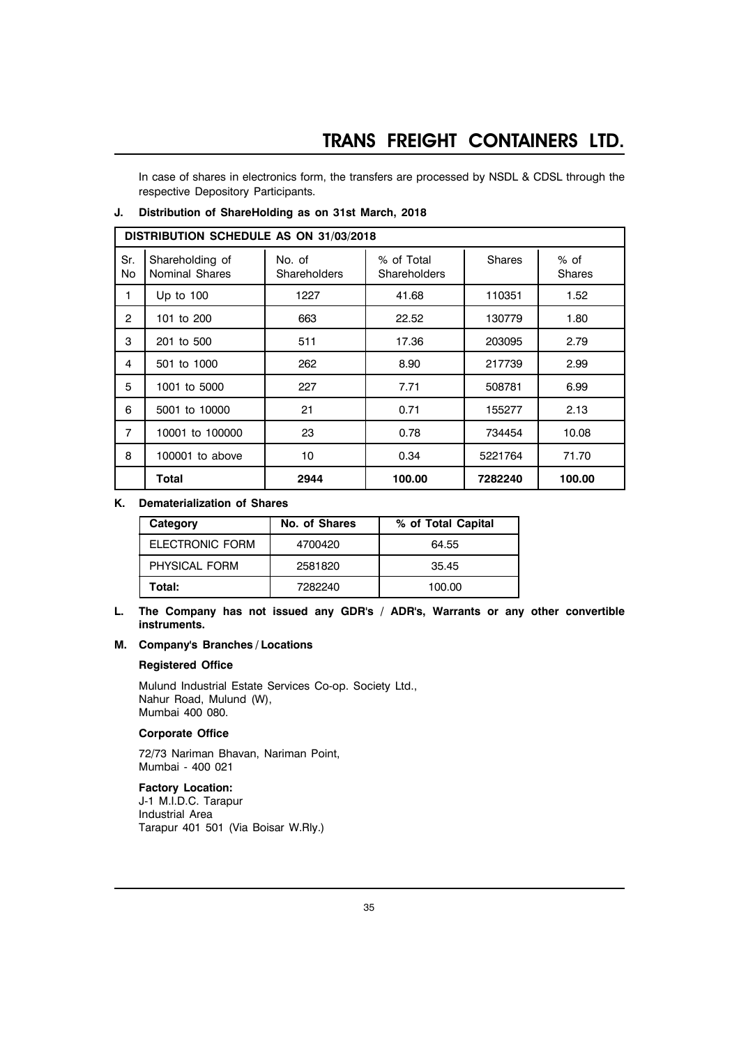In case of shares in electronics form, the transfers are processed by NSDL & CDSL through the respective Depository Participants.

**J. Distribution of ShareHolding as on 31st March, 2018**

| DISTRIBUTION SCHEDULE AS ON 31/03/2018 | | | | | |
|---|---|---|---|---|---|
| Sr. No | Shareholding of Nominal Shares | No. of Shareholders | % of Total Shareholders | Shares | % of Shares |
| 1 | Up to 100 | 1227 | 41.68 | 110351 | 1.52 |
| 2 | 101 to 200 | 663 | 22.52 | 130779 | 1.80 |
| 3 | 201 to 500 | 511 | 17.36 | 203095 | 2.79 |
| 4 | 501 to 1000 | 262 | 8.90 | 217739 | 2.99 |
| 5 | 1001 to 5000 | 227 | 7.71 | 508781 | 6.99 |
| 6 | 5001 to 10000 | 21 | 0.71 | 155277 | 2.13 |
| 7 | 10001 to 100000 | 23 | 0.78 | 734454 | 10.08 |
| 8 | 100001 to above | 10 | 0.34 | 5221764 | 71.70 |
| | **Total** | **2944** | **100.00** | **7282240** | **100.00** |

**K. Dematerialization of Shares**

| Category | No. of Shares | % of Total Capital |
|---|---|---|
| ELECTRONIC FORM | 4700420 | 64.55 |
| PHYSICAL FORM | 2581820 | 35.45 |
| **Total:** | 7282240 | 100.00 |

**L. The Company has not issued any GDR's / ADR's, Warrants or any other convertible instruments.**

**M. Company's Branches / Locations**

**Registered Office**

Mulund Industrial Estate Services Co-op. Society Ltd.,
Nahur Road, Mulund (W),
Mumbai 400 080.

**Corporate Office**

72/73 Nariman Bhavan, Nariman Point,
Mumbai - 400 021

**Factory Location:**
J-1 M.I.D.C. Tarapur
Industrial Area
Tarapur 401 501 (Via Boisar W.Rly.)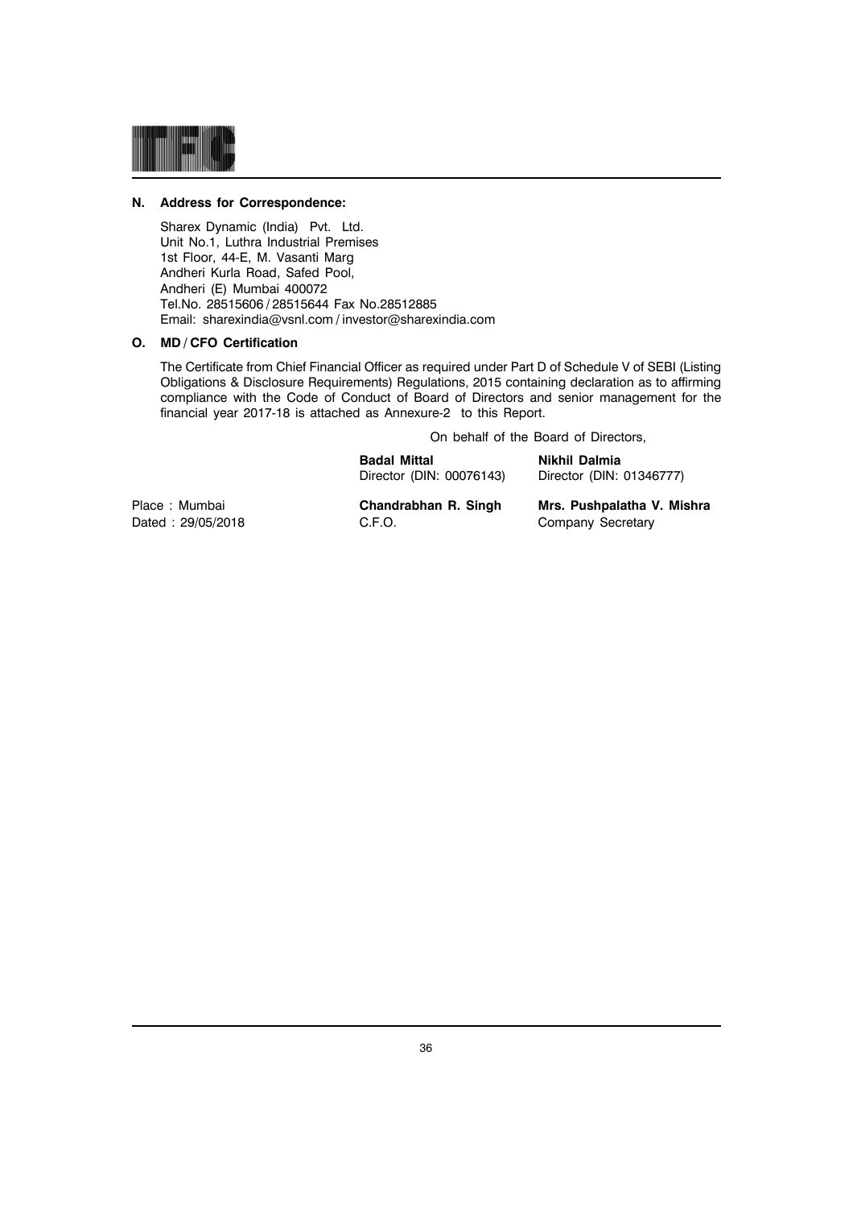**N. Address for Correspondence:**

Sharex Dynamic (India) Pvt. Ltd.
Unit No.1, Luthra Industrial Premises
1st Floor, 44-E, M. Vasanti Marg
Andheri Kurla Road, Safed Pool,
Andheri (E) Mumbai 400072
Tel.No. 28515606 / 28515644 Fax No.28512885
Email: sharexindia@vsnl.com / investor@sharexindia.com

**O. MD / CFO Certification**

The Certificate from Chief Financial Officer as required under Part D of Schedule V of SEBI (Listing Obligations & Disclosure Requirements) Regulations, 2015 containing declaration as to affirming compliance with the Code of Conduct of Board of Directors and senior management for the financial year 2017-18 is attached as Annexure-2 to this Report.

On behalf of the Board of Directors,

**Badal Mittal**
Director (DIN: 00076143)

**Nikhil Dalmia**
Director (DIN: 01346777)

Place : Mumbai
Dated : 29/05/2018

**Chandrabhan R. Singh**
C.F.O.

**Mrs. Pushpalatha V. Mishra**
Company Secretary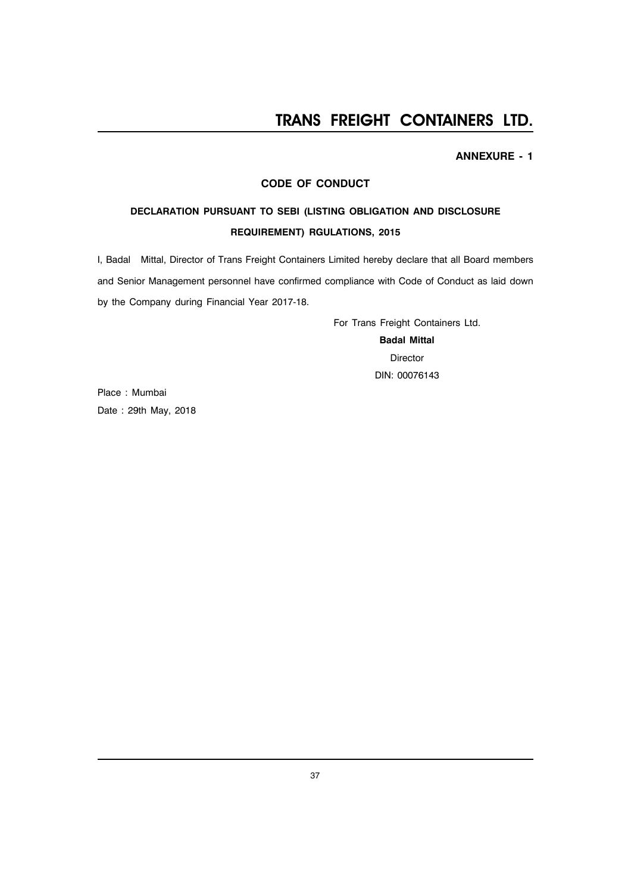**ANNEXURE - 1**

## CODE OF CONDUCT

### DECLARATION PURSUANT TO SEBI (LISTING OBLIGATION AND DISCLOSURE REQUIREMENT) RGULATIONS, 2015

I, Badal Mittal, Director of Trans Freight Containers Limited hereby declare that all Board members and Senior Management personnel have confirmed compliance with Code of Conduct as laid down by the Company during Financial Year 2017-18.

For Trans Freight Containers Ltd.

**Badal Mittal**

Director

DIN: 00076143

Place : Mumbai

Date : 29th May, 2018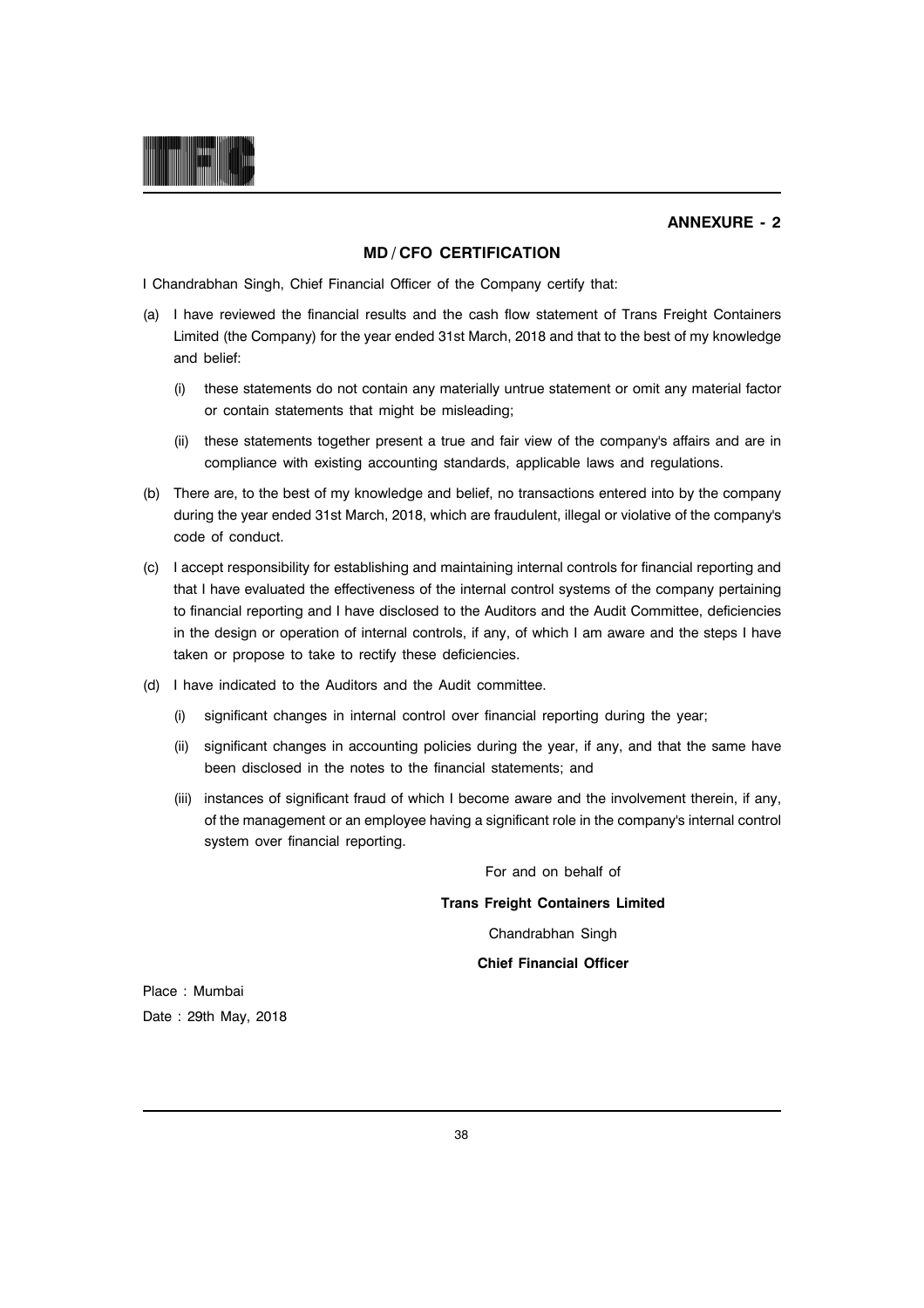## ANNEXURE - 2

## MD / CFO CERTIFICATION

I Chandrabhan Singh, Chief Financial Officer of the Company certify that:

(a) I have reviewed the financial results and the cash flow statement of Trans Freight Containers Limited (the Company) for the year ended 31st March, 2018 and that to the best of my knowledge and belief:

   (i) these statements do not contain any materially untrue statement or omit any material factor or contain statements that might be misleading;

   (ii) these statements together present a true and fair view of the company's affairs and are in compliance with existing accounting standards, applicable laws and regulations.

(b) There are, to the best of my knowledge and belief, no transactions entered into by the company during the year ended 31st March, 2018, which are fraudulent, illegal or violative of the company's code of conduct.

(c) I accept responsibility for establishing and maintaining internal controls for financial reporting and that I have evaluated the effectiveness of the internal control systems of the company pertaining to financial reporting and I have disclosed to the Auditors and the Audit Committee, deficiencies in the design or operation of internal controls, if any, of which I am aware and the steps I have taken or propose to take to rectify these deficiencies.

(d) I have indicated to the Auditors and the Audit committee.

   (i) significant changes in internal control over financial reporting during the year;

   (ii) significant changes in accounting policies during the year, if any, and that the same have been disclosed in the notes to the financial statements; and

   (iii) instances of significant fraud of which I become aware and the involvement therein, if any, of the management or an employee having a significant role in the company's internal control system over financial reporting.

For and on behalf of

**Trans Freight Containers Limited**

Chandrabhan Singh

**Chief Financial Officer**

Place : Mumbai

Date : 29th May, 2018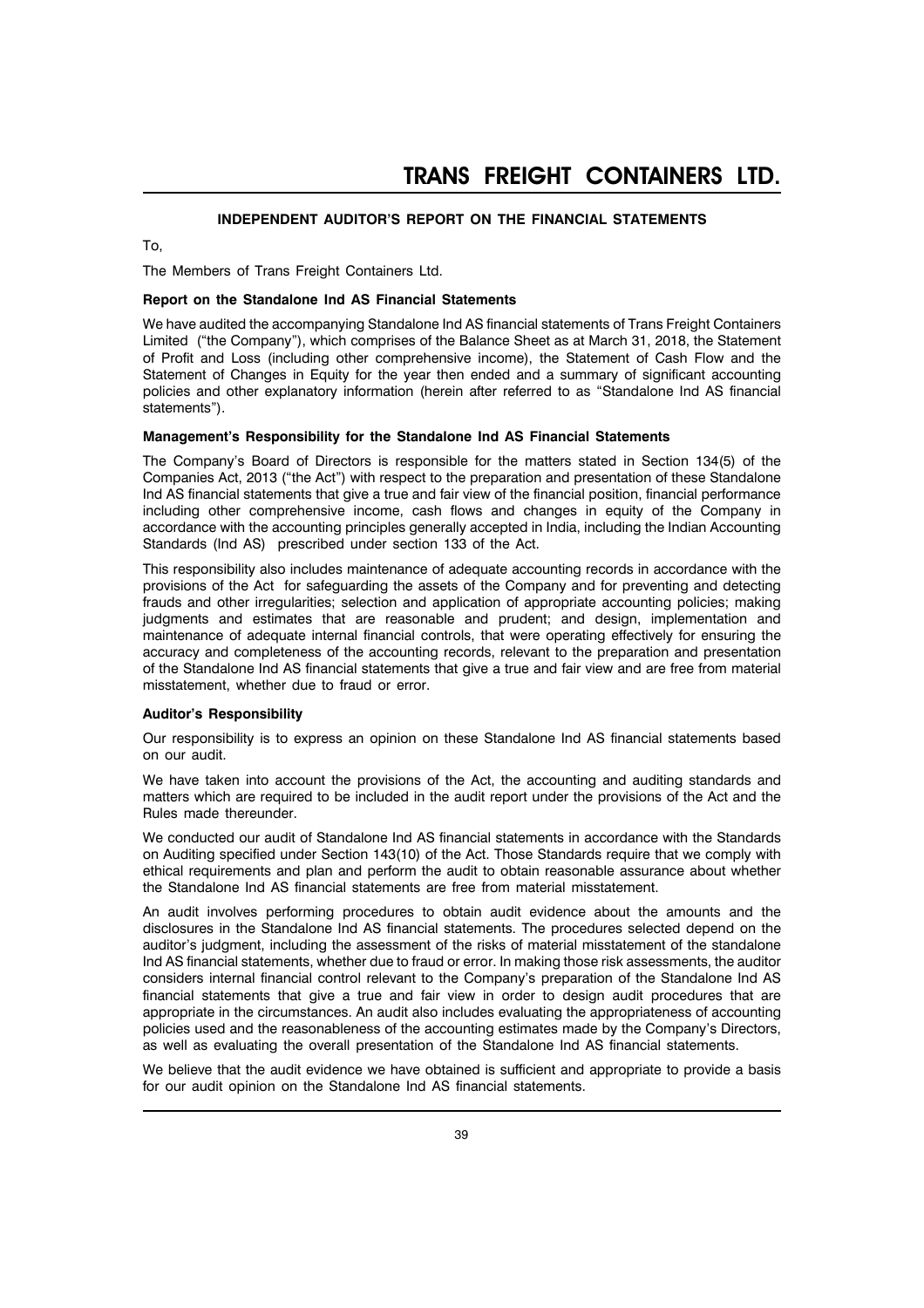## INDEPENDENT AUDITOR'S REPORT ON THE FINANCIAL STATEMENTS

To,

The Members of Trans Freight Containers Ltd.

**Report on the Standalone Ind AS Financial Statements**

We have audited the accompanying Standalone Ind AS financial statements of Trans Freight Containers Limited ("the Company"), which comprises of the Balance Sheet as at March 31, 2018, the Statement of Profit and Loss (including other comprehensive income), the Statement of Cash Flow and the Statement of Changes in Equity for the year then ended and a summary of significant accounting policies and other explanatory information (herein after referred to as "Standalone Ind AS financial statements").

**Management's Responsibility for the Standalone Ind AS Financial Statements**

The Company's Board of Directors is responsible for the matters stated in Section 134(5) of the Companies Act, 2013 ("the Act") with respect to the preparation and presentation of these Standalone Ind AS financial statements that give a true and fair view of the financial position, financial performance including other comprehensive income, cash flows and changes in equity of the Company in accordance with the accounting principles generally accepted in India, including the Indian Accounting Standards (Ind AS) prescribed under section 133 of the Act.

This responsibility also includes maintenance of adequate accounting records in accordance with the provisions of the Act for safeguarding the assets of the Company and for preventing and detecting frauds and other irregularities; selection and application of appropriate accounting policies; making judgments and estimates that are reasonable and prudent; and design, implementation and maintenance of adequate internal financial controls, that were operating effectively for ensuring the accuracy and completeness of the accounting records, relevant to the preparation and presentation of the Standalone Ind AS financial statements that give a true and fair view and are free from material misstatement, whether due to fraud or error.

**Auditor's Responsibility**

Our responsibility is to express an opinion on these Standalone Ind AS financial statements based on our audit.

We have taken into account the provisions of the Act, the accounting and auditing standards and matters which are required to be included in the audit report under the provisions of the Act and the Rules made thereunder.

We conducted our audit of Standalone Ind AS financial statements in accordance with the Standards on Auditing specified under Section 143(10) of the Act. Those Standards require that we comply with ethical requirements and plan and perform the audit to obtain reasonable assurance about whether the Standalone Ind AS financial statements are free from material misstatement.

An audit involves performing procedures to obtain audit evidence about the amounts and the disclosures in the Standalone Ind AS financial statements. The procedures selected depend on the auditor's judgment, including the assessment of the risks of material misstatement of the standalone Ind AS financial statements, whether due to fraud or error. In making those risk assessments, the auditor considers internal financial control relevant to the Company's preparation of the Standalone Ind AS financial statements that give a true and fair view in order to design audit procedures that are appropriate in the circumstances. An audit also includes evaluating the appropriateness of accounting policies used and the reasonableness of the accounting estimates made by the Company's Directors, as well as evaluating the overall presentation of the Standalone Ind AS financial statements.

We believe that the audit evidence we have obtained is sufficient and appropriate to provide a basis for our audit opinion on the Standalone Ind AS financial statements.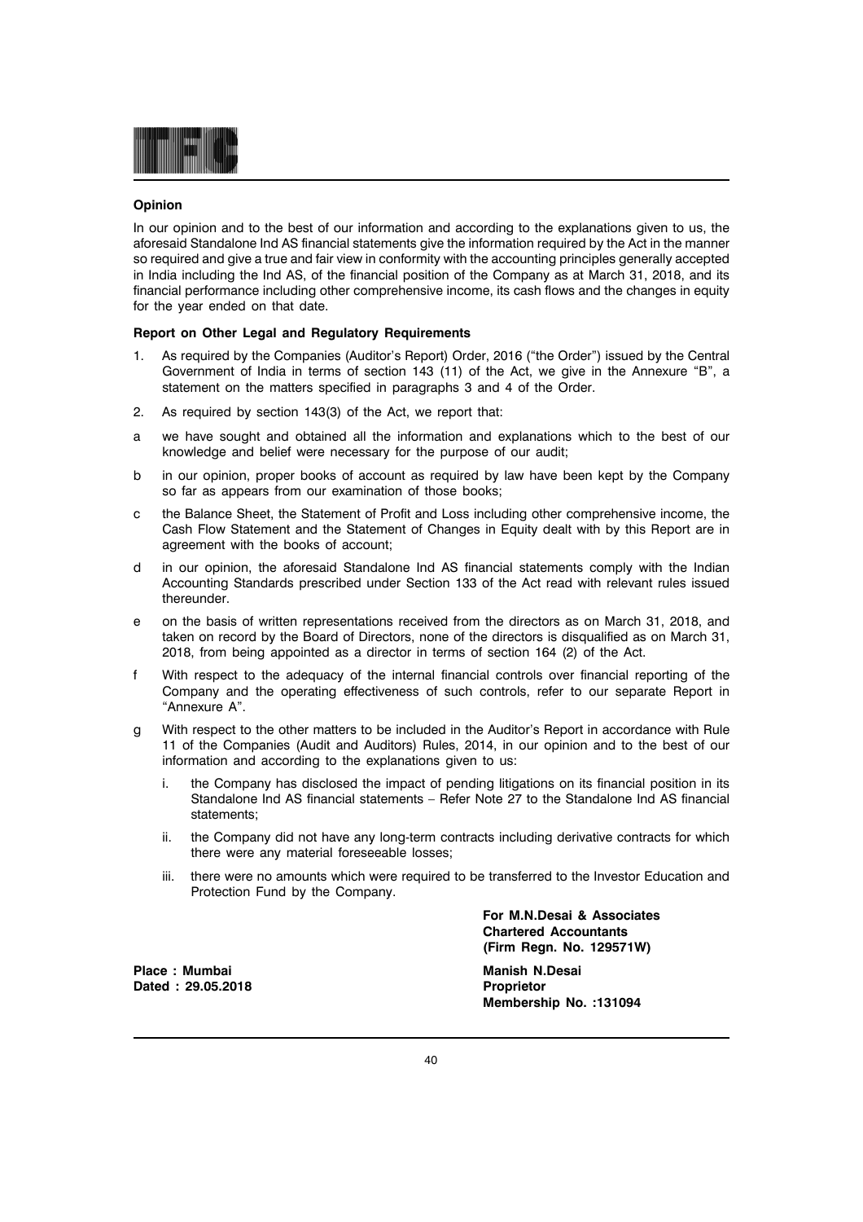**Opinion**

In our opinion and to the best of our information and according to the explanations given to us, the aforesaid Standalone Ind AS financial statements give the information required by the Act in the manner so required and give a true and fair view in conformity with the accounting principles generally accepted in India including the Ind AS, of the financial position of the Company as at March 31, 2018, and its financial performance including other comprehensive income, its cash flows and the changes in equity for the year ended on that date.

**Report on Other Legal and Regulatory Requirements**

1. As required by the Companies (Auditor's Report) Order, 2016 ("the Order") issued by the Central Government of India in terms of section 143 (11) of the Act, we give in the Annexure "B", a statement on the matters specified in paragraphs 3 and 4 of the Order.

2. As required by section 143(3) of the Act, we report that:

a we have sought and obtained all the information and explanations which to the best of our knowledge and belief were necessary for the purpose of our audit;

b in our opinion, proper books of account as required by law have been kept by the Company so far as appears from our examination of those books;

c the Balance Sheet, the Statement of Profit and Loss including other comprehensive income, the Cash Flow Statement and the Statement of Changes in Equity dealt with by this Report are in agreement with the books of account;

d in our opinion, the aforesaid Standalone Ind AS financial statements comply with the Indian Accounting Standards prescribed under Section 133 of the Act read with relevant rules issued thereunder.

e on the basis of written representations received from the directors as on March 31, 2018, and taken on record by the Board of Directors, none of the directors is disqualified as on March 31, 2018, from being appointed as a director in terms of section 164 (2) of the Act.

f With respect to the adequacy of the internal financial controls over financial reporting of the Company and the operating effectiveness of such controls, refer to our separate Report in "Annexure A".

g With respect to the other matters to be included in the Auditor's Report in accordance with Rule 11 of the Companies (Audit and Auditors) Rules, 2014, in our opinion and to the best of our information and according to the explanations given to us:

   i. the Company has disclosed the impact of pending litigations on its financial position in its Standalone Ind AS financial statements – Refer Note 27 to the Standalone Ind AS financial statements;

   ii. the Company did not have any long-term contracts including derivative contracts for which there were any material foreseeable losses;

   iii. there were no amounts which were required to be transferred to the Investor Education and Protection Fund by the Company.

**For M.N.Desai & Associates**
**Chartered Accountants**
**(Firm Regn. No. 129571W)**

**Place : Mumbai**
**Dated : 29.05.2018**

**Manish N.Desai**
**Proprietor**
**Membership No. :131094**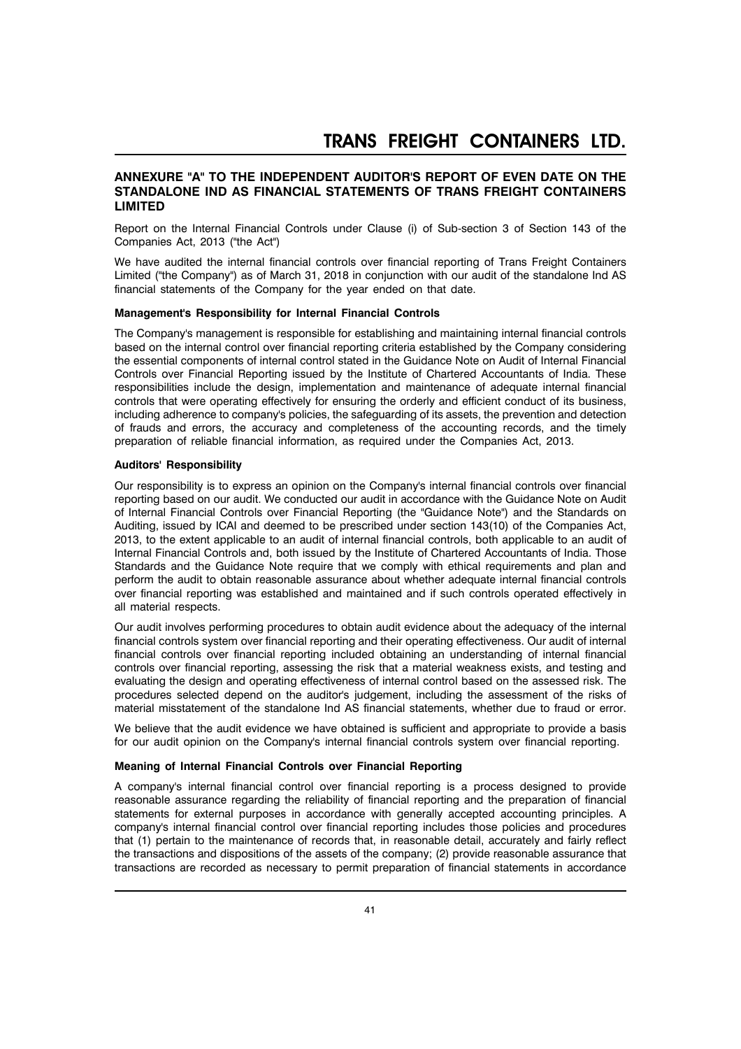## ANNEXURE "A" TO THE INDEPENDENT AUDITOR'S REPORT OF EVEN DATE ON THE STANDALONE IND AS FINANCIAL STATEMENTS OF TRANS FREIGHT CONTAINERS LIMITED

Report on the Internal Financial Controls under Clause (i) of Sub-section 3 of Section 143 of the Companies Act, 2013 ("the Act")

We have audited the internal financial controls over financial reporting of Trans Freight Containers Limited ("the Company") as of March 31, 2018 in conjunction with our audit of the standalone Ind AS financial statements of the Company for the year ended on that date.

### Management's Responsibility for Internal Financial Controls

The Company's management is responsible for establishing and maintaining internal financial controls based on the internal control over financial reporting criteria established by the Company considering the essential components of internal control stated in the Guidance Note on Audit of Internal Financial Controls over Financial Reporting issued by the Institute of Chartered Accountants of India. These responsibilities include the design, implementation and maintenance of adequate internal financial controls that were operating effectively for ensuring the orderly and efficient conduct of its business, including adherence to company's policies, the safeguarding of its assets, the prevention and detection of frauds and errors, the accuracy and completeness of the accounting records, and the timely preparation of reliable financial information, as required under the Companies Act, 2013.

### Auditors' Responsibility

Our responsibility is to express an opinion on the Company's internal financial controls over financial reporting based on our audit. We conducted our audit in accordance with the Guidance Note on Audit of Internal Financial Controls over Financial Reporting (the "Guidance Note") and the Standards on Auditing, issued by ICAI and deemed to be prescribed under section 143(10) of the Companies Act, 2013, to the extent applicable to an audit of internal financial controls, both applicable to an audit of Internal Financial Controls and, both issued by the Institute of Chartered Accountants of India. Those Standards and the Guidance Note require that we comply with ethical requirements and plan and perform the audit to obtain reasonable assurance about whether adequate internal financial controls over financial reporting was established and maintained and if such controls operated effectively in all material respects.

Our audit involves performing procedures to obtain audit evidence about the adequacy of the internal financial controls system over financial reporting and their operating effectiveness. Our audit of internal financial controls over financial reporting included obtaining an understanding of internal financial controls over financial reporting, assessing the risk that a material weakness exists, and testing and evaluating the design and operating effectiveness of internal control based on the assessed risk. The procedures selected depend on the auditor's judgement, including the assessment of the risks of material misstatement of the standalone Ind AS financial statements, whether due to fraud or error.

We believe that the audit evidence we have obtained is sufficient and appropriate to provide a basis for our audit opinion on the Company's internal financial controls system over financial reporting.

### Meaning of Internal Financial Controls over Financial Reporting

A company's internal financial control over financial reporting is a process designed to provide reasonable assurance regarding the reliability of financial reporting and the preparation of financial statements for external purposes in accordance with generally accepted accounting principles. A company's internal financial control over financial reporting includes those policies and procedures that (1) pertain to the maintenance of records that, in reasonable detail, accurately and fairly reflect the transactions and dispositions of the assets of the company; (2) provide reasonable assurance that transactions are recorded as necessary to permit preparation of financial statements in accordance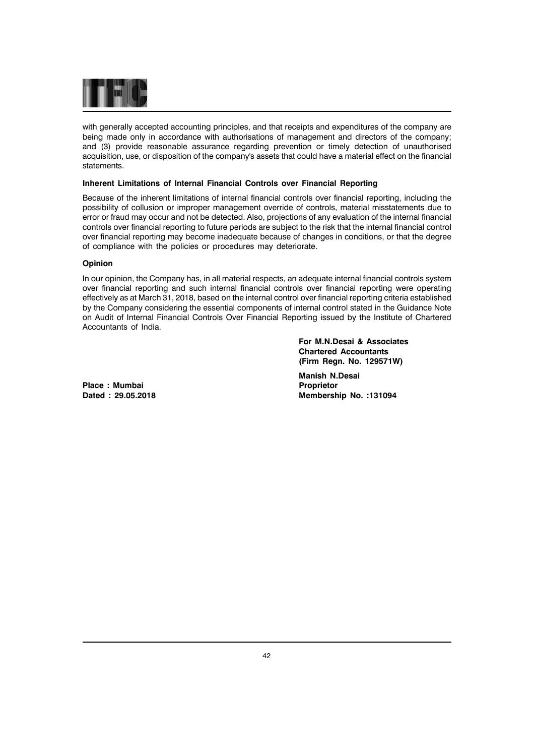with generally accepted accounting principles, and that receipts and expenditures of the company are being made only in accordance with authorisations of management and directors of the company; and (3) provide reasonable assurance regarding prevention or timely detection of unauthorised acquisition, use, or disposition of the company's assets that could have a material effect on the financial statements.

**Inherent Limitations of Internal Financial Controls over Financial Reporting**

Because of the inherent limitations of internal financial controls over financial reporting, including the possibility of collusion or improper management override of controls, material misstatements due to error or fraud may occur and not be detected. Also, projections of any evaluation of the internal financial controls over financial reporting to future periods are subject to the risk that the internal financial control over financial reporting may become inadequate because of changes in conditions, or that the degree of compliance with the policies or procedures may deteriorate.

**Opinion**

In our opinion, the Company has, in all material respects, an adequate internal financial controls system over financial reporting and such internal financial controls over financial reporting were operating effectively as at March 31, 2018, based on the internal control over financial reporting criteria established by the Company considering the essential components of internal control stated in the Guidance Note on Audit of Internal Financial Controls Over Financial Reporting issued by the Institute of Chartered Accountants of India.

**For M.N.Desai & Associates**
**Chartered Accountants**
**(Firm Regn. No. 129571W)**

**Manish N.Desai**
**Proprietor**
**Membership No. :131094**

**Place : Mumbai**
**Dated : 29.05.2018**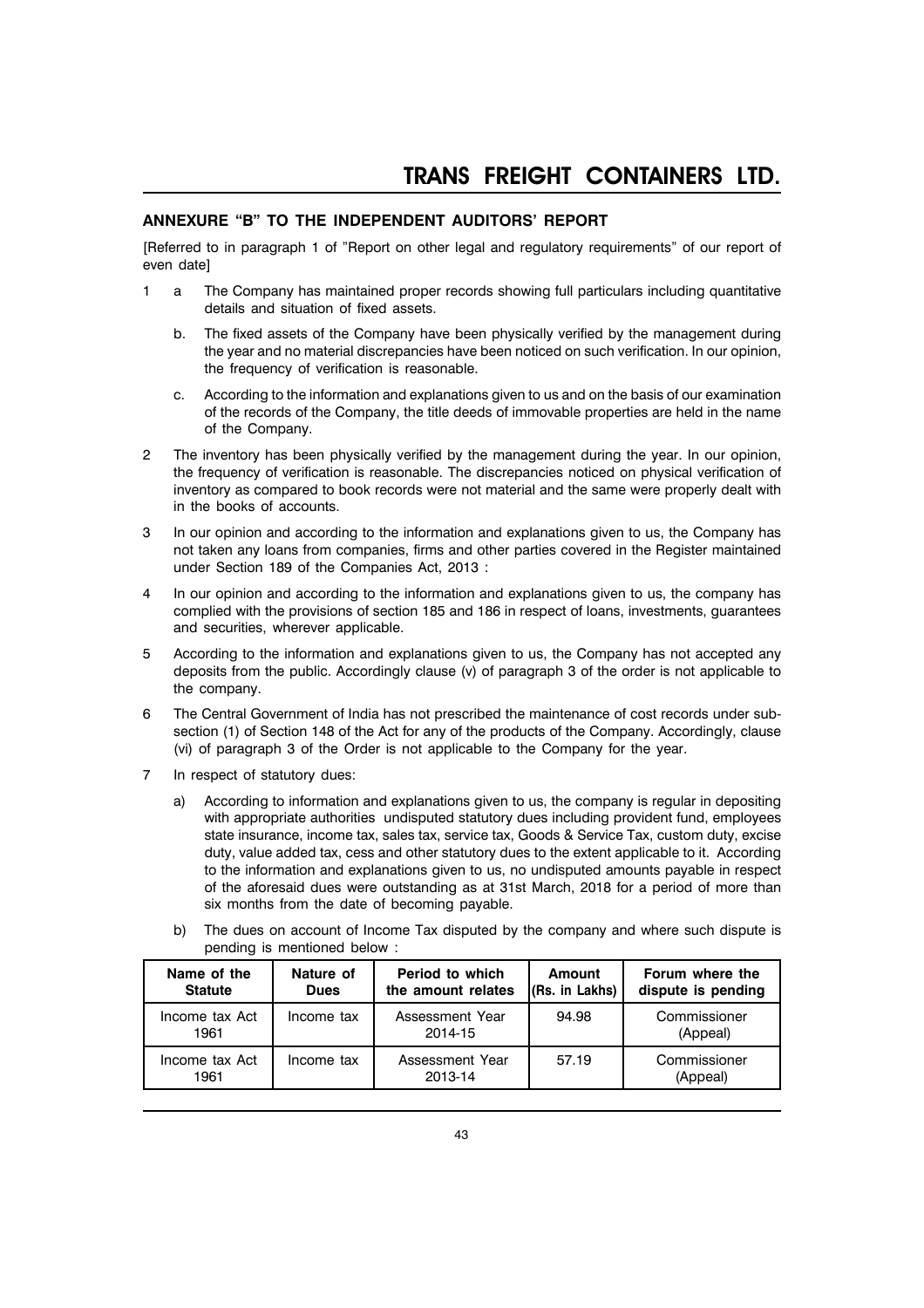## ANNEXURE "B" TO THE INDEPENDENT AUDITORS' REPORT

[Referred to in paragraph 1 of "Report on other legal and regulatory requirements" of our report of even date]

1 a The Company has maintained proper records showing full particulars including quantitative details and situation of fixed assets.

   b. The fixed assets of the Company have been physically verified by the management during the year and no material discrepancies have been noticed on such verification. In our opinion, the frequency of verification is reasonable.

   c. According to the information and explanations given to us and on the basis of our examination of the records of the Company, the title deeds of immovable properties are held in the name of the Company.

2 The inventory has been physically verified by the management during the year. In our opinion, the frequency of verification is reasonable. The discrepancies noticed on physical verification of inventory as compared to book records were not material and the same were properly dealt with in the books of accounts.

3 In our opinion and according to the information and explanations given to us, the Company has not taken any loans from companies, firms and other parties covered in the Register maintained under Section 189 of the Companies Act, 2013 :

4 In our opinion and according to the information and explanations given to us, the company has complied with the provisions of section 185 and 186 in respect of loans, investments, guarantees and securities, wherever applicable.

5 According to the information and explanations given to us, the Company has not accepted any deposits from the public. Accordingly clause (v) of paragraph 3 of the order is not applicable to the company.

6 The Central Government of India has not prescribed the maintenance of cost records under sub-section (1) of Section 148 of the Act for any of the products of the Company. Accordingly, clause (vi) of paragraph 3 of the Order is not applicable to the Company for the year.

7 In respect of statutory dues:

   a) According to information and explanations given to us, the company is regular in depositing with appropriate authorities undisputed statutory dues including provident fund, employees state insurance, income tax, sales tax, service tax, Goods & Service Tax, custom duty, excise duty, value added tax, cess and other statutory dues to the extent applicable to it. According to the information and explanations given to us, no undisputed amounts payable in respect of the aforesaid dues were outstanding as at 31st March, 2018 for a period of more than six months from the date of becoming payable.

   b) The dues on account of Income Tax disputed by the company and where such dispute is pending is mentioned below :

| Name of the Statute | Nature of Dues | Period to which the amount relates | Amount (Rs. in Lakhs) | Forum where the dispute is pending |
|---|---|---|---|---|
| Income tax Act 1961 | Income tax | Assessment Year 2014-15 | 94.98 | Commissioner (Appeal) |
| Income tax Act 1961 | Income tax | Assessment Year 2013-14 | 57.19 | Commissioner (Appeal) |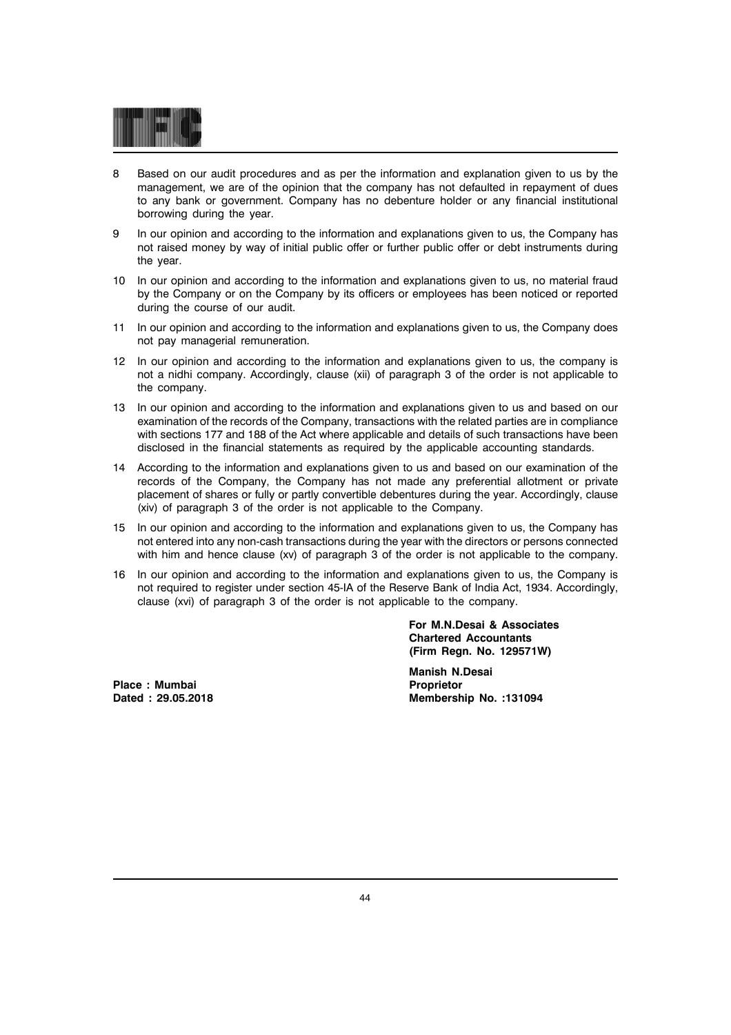8 Based on our audit procedures and as per the information and explanation given to us by the management, we are of the opinion that the company has not defaulted in repayment of dues to any bank or government. Company has no debenture holder or any financial institutional borrowing during the year.

9 In our opinion and according to the information and explanations given to us, the Company has not raised money by way of initial public offer or further public offer or debt instruments during the year.

10 In our opinion and according to the information and explanations given to us, no material fraud by the Company or on the Company by its officers or employees has been noticed or reported during the course of our audit.

11 In our opinion and according to the information and explanations given to us, the Company does not pay managerial remuneration.

12 In our opinion and according to the information and explanations given to us, the company is not a nidhi company. Accordingly, clause (xii) of paragraph 3 of the order is not applicable to the company.

13 In our opinion and according to the information and explanations given to us and based on our examination of the records of the Company, transactions with the related parties are in compliance with sections 177 and 188 of the Act where applicable and details of such transactions have been disclosed in the financial statements as required by the applicable accounting standards.

14 According to the information and explanations given to us and based on our examination of the records of the Company, the Company has not made any preferential allotment or private placement of shares or fully or partly convertible debentures during the year. Accordingly, clause (xiv) of paragraph 3 of the order is not applicable to the Company.

15 In our opinion and according to the information and explanations given to us, the Company has not entered into any non-cash transactions during the year with the directors or persons connected with him and hence clause (xv) of paragraph 3 of the order is not applicable to the company.

16 In our opinion and according to the information and explanations given to us, the Company is not required to register under section 45-IA of the Reserve Bank of India Act, 1934. Accordingly, clause (xvi) of paragraph 3 of the order is not applicable to the company.

**For M.N.Desai & Associates**
**Chartered Accountants**
**(Firm Regn. No. 129571W)**

**Manish N.Desai**
**Proprietor**
**Membership No. :131094**

**Place : Mumbai**
**Dated : 29.05.2018**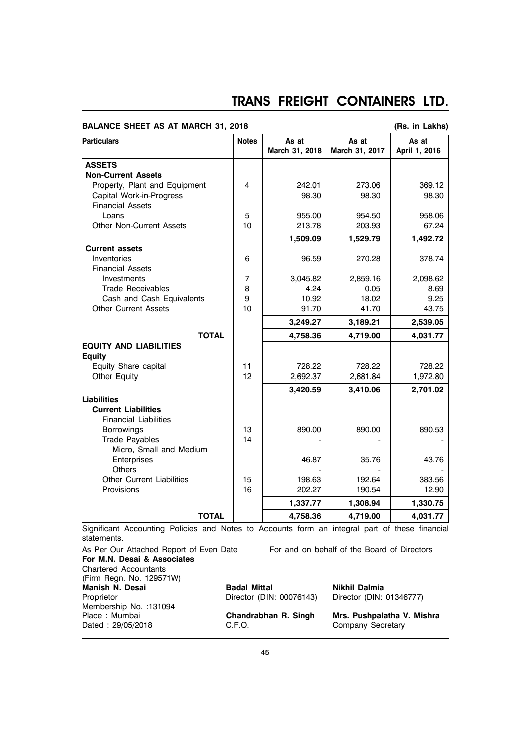# TRANS FREIGHT CONTAINERS LTD.

## BALANCE SHEET AS AT MARCH 31, 2018

(Rs. in Lakhs)

| Particulars | Notes | As at March 31, 2018 | As at March 31, 2017 | As at April 1, 2016 |
|---|---|---|---|---|
| **ASSETS** | | | | |
| **Non-Current Assets** | | | | |
| Property, Plant and Equipment | 4 | 242.01 | 273.06 | 369.12 |
| Capital Work-in-Progress | | 98.30 | 98.30 | 98.30 |
| Financial Assets | | | | |
| Loans | 5 | 955.00 | 954.50 | 958.06 |
| Other Non-Current Assets | 10 | 213.78 | 203.93 | 67.24 |
| | | **1,509.09** | **1,529.79** | **1,492.72** |
| **Current assets** | | | | |
| Inventories | 6 | 96.59 | 270.28 | 378.74 |
| Financial Assets | | | | |
| Investments | 7 | 3,045.82 | 2,859.16 | 2,098.62 |
| Trade Receivables | 8 | 4.24 | 0.05 | 8.69 |
| Cash and Cash Equivalents | 9 | 10.92 | 18.02 | 9.25 |
| Other Current Assets | 10 | 91.70 | 41.70 | 43.75 |
| | | **3,249.27** | **3,189.21** | **2,539.05** |
| **TOTAL** | | **4,758.36** | **4,719.00** | **4,031.77** |
| **EQUITY AND LIABILITIES** | | | | |
| **Equity** | | | | |
| Equity Share capital | 11 | 728.22 | 728.22 | 728.22 |
| Other Equity | 12 | 2,692.37 | 2,681.84 | 1,972.80 |
| | | **3,420.59** | **3,410.06** | **2,701.02** |
| **Liabilities** | | | | |
| **Current Liabilities** | | | | |
| Financial Liabilities | | | | |
| Borrowings | 13 | 890.00 | 890.00 | 890.53 |
| Trade Payables | 14 | - | - | - |
| Micro, Small and Medium Enterprises | | 46.87 | 35.76 | 43.76 |
| Others | | - | - | - |
| Other Current Liabilities | 15 | 198.63 | 192.64 | 383.56 |
| Provisions | 16 | 202.27 | 190.54 | 12.90 |
| | | **1,337.77** | **1,308.94** | **1,330.75** |
| **TOTAL** | | **4,758.36** | **4,719.00** | **4,031.77** |

Significant Accounting Policies and Notes to Accounts form an integral part of these financial statements.

As Per Our Attached Report of Even Date
**For M.N. Desai & Associates**
Chartered Accountants
(Firm Regn. No. 129571W)
**Manish N. Desai**
Proprietor
Membership No. :131094
Place : Mumbai
Dated : 29/05/2018

For and on behalf of the Board of Directors

**Badal Mittal**
Director (DIN: 00076143)

**Nikhil Dalmia**
Director (DIN: 01346777)

**Chandrabhan R. Singh**
C.F.O.

**Mrs. Pushpalatha V. Mishra**
Company Secretary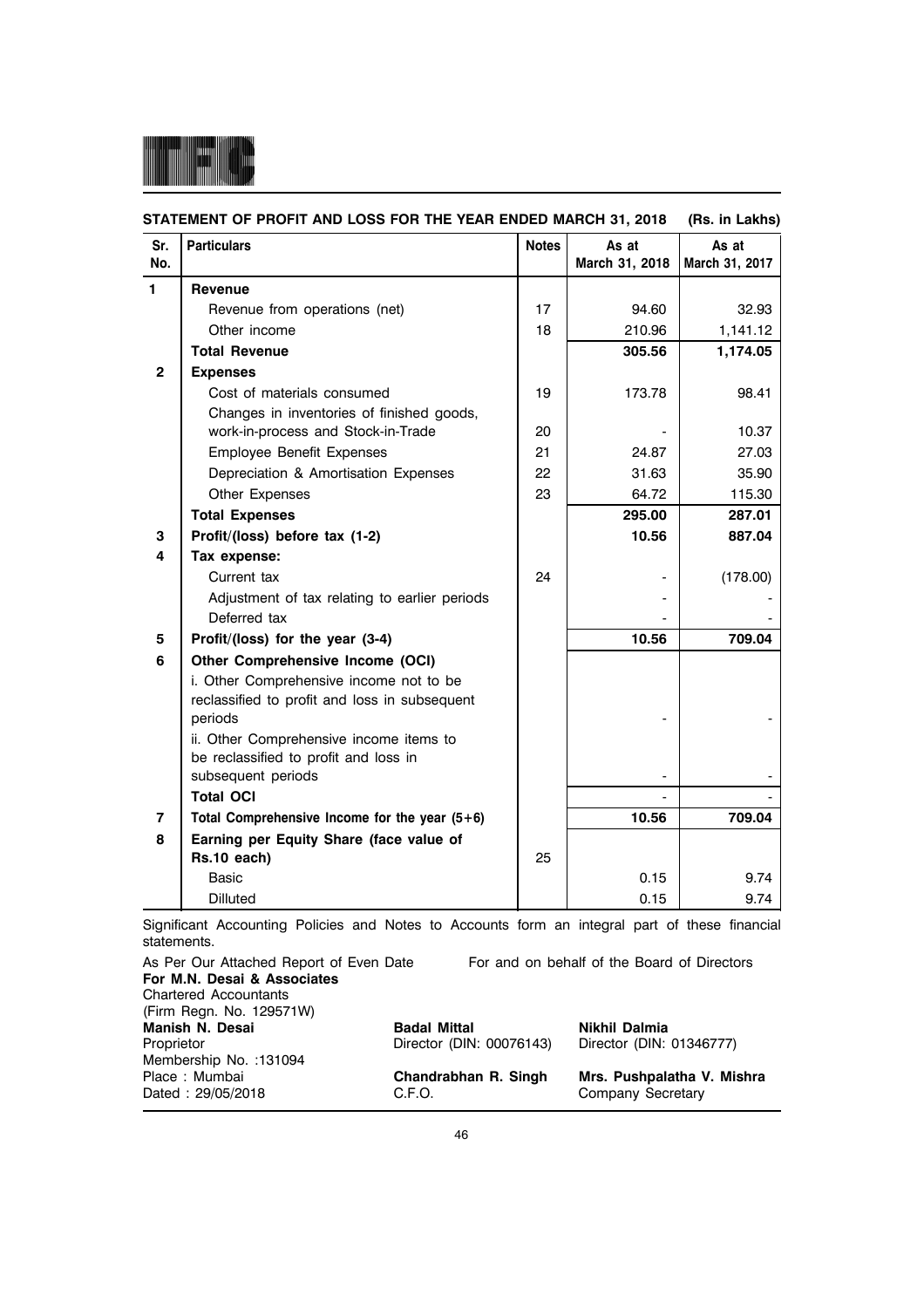## STATEMENT OF PROFIT AND LOSS FOR THE YEAR ENDED MARCH 31, 2018 (Rs. in Lakhs)

| Sr. No. | Particulars | Notes | As at March 31, 2018 | As at March 31, 2017 |
|---|---|---|---|---|
| 1 | **Revenue** | | | |
| | Revenue from operations (net) | 17 | 94.60 | 32.93 |
| | Other income | 18 | 210.96 | 1,141.12 |
| | **Total Revenue** | | **305.56** | **1,174.05** |
| 2 | **Expenses** | | | |
| | Cost of materials consumed | 19 | 173.78 | 98.41 |
| | Changes in inventories of finished goods, work-in-process and Stock-in-Trade | 20 | - | 10.37 |
| | Employee Benefit Expenses | 21 | 24.87 | 27.03 |
| | Depreciation & Amortisation Expenses | 22 | 31.63 | 35.90 |
| | Other Expenses | 23 | 64.72 | 115.30 |
| | **Total Expenses** | | **295.00** | **287.01** |
| 3 | **Profit/(loss) before tax (1-2)** | | **10.56** | **887.04** |
| 4 | **Tax expense:** | | | |
| | Current tax | 24 | - | (178.00) |
| | Adjustment of tax relating to earlier periods | | - | - |
| | Deferred tax | | - | - |
| 5 | **Profit/(loss) for the year (3-4)** | | **10.56** | **709.04** |
| 6 | **Other Comprehensive Income (OCI)** | | | |
| | i. Other Comprehensive income not to be reclassified to profit and loss in subsequent periods | | - | - |
| | ii. Other Comprehensive income items to be reclassified to profit and loss in subsequent periods | | - | - |
| | **Total OCI** | | - | - |
| 7 | **Total Comprehensive Income for the year (5+6)** | | **10.56** | **709.04** |
| 8 | **Earning per Equity Share (face value of Rs.10 each)** | 25 | | |
| | Basic | | 0.15 | 9.74 |
| | Dilluted | | 0.15 | 9.74 |

Significant Accounting Policies and Notes to Accounts form an integral part of these financial statements.

As Per Our Attached Report of Even Date
**For M.N. Desai & Associates**
Chartered Accountants
(Firm Regn. No. 129571W)
**Manish N. Desai**
Proprietor
Membership No. :131094
Place : Mumbai
Dated : 29/05/2018

For and on behalf of the Board of Directors

**Badal Mittal**
Director (DIN: 00076143)

**Nikhil Dalmia**
Director (DIN: 01346777)

**Chandrabhan R. Singh**
C.F.O.

**Mrs. Pushpalatha V. Mishra**
Company Secretary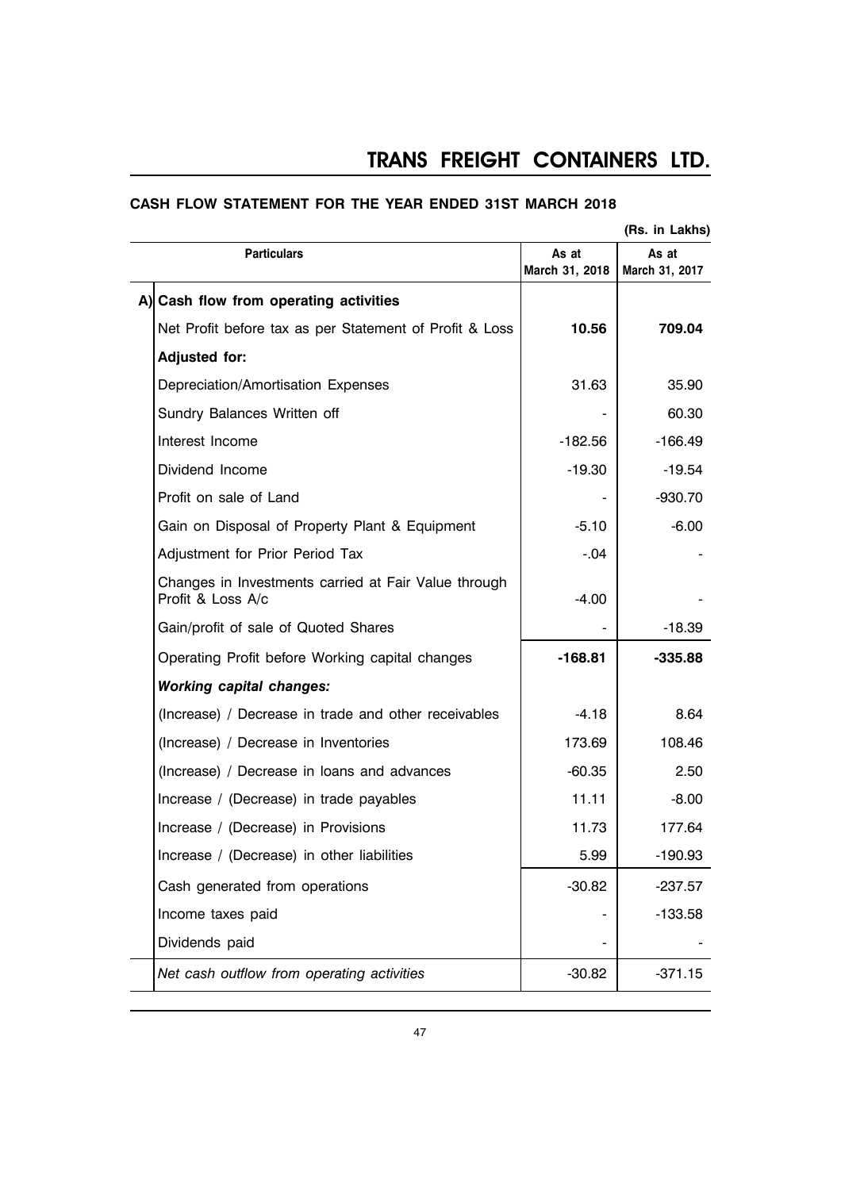## CASH FLOW STATEMENT FOR THE YEAR ENDED 31ST MARCH 2018

(Rs. in Lakhs)

| | Particulars | As at March 31, 2018 | As at March 31, 2017 |
|---|---|---|---|
| A) | **Cash flow from operating activities** | | |
| | Net Profit before tax as per Statement of Profit & Loss | **10.56** | **709.04** |
| | **Adjusted for:** | | |
| | Depreciation/Amortisation Expenses | 31.63 | 35.90 |
| | Sundry Balances Written off | - | 60.30 |
| | Interest Income | -182.56 | -166.49 |
| | Dividend Income | -19.30 | -19.54 |
| | Profit on sale of Land | - | -930.70 |
| | Gain on Disposal of Property Plant & Equipment | -5.10 | -6.00 |
| | Adjustment for Prior Period Tax | -.04 | - |
| | Changes in Investments carried at Fair Value through Profit & Loss A/c | -4.00 | - |
| | Gain/profit of sale of Quoted Shares | - | -18.39 |
| | Operating Profit before Working capital changes | **-168.81** | **-335.88** |
| | ***Working capital changes:*** | | |
| | (Increase) / Decrease in trade and other receivables | -4.18 | 8.64 |
| | (Increase) / Decrease in Inventories | 173.69 | 108.46 |
| | (Increase) / Decrease in loans and advances | -60.35 | 2.50 |
| | Increase / (Decrease) in trade payables | 11.11 | -8.00 |
| | Increase / (Decrease) in Provisions | 11.73 | 177.64 |
| | Increase / (Decrease) in other liabilities | 5.99 | -190.93 |
| | Cash generated from operations | -30.82 | -237.57 |
| | Income taxes paid | - | -133.58 |
| | Dividends paid | - | - |
| | *Net cash outflow from operating activities* | -30.82 | -371.15 |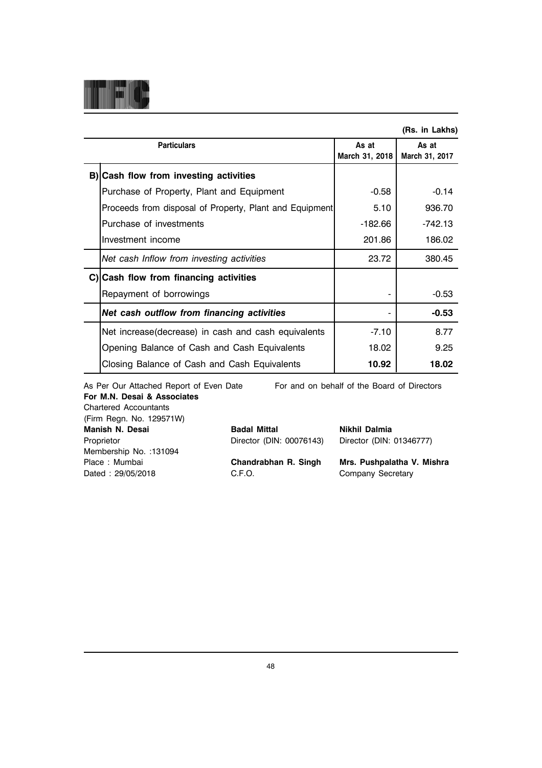(Rs. in Lakhs)

| | Particulars | As at March 31, 2018 | As at March 31, 2017 |
|---|---|---|---|
| **B)** | **Cash flow from investing activities** | | |
| | Purchase of Property, Plant and Equipment | -0.58 | -0.14 |
| | Proceeds from disposal of Property, Plant and Equipment | 5.10 | 936.70 |
| | Purchase of investments | -182.66 | -742.13 |
| | Investment income | 201.86 | 186.02 |
| | *Net cash Inflow from investing activities* | 23.72 | 380.45 |
| **C)** | **Cash flow from financing activities** | | |
| | Repayment of borrowings | - | -0.53 |
| | ***Net cash outflow from financing activities*** | - | **-0.53** |
| | Net increase(decrease) in cash and cash equivalents | -7.10 | 8.77 |
| | Opening Balance of Cash and Cash Equivalents | 18.02 | 9.25 |
| | Closing Balance of Cash and Cash Equivalents | **10.92** | **18.02** |

As Per Our Attached Report of Even Date
**For M.N. Desai & Associates**
Chartered Accountants
(Firm Regn. No. 129571W)

**Manish N. Desai**
Proprietor
Membership No. :131094
Place : Mumbai
Dated : 29/05/2018

For and on behalf of the Board of Directors

**Badal Mittal**
Director (DIN: 00076143)

**Nikhil Dalmia**
Director (DIN: 01346777)

**Chandrabhan R. Singh**
C.F.O.

**Mrs. Pushpalatha V. Mishra**
Company Secretary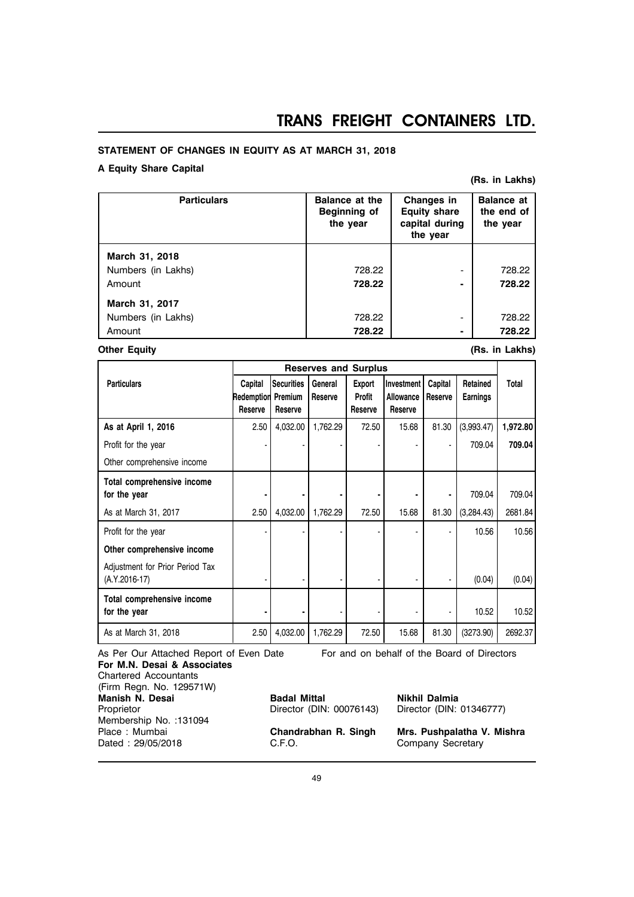# TRANS FREIGHT CONTAINERS LTD.

## STATEMENT OF CHANGES IN EQUITY AS AT MARCH 31, 2018

### A Equity Share Capital

(Rs. in Lakhs)

| Particulars | Balance at the Beginning of the year | Changes in Equity share capital during the year | Balance at the end of the year |
|---|---|---|---|
| **March 31, 2018** | | | |
| Numbers (in Lakhs) | 728.22 | - | 728.22 |
| Amount | **728.22** | **-** | **728.22** |
| **March 31, 2017** | | | |
| Numbers (in Lakhs) | 728.22 | - | 728.22 |
| Amount | **728.22** | **-** | **728.22** |

### Other Equity

(Rs. in Lakhs)

| Particulars | Reserves and Surplus | | | | | | | Total |
|---|---|---|---|---|---|---|---|---|
| | Capital Redemption Reserve | Securities Premium Reserve | General Reserve | Export Profit Reserve | Investment Allowance Reserve | Capital Reserve | Retained Earnings | |
| **As at April 1, 2016** | 2.50 | 4,032.00 | 1,762.29 | 72.50 | 15.68 | 81.30 | (3,993.47) | **1,972.80** |
| Profit for the year | - | - | - | - | - | - | 709.04 | **709.04** |
| Other comprehensive income | | | | | | | | |
| **Total comprehensive income for the year** | - | - | - | - | - | - | 709.04 | 709.04 |
| As at March 31, 2017 | 2.50 | 4,032.00 | 1,762.29 | 72.50 | 15.68 | 81.30 | (3,284.43) | 2681.84 |
| Profit for the year | - | - | - | - | - | - | 10.56 | 10.56 |
| **Other comprehensive income** | | | | | | | | |
| Adjustment for Prior Period Tax (A.Y.2016-17) | - | - | - | - | - | - | (0.04) | (0.04) |
| **Total comprehensive income for the year** | - | - | - | - | - | - | 10.52 | 10.52 |
| As at March 31, 2018 | 2.50 | 4,032.00 | 1,762.29 | 72.50 | 15.68 | 81.30 | (3273.90) | 2692.37 |

As Per Our Attached Report of Even Date
**For M.N. Desai & Associates**
Chartered Accountants
(Firm Regn. No. 129571W)
**Manish N. Desai**
Proprietor
Membership No. :131094
Place : Mumbai
Dated : 29/05/2018

For and on behalf of the Board of Directors

**Badal Mittal**
Director (DIN: 00076143)

**Nikhil Dalmia**
Director (DIN: 01346777)

**Chandrabhan R. Singh**
C.F.O.

**Mrs. Pushpalatha V. Mishra**
Company Secretary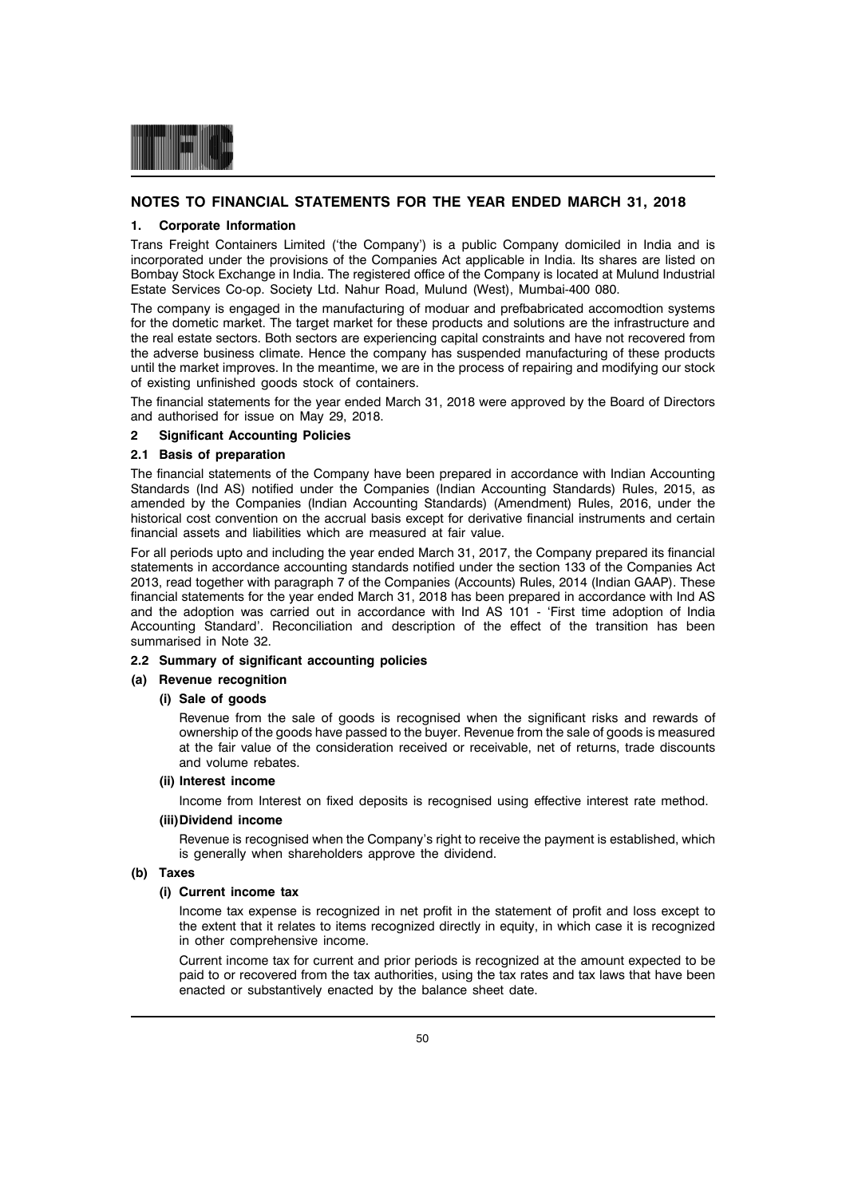## NOTES TO FINANCIAL STATEMENTS FOR THE YEAR ENDED MARCH 31, 2018

### 1. Corporate Information

Trans Freight Containers Limited ('the Company') is a public Company domiciled in India and is incorporated under the provisions of the Companies Act applicable in India. Its shares are listed on Bombay Stock Exchange in India. The registered office of the Company is located at Mulund Industrial Estate Services Co-op. Society Ltd. Nahur Road, Mulund (West), Mumbai-400 080.

The company is engaged in the manufacturing of moduar and prefbabricated accomodtion systems for the dometic market. The target market for these products and solutions are the infrastructure and the real estate sectors. Both sectors are experiencing capital constraints and have not recovered from the adverse business climate. Hence the company has suspended manufacturing of these products until the market improves. In the meantime, we are in the process of repairing and modifying our stock of existing unfinished goods stock of containers.

The financial statements for the year ended March 31, 2018 were approved by the Board of Directors and authorised for issue on May 29, 2018.

### 2 Significant Accounting Policies

#### 2.1 Basis of preparation

The financial statements of the Company have been prepared in accordance with Indian Accounting Standards (Ind AS) notified under the Companies (Indian Accounting Standards) Rules, 2015, as amended by the Companies (Indian Accounting Standards) (Amendment) Rules, 2016, under the historical cost convention on the accrual basis except for derivative financial instruments and certain financial assets and liabilities which are measured at fair value.

For all periods upto and including the year ended March 31, 2017, the Company prepared its financial statements in accordance accounting standards notified under the section 133 of the Companies Act 2013, read together with paragraph 7 of the Companies (Accounts) Rules, 2014 (Indian GAAP). These financial statements for the year ended March 31, 2018 has been prepared in accordance with Ind AS and the adoption was carried out in accordance with Ind AS 101 - 'First time adoption of India Accounting Standard'. Reconciliation and description of the effect of the transition has been summarised in Note 32.

#### 2.2 Summary of significant accounting policies

**(a) Revenue recognition**

**(i) Sale of goods**

Revenue from the sale of goods is recognised when the significant risks and rewards of ownership of the goods have passed to the buyer. Revenue from the sale of goods is measured at the fair value of the consideration received or receivable, net of returns, trade discounts and volume rebates.

**(ii) Interest income**

Income from Interest on fixed deposits is recognised using effective interest rate method.

**(iii) Dividend income**

Revenue is recognised when the Company's right to receive the payment is established, which is generally when shareholders approve the dividend.

**(b) Taxes**

**(i) Current income tax**

Income tax expense is recognized in net profit in the statement of profit and loss except to the extent that it relates to items recognized directly in equity, in which case it is recognized in other comprehensive income.

Current income tax for current and prior periods is recognized at the amount expected to be paid to or recovered from the tax authorities, using the tax rates and tax laws that have been enacted or substantively enacted by the balance sheet date.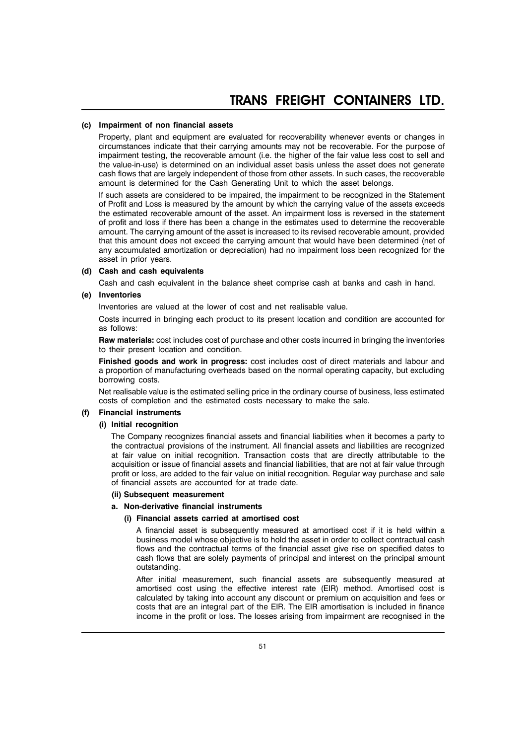**(c) Impairment of non financial assets**

Property, plant and equipment are evaluated for recoverability whenever events or changes in circumstances indicate that their carrying amounts may not be recoverable. For the purpose of impairment testing, the recoverable amount (i.e. the higher of the fair value less cost to sell and the value-in-use) is determined on an individual asset basis unless the asset does not generate cash flows that are largely independent of those from other assets. In such cases, the recoverable amount is determined for the Cash Generating Unit to which the asset belongs.

If such assets are considered to be impaired, the impairment to be recognized in the Statement of Profit and Loss is measured by the amount by which the carrying value of the assets exceeds the estimated recoverable amount of the asset. An impairment loss is reversed in the statement of profit and loss if there has been a change in the estimates used to determine the recoverable amount. The carrying amount of the asset is increased to its revised recoverable amount, provided that this amount does not exceed the carrying amount that would have been determined (net of any accumulated amortization or depreciation) had no impairment loss been recognized for the asset in prior years.

**(d) Cash and cash equivalents**

Cash and cash equivalent in the balance sheet comprise cash at banks and cash in hand.

**(e) Inventories**

Inventories are valued at the lower of cost and net realisable value.

Costs incurred in bringing each product to its present location and condition are accounted for as follows:

**Raw materials:** cost includes cost of purchase and other costs incurred in bringing the inventories to their present location and condition.

**Finished goods and work in progress:** cost includes cost of direct materials and labour and a proportion of manufacturing overheads based on the normal operating capacity, but excluding borrowing costs.

Net realisable value is the estimated selling price in the ordinary course of business, less estimated costs of completion and the estimated costs necessary to make the sale.

**(f) Financial instruments**

**(i) Initial recognition**

The Company recognizes financial assets and financial liabilities when it becomes a party to the contractual provisions of the instrument. All financial assets and liabilities are recognized at fair value on initial recognition. Transaction costs that are directly attributable to the acquisition or issue of financial assets and financial liabilities, that are not at fair value through profit or loss, are added to the fair value on initial recognition. Regular way purchase and sale of financial assets are accounted for at trade date.

**(ii) Subsequent measurement**

**a. Non-derivative financial instruments**

**(i) Financial assets carried at amortised cost**

A financial asset is subsequently measured at amortised cost if it is held within a business model whose objective is to hold the asset in order to collect contractual cash flows and the contractual terms of the financial asset give rise on specified dates to cash flows that are solely payments of principal and interest on the principal amount outstanding.

After initial measurement, such financial assets are subsequently measured at amortised cost using the effective interest rate (EIR) method. Amortised cost is calculated by taking into account any discount or premium on acquisition and fees or costs that are an integral part of the EIR. The EIR amortisation is included in finance income in the profit or loss. The losses arising from impairment are recognised in the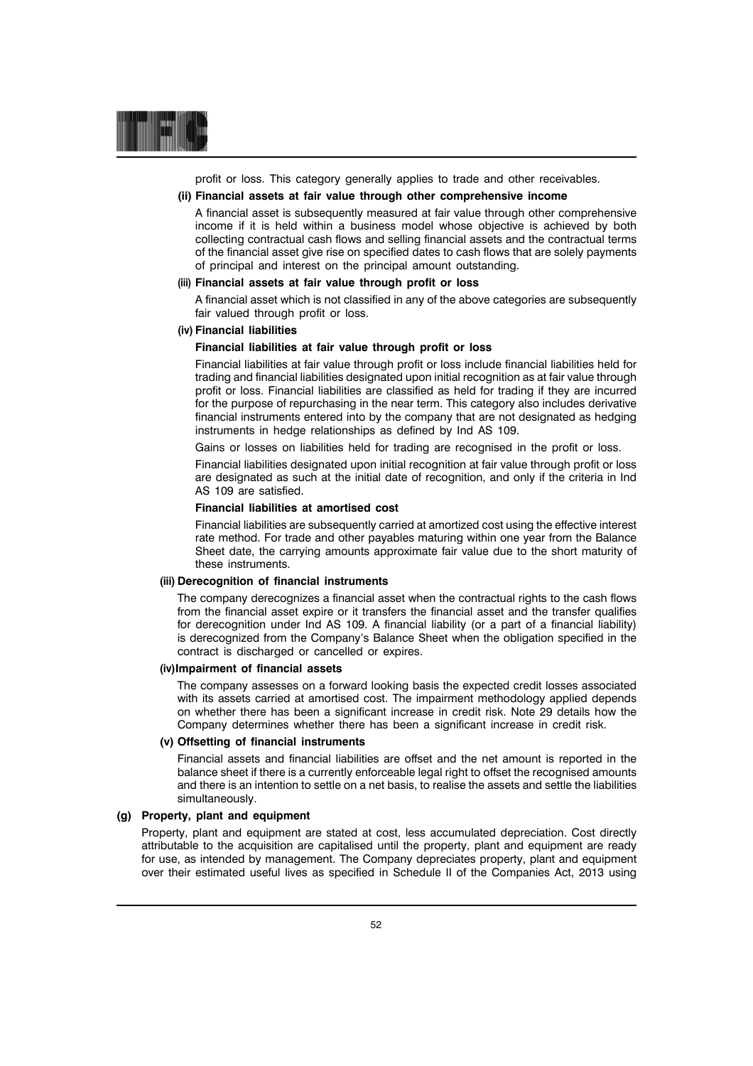profit or loss. This category generally applies to trade and other receivables.

**(ii) Financial assets at fair value through other comprehensive income**

A financial asset is subsequently measured at fair value through other comprehensive income if it is held within a business model whose objective is achieved by both collecting contractual cash flows and selling financial assets and the contractual terms of the financial asset give rise on specified dates to cash flows that are solely payments of principal and interest on the principal amount outstanding.

**(iii) Financial assets at fair value through profit or loss**

A financial asset which is not classified in any of the above categories are subsequently fair valued through profit or loss.

**(iv) Financial liabilities**

**Financial liabilities at fair value through profit or loss**

Financial liabilities at fair value through profit or loss include financial liabilities held for trading and financial liabilities designated upon initial recognition as at fair value through profit or loss. Financial liabilities are classified as held for trading if they are incurred for the purpose of repurchasing in the near term. This category also includes derivative financial instruments entered into by the company that are not designated as hedging instruments in hedge relationships as defined by Ind AS 109.

Gains or losses on liabilities held for trading are recognised in the profit or loss.

Financial liabilities designated upon initial recognition at fair value through profit or loss are designated as such at the initial date of recognition, and only if the criteria in Ind AS 109 are satisfied.

**Financial liabilities at amortised cost**

Financial liabilities are subsequently carried at amortized cost using the effective interest rate method. For trade and other payables maturing within one year from the Balance Sheet date, the carrying amounts approximate fair value due to the short maturity of these instruments.

**(iii) Derecognition of financial instruments**

The company derecognizes a financial asset when the contractual rights to the cash flows from the financial asset expire or it transfers the financial asset and the transfer qualifies for derecognition under Ind AS 109. A financial liability (or a part of a financial liability) is derecognized from the Company's Balance Sheet when the obligation specified in the contract is discharged or cancelled or expires.

**(iv) Impairment of financial assets**

The company assesses on a forward looking basis the expected credit losses associated with its assets carried at amortised cost. The impairment methodology applied depends on whether there has been a significant increase in credit risk. Note 29 details how the Company determines whether there has been a significant increase in credit risk.

**(v) Offsetting of financial instruments**

Financial assets and financial liabilities are offset and the net amount is reported in the balance sheet if there is a currently enforceable legal right to offset the recognised amounts and there is an intention to settle on a net basis, to realise the assets and settle the liabilities simultaneously.

**(g) Property, plant and equipment**

Property, plant and equipment are stated at cost, less accumulated depreciation. Cost directly attributable to the acquisition are capitalised until the property, plant and equipment are ready for use, as intended by management. The Company depreciates property, plant and equipment over their estimated useful lives as specified in Schedule II of the Companies Act, 2013 using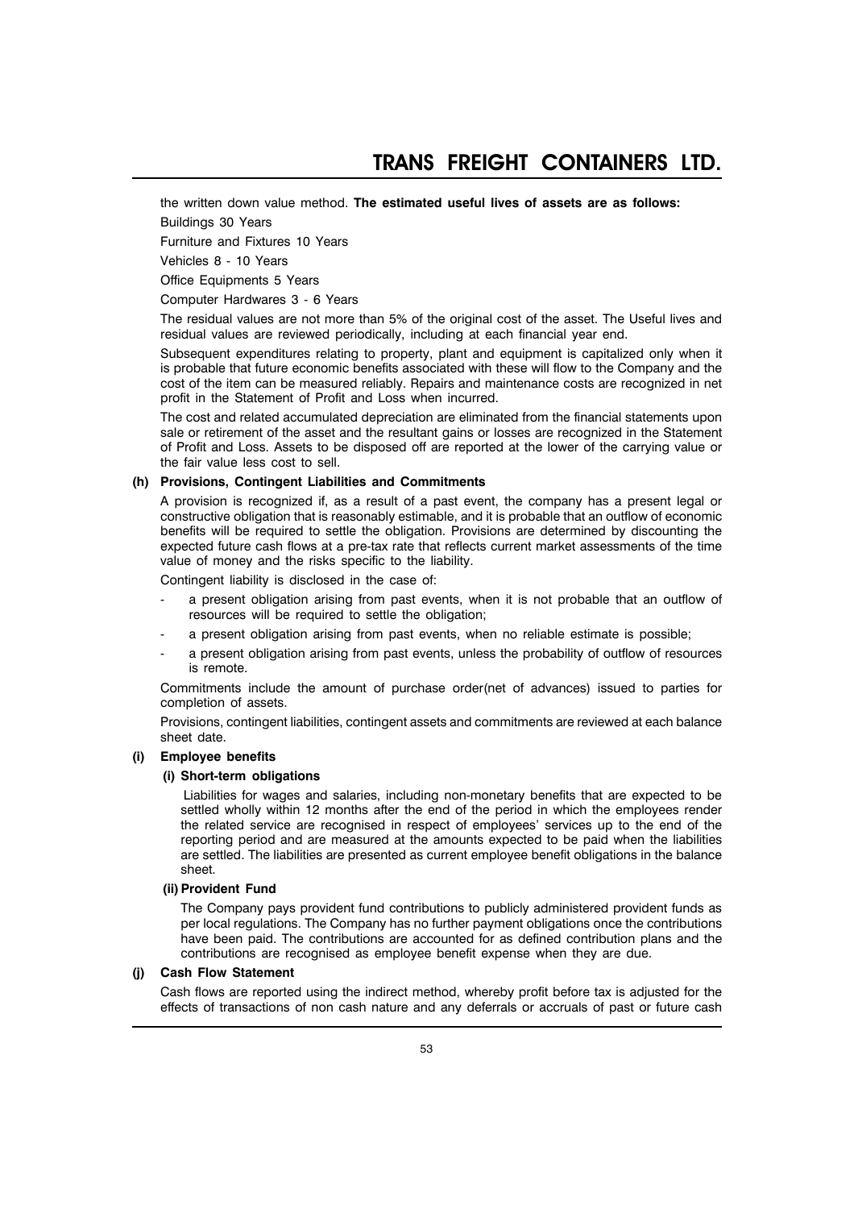the written down value method. **The estimated useful lives of assets are as follows:**

Buildings 30 Years

Furniture and Fixtures 10 Years

Vehicles 8 - 10 Years

Office Equipments 5 Years

Computer Hardwares 3 - 6 Years

The residual values are not more than 5% of the original cost of the asset. The Useful lives and residual values are reviewed periodically, including at each financial year end.

Subsequent expenditures relating to property, plant and equipment is capitalized only when it is probable that future economic benefits associated with these will flow to the Company and the cost of the item can be measured reliably. Repairs and maintenance costs are recognized in net profit in the Statement of Profit and Loss when incurred.

The cost and related accumulated depreciation are eliminated from the financial statements upon sale or retirement of the asset and the resultant gains or losses are recognized in the Statement of Profit and Loss. Assets to be disposed off are reported at the lower of the carrying value or the fair value less cost to sell.

**(h) Provisions, Contingent Liabilities and Commitments**

A provision is recognized if, as a result of a past event, the company has a present legal or constructive obligation that is reasonably estimable, and it is probable that an outflow of economic benefits will be required to settle the obligation. Provisions are determined by discounting the expected future cash flows at a pre-tax rate that reflects current market assessments of the time value of money and the risks specific to the liability.

Contingent liability is disclosed in the case of:

- a present obligation arising from past events, when it is not probable that an outflow of resources will be required to settle the obligation;
- a present obligation arising from past events, when no reliable estimate is possible;
- a present obligation arising from past events, unless the probability of outflow of resources is remote.

Commitments include the amount of purchase order(net of advances) issued to parties for completion of assets.

Provisions, contingent liabilities, contingent assets and commitments are reviewed at each balance sheet date.

**(i) Employee benefits**

**(i) Short-term obligations**

Liabilities for wages and salaries, including non-monetary benefits that are expected to be settled wholly within 12 months after the end of the period in which the employees render the related service are recognised in respect of employees' services up to the end of the reporting period and are measured at the amounts expected to be paid when the liabilities are settled. The liabilities are presented as current employee benefit obligations in the balance sheet.

**(ii) Provident Fund**

The Company pays provident fund contributions to publicly administered provident funds as per local regulations. The Company has no further payment obligations once the contributions have been paid. The contributions are accounted for as defined contribution plans and the contributions are recognised as employee benefit expense when they are due.

**(j) Cash Flow Statement**

Cash flows are reported using the indirect method, whereby profit before tax is adjusted for the effects of transactions of non cash nature and any deferrals or accruals of past or future cash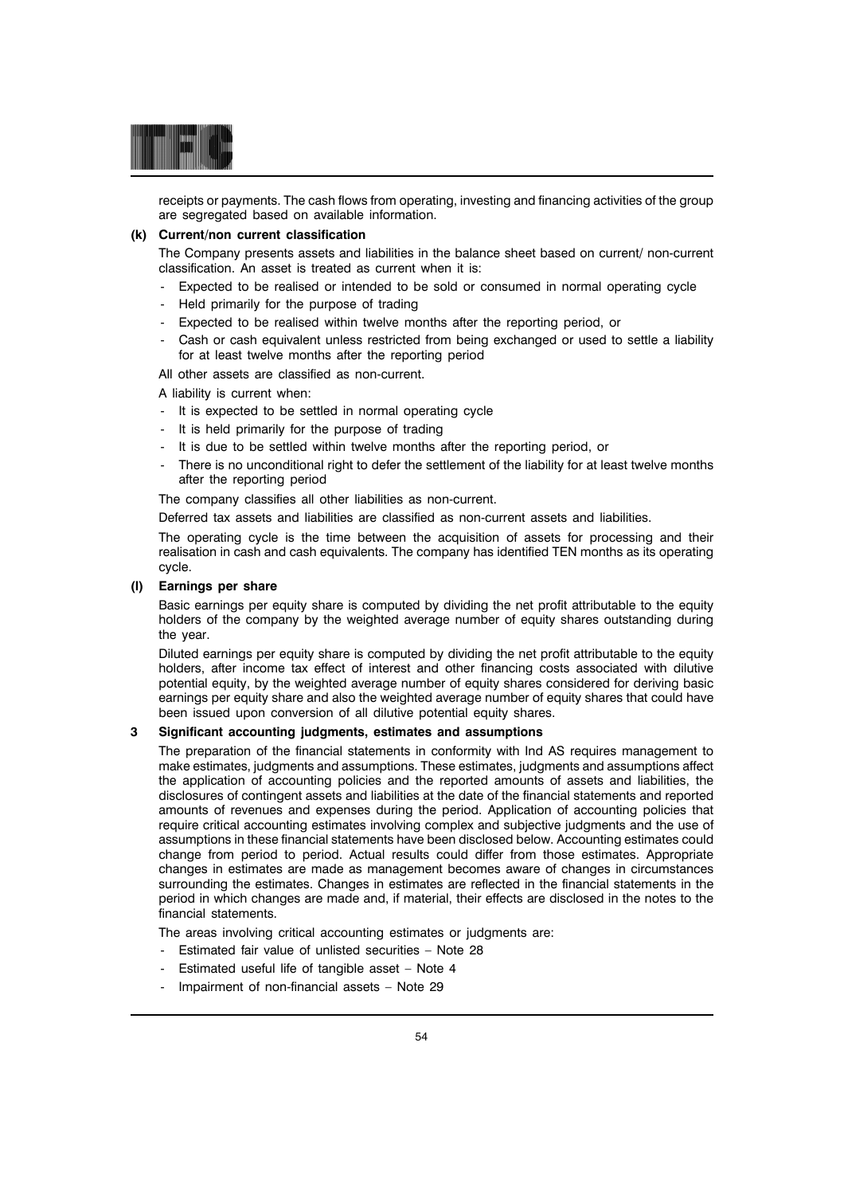receipts or payments. The cash flows from operating, investing and financing activities of the group are segregated based on available information.

**(k) Current/non current classification**

The Company presents assets and liabilities in the balance sheet based on current/ non-current classification. An asset is treated as current when it is:

- Expected to be realised or intended to be sold or consumed in normal operating cycle
- Held primarily for the purpose of trading
- Expected to be realised within twelve months after the reporting period, or
- Cash or cash equivalent unless restricted from being exchanged or used to settle a liability for at least twelve months after the reporting period

All other assets are classified as non-current.

A liability is current when:

- It is expected to be settled in normal operating cycle
- It is held primarily for the purpose of trading
- It is due to be settled within twelve months after the reporting period, or
- There is no unconditional right to defer the settlement of the liability for at least twelve months after the reporting period

The company classifies all other liabilities as non-current.

Deferred tax assets and liabilities are classified as non-current assets and liabilities.

The operating cycle is the time between the acquisition of assets for processing and their realisation in cash and cash equivalents. The company has identified TEN months as its operating cycle.

**(l) Earnings per share**

Basic earnings per equity share is computed by dividing the net profit attributable to the equity holders of the company by the weighted average number of equity shares outstanding during the year.

Diluted earnings per equity share is computed by dividing the net profit attributable to the equity holders, after income tax effect of interest and other financing costs associated with dilutive potential equity, by the weighted average number of equity shares considered for deriving basic earnings per equity share and also the weighted average number of equity shares that could have been issued upon conversion of all dilutive potential equity shares.

**3 Significant accounting judgments, estimates and assumptions**

The preparation of the financial statements in conformity with Ind AS requires management to make estimates, judgments and assumptions. These estimates, judgments and assumptions affect the application of accounting policies and the reported amounts of assets and liabilities, the disclosures of contingent assets and liabilities at the date of the financial statements and reported amounts of revenues and expenses during the period. Application of accounting policies that require critical accounting estimates involving complex and subjective judgments and the use of assumptions in these financial statements have been disclosed below. Accounting estimates could change from period to period. Actual results could differ from those estimates. Appropriate changes in estimates are made as management becomes aware of changes in circumstances surrounding the estimates. Changes in estimates are reflected in the financial statements in the period in which changes are made and, if material, their effects are disclosed in the notes to the financial statements.

The areas involving critical accounting estimates or judgments are:

- Estimated fair value of unlisted securities – Note 28
- Estimated useful life of tangible asset – Note 4
- Impairment of non-financial assets – Note 29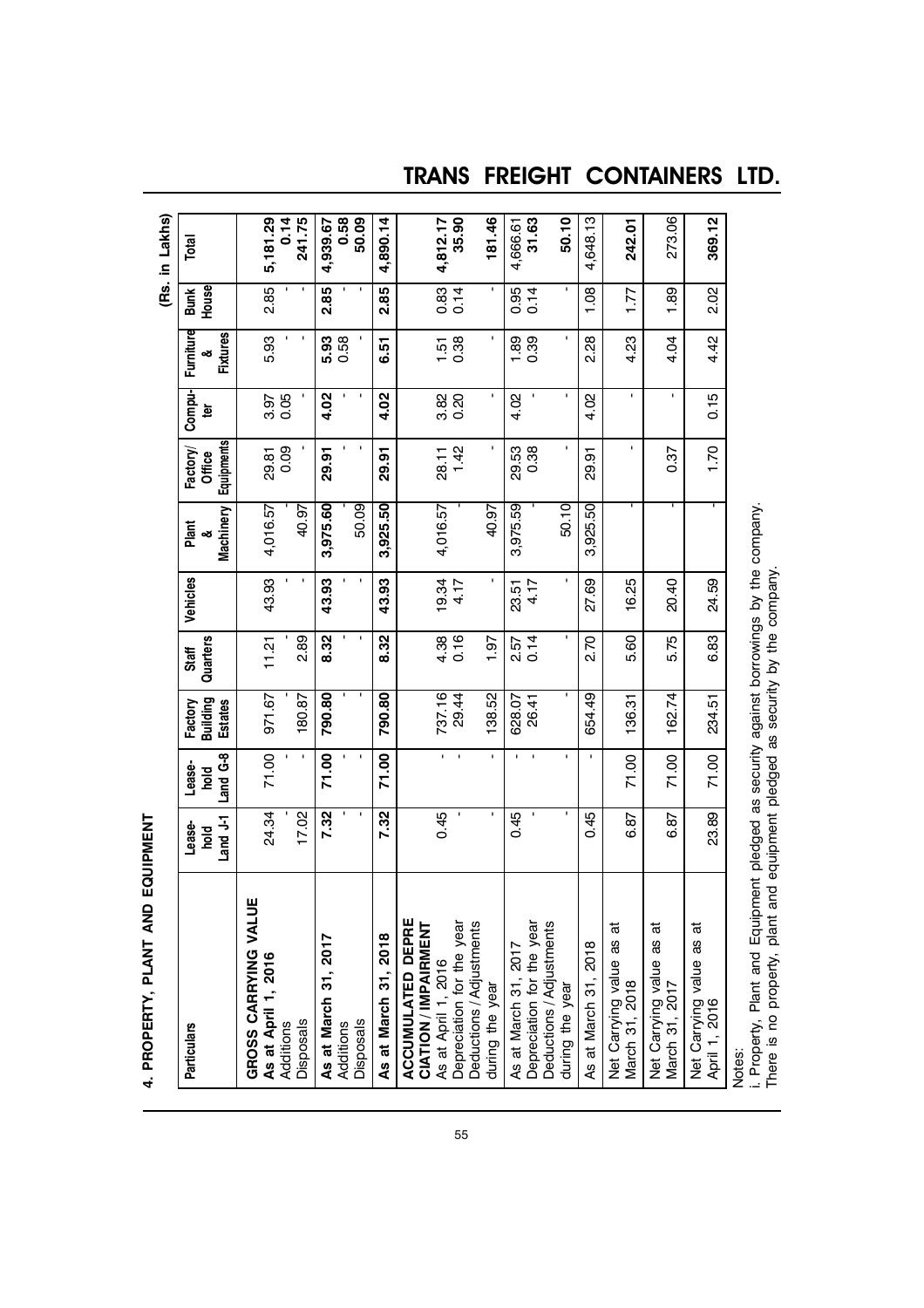## 4. PROPERTY, PLANT AND EQUIPMENT

(Rs. in Lakhs)

| Particulars | Lease-hold Land J-1 | Lease-hold Land G-8 | Factory Building Estates | Staff Quarters | Vehicles | Plant & Machinery | Factory/ Office Equipments | Compu-ter | Furniture & Fixtures | Bunk House | Total |
|---|---|---|---|---|---|---|---|---|---|---|---|
| **GROSS CARRYING VALUE** | | | | | | | | | | | |
| **As at April 1, 2016** | 24.34 | 71.00 | 971.67 | 11.21 | 43.93 | 4,016.57 | 29.81 | 3.97 | 5.93 | 2.85 | **5,181.29** |
| Additions | - | - | - | - | - | - | 0.09 | 0.05 | - | - | **0.14** |
| Disposals | 17.02 | - | 180.87 | 2.89 | - | 40.97 | - | - | - | - | **241.75** |
| **As at March 31, 2017** | **7.32** | **71.00** | **790.80** | **8.32** | **43.93** | **3,975.60** | **29.91** | **4.02** | **5.93** | **2.85** | **4,939.67** |
| Additions | - | - | - | - | - | - | - | - | 0.58 | - | **0.58** |
| Disposals | - | - | - | - | - | 50.09 | - | - | - | - | **50.09** |
| **As at March 31, 2018** | **7.32** | **71.00** | **790.80** | **8.32** | **43.93** | **3,925.50** | **29.91** | **4.02** | **6.51** | **2.85** | **4,890.14** |
| **ACCUMULATED DEPRECIATION / IMPAIRMENT** | | | | | | | | | | | |
| As at April 1, 2016 | 0.45 | - | 737.16 | 4.38 | 19.34 | 4,016.57 | 28.11 | 3.82 | 1.51 | 0.83 | **4,812.17** |
| Depreciation for the year | - | - | 29.44 | 0.16 | 4.17 | - | 1.42 | 0.20 | 0.38 | 0.14 | **35.90** |
| Deductions / Adjustments during the year | - | - | 138.52 | 1.97 | - | 40.97 | - | - | - | - | **181.46** |
| As at March 31, 2017 | 0.45 | - | 628.07 | 2.57 | 23.51 | 3,975.59 | 29.53 | 4.02 | 1.89 | 0.95 | 4,666.61 |
| Depreciation for the year | - | - | 26.41 | 0.14 | 4.17 | - | 0.38 | - | 0.39 | 0.14 | **31.63** |
| Deductions / Adjustments during the year | - | - | - | - | - | 50.10 | - | - | - | - | **50.10** |
| As at March 31, 2018 | 0.45 | - | 654.49 | 2.70 | 27.69 | 3,925.50 | 29.91 | 4.02 | 2.28 | 1.08 | 4,648.13 |
| Net Carrying value as at March 31, 2018 | 6.87 | 71.00 | 136.31 | 5.60 | 16.25 | - | - | - | 4.23 | 1.77 | **242.01** |
| Net Carrying value as at March 31, 2017 | 6.87 | 71.00 | 162.74 | 5.75 | 20.40 | - | 0.37 | - | 4.04 | 1.89 | 273.06 |
| Net Carrying value as at April 1, 2016 | 23.89 | 71.00 | 234.51 | 6.83 | 24.59 | - | 1.70 | 0.15 | 4.42 | 2.02 | **369.12** |

Notes:

i. Property, Plant and Equipment pledged as security against borrowings by the company.
There is no property, plant and equipment pledged as security by the company.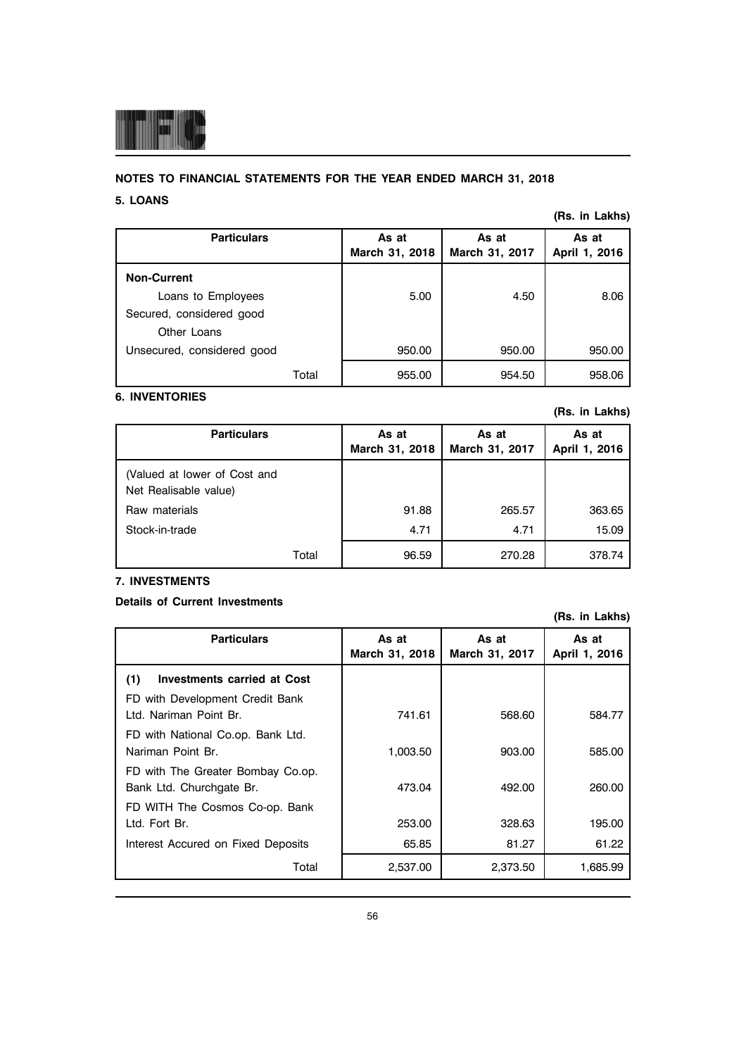## NOTES TO FINANCIAL STATEMENTS FOR THE YEAR ENDED MARCH 31, 2018

### 5. LOANS

**(Rs. in Lakhs)**

| Particulars | As at March 31, 2018 | As at March 31, 2017 | As at April 1, 2016 |
|---|---|---|---|
| **Non-Current** | | | |
| Loans to Employees | 5.00 | 4.50 | 8.06 |
| Secured, considered good | | | |
| Other Loans | | | |
| Unsecured, considered good | 950.00 | 950.00 | 950.00 |
| Total | 955.00 | 954.50 | 958.06 |

### 6. INVENTORIES

**(Rs. in Lakhs)**

| Particulars | As at March 31, 2018 | As at March 31, 2017 | As at April 1, 2016 |
|---|---|---|---|
| (Valued at lower of Cost and Net Realisable value) | | | |
| Raw materials | 91.88 | 265.57 | 363.65 |
| Stock-in-trade | 4.71 | 4.71 | 15.09 |
| Total | 96.59 | 270.28 | 378.74 |

### 7. INVESTMENTS

**Details of Current Investments**

**(Rs. in Lakhs)**

| Particulars | As at March 31, 2018 | As at March 31, 2017 | As at April 1, 2016 |
|---|---|---|---|
| **(1) Investments carried at Cost** | | | |
| FD with Development Credit Bank Ltd. Nariman Point Br. | 741.61 | 568.60 | 584.77 |
| FD with National Co.op. Bank Ltd. Nariman Point Br. | 1,003.50 | 903.00 | 585.00 |
| FD with The Greater Bombay Co.op. Bank Ltd. Churchgate Br. | 473.04 | 492.00 | 260.00 |
| FD WITH The Cosmos Co-op. Bank Ltd. Fort Br. | 253.00 | 328.63 | 195.00 |
| Interest Accured on Fixed Deposits | 65.85 | 81.27 | 61.22 |
| Total | 2,537.00 | 2,373.50 | 1,685.99 |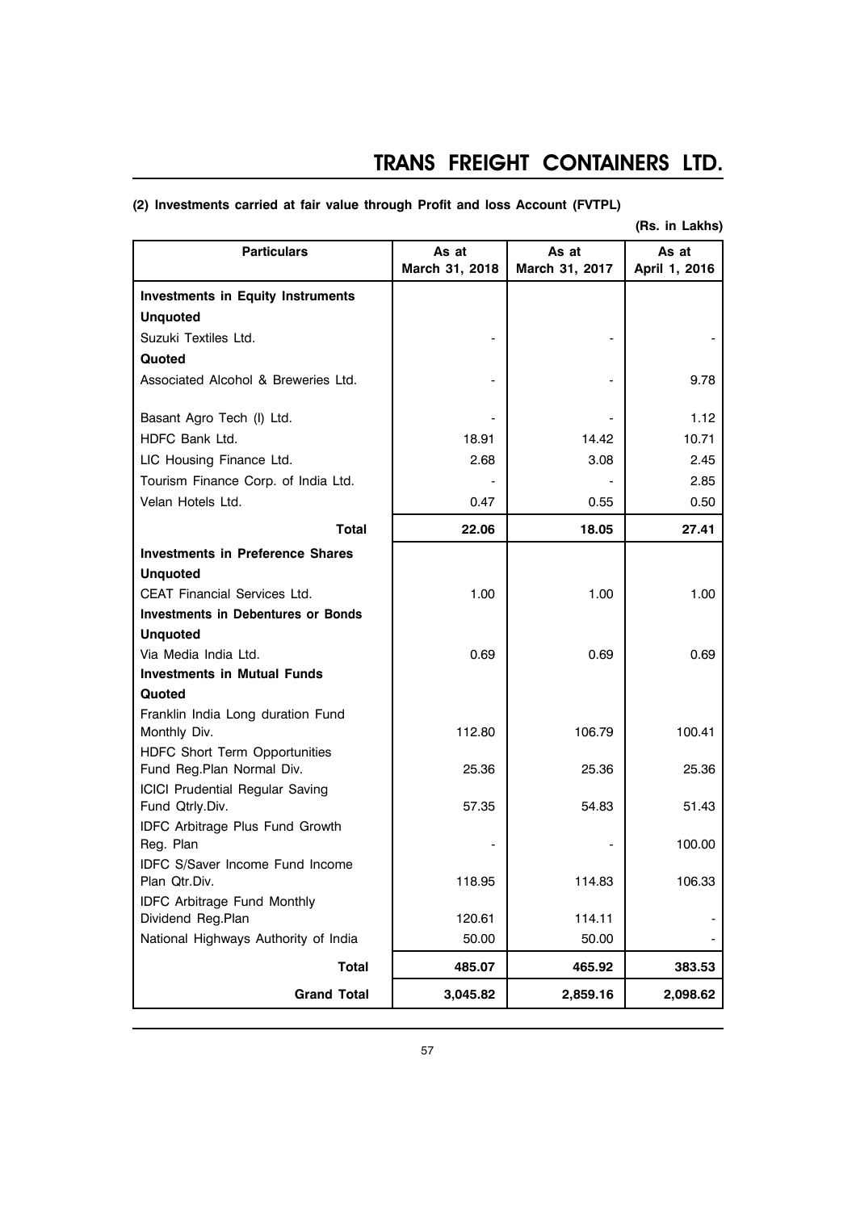**(2) Investments carried at fair value through Profit and loss Account (FVTPL)**

**(Rs. in Lakhs)**

| Particulars | As at March 31, 2018 | As at March 31, 2017 | As at April 1, 2016 |
|---|---|---|---|
| **Investments in Equity Instruments** | | | |
| **Unquoted** | | | |
| Suzuki Textiles Ltd. | - | - | - |
| **Quoted** | | | |
| Associated Alcohol & Breweries Ltd. | - | - | 9.78 |
| Basant Agro Tech (I) Ltd. | - | - | 1.12 |
| HDFC Bank Ltd. | 18.91 | 14.42 | 10.71 |
| LIC Housing Finance Ltd. | 2.68 | 3.08 | 2.45 |
| Tourism Finance Corp. of India Ltd. | - | - | 2.85 |
| Velan Hotels Ltd. | 0.47 | 0.55 | 0.50 |
| **Total** | **22.06** | **18.05** | **27.41** |
| **Investments in Preference Shares** | | | |
| **Unquoted** | | | |
| CEAT Financial Services Ltd. | 1.00 | 1.00 | 1.00 |
| **Investments in Debentures or Bonds** | | | |
| **Unquoted** | | | |
| Via Media India Ltd. | 0.69 | 0.69 | 0.69 |
| **Investments in Mutual Funds** | | | |
| **Quoted** | | | |
| Franklin India Long duration Fund Monthly Div. | 112.80 | 106.79 | 100.41 |
| HDFC Short Term Opportunities Fund Reg.Plan Normal Div. | 25.36 | 25.36 | 25.36 |
| ICICI Prudential Regular Saving Fund Qtrly.Div. | 57.35 | 54.83 | 51.43 |
| IDFC Arbitrage Plus Fund Growth Reg. Plan | - | - | 100.00 |
| IDFC S/Saver Income Fund Income Plan Qtr.Div. | 118.95 | 114.83 | 106.33 |
| IDFC Arbitrage Fund Monthly Dividend Reg.Plan | 120.61 | 114.11 | - |
| National Highways Authority of India | 50.00 | 50.00 | - |
| **Total** | **485.07** | **465.92** | **383.53** |
| **Grand Total** | **3,045.82** | **2,859.16** | **2,098.62** |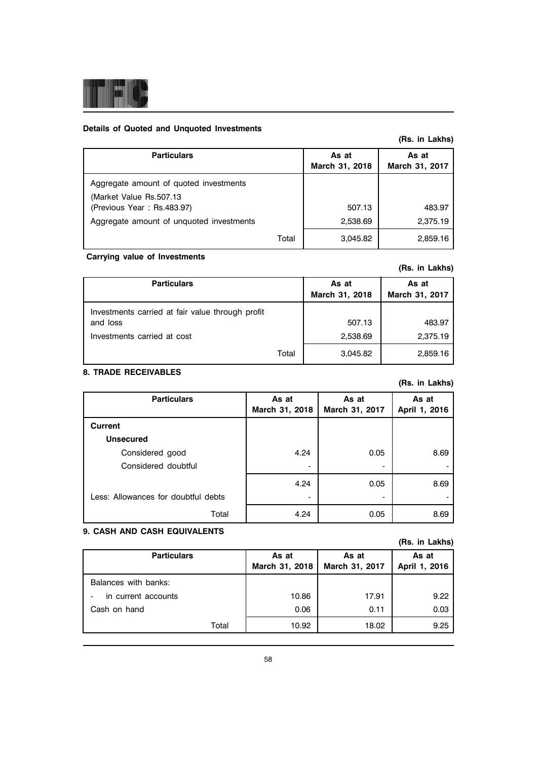**Details of Quoted and Unquoted Investments**

**(Rs. in Lakhs)**

| Particulars | As at March 31, 2018 | As at March 31, 2017 |
|---|---|---|
| Aggregate amount of quoted investments | | |
| (Market Value Rs.507.13 (Previous Year : Rs.483.97) | 507.13 | 483.97 |
| Aggregate amount of unquoted investments | 2,538.69 | 2,375.19 |
| Total | 3,045.82 | 2,859.16 |

**Carrying value of Investments**

**(Rs. in Lakhs)**

| Particulars | As at March 31, 2018 | As at March 31, 2017 |
|---|---|---|
| Investments carried at fair value through profit and loss | 507.13 | 483.97 |
| Investments carried at cost | 2,538.69 | 2,375.19 |
| Total | 3,045.82 | 2,859.16 |

**8. TRADE RECEIVABLES**

**(Rs. in Lakhs)**

| Particulars | As at March 31, 2018 | As at March 31, 2017 | As at April 1, 2016 |
|---|---|---|---|
| **Current** | | | |
| **Unsecured** | | | |
| Considered good | 4.24 | 0.05 | 8.69 |
| Considered doubtful | - | - | - |
| | 4.24 | 0.05 | 8.69 |
| Less: Allowances for doubtful debts | - | - | - |
| Total | 4.24 | 0.05 | 8.69 |

**9. CASH AND CASH EQUIVALENTS**

**(Rs. in Lakhs)**

| Particulars | As at March 31, 2018 | As at March 31, 2017 | As at April 1, 2016 |
|---|---|---|---|
| Balances with banks: | | | |
| - in current accounts | 10.86 | 17.91 | 9.22 |
| Cash on hand | 0.06 | 0.11 | 0.03 |
| Total | 10.92 | 18.02 | 9.25 |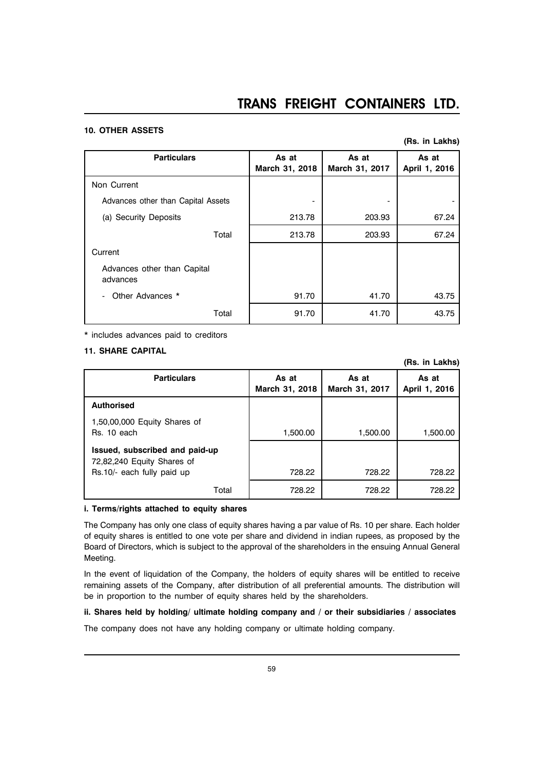### 10. OTHER ASSETS

**(Rs. in Lakhs)**

| Particulars | As at March 31, 2018 | As at March 31, 2017 | As at April 1, 2016 |
|---|---|---|---|
| Non Current | | | |
| Advances other than Capital Assets | - | - | - |
| (a) Security Deposits | 213.78 | 203.93 | 67.24 |
| Total | 213.78 | 203.93 | 67.24 |
| Current | | | |
| Advances other than Capital advances | | | |
| - Other Advances * | 91.70 | 41.70 | 43.75 |
| Total | 91.70 | 41.70 | 43.75 |

* includes advances paid to creditors

### 11. SHARE CAPITAL

**(Rs. in Lakhs)**

| Particulars | As at March 31, 2018 | As at March 31, 2017 | As at April 1, 2016 |
|---|---|---|---|
| **Authorised** | | | |
| 1,50,00,000 Equity Shares of Rs. 10 each | 1,500.00 | 1,500.00 | 1,500.00 |
| **Issued, subscribed and paid-up** 72,82,240 Equity Shares of Rs.10/- each fully paid up | 728.22 | 728.22 | 728.22 |
| Total | 728.22 | 728.22 | 728.22 |

**i. Terms/rights attached to equity shares**

The Company has only one class of equity shares having a par value of Rs. 10 per share. Each holder of equity shares is entitled to one vote per share and dividend in indian rupees, as proposed by the Board of Directors, which is subject to the approval of the shareholders in the ensuing Annual General Meeting.

In the event of liquidation of the Company, the holders of equity shares will be entitled to receive remaining assets of the Company, after distribution of all preferential amounts. The distribution will be in proportion to the number of equity shares held by the shareholders.

**ii. Shares held by holding/ ultimate holding company and / or their subsidiaries / associates**

The company does not have any holding company or ultimate holding company.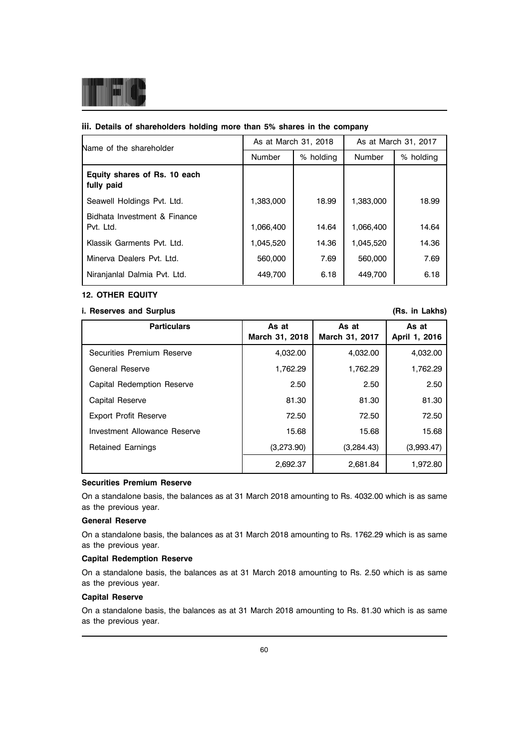### iii. Details of shareholders holding more than 5% shares in the company

| Name of the shareholder | As at March 31, 2018 | | As at March 31, 2017 | |
|---|---|---|---|---|
| | Number | % holding | Number | % holding |
| **Equity shares of Rs. 10 each fully paid** | | | | |
| Seawell Holdings Pvt. Ltd. | 1,383,000 | 18.99 | 1,383,000 | 18.99 |
| Bidhata Investment & Finance Pvt. Ltd. | 1,066,400 | 14.64 | 1,066,400 | 14.64 |
| Klassik Garments Pvt. Ltd. | 1,045,520 | 14.36 | 1,045,520 | 14.36 |
| Minerva Dealers Pvt. Ltd. | 560,000 | 7.69 | 560,000 | 7.69 |
| Niranjanlal Dalmia Pvt. Ltd. | 449,700 | 6.18 | 449,700 | 6.18 |

### 12. OTHER EQUITY

**i. Reserves and Surplus** **(Rs. in Lakhs)**

| Particulars | As at March 31, 2018 | As at March 31, 2017 | As at April 1, 2016 |
|---|---|---|---|
| Securities Premium Reserve | 4,032.00 | 4,032.00 | 4,032.00 |
| General Reserve | 1,762.29 | 1,762.29 | 1,762.29 |
| Capital Redemption Reserve | 2.50 | 2.50 | 2.50 |
| Capital Reserve | 81.30 | 81.30 | 81.30 |
| Export Profit Reserve | 72.50 | 72.50 | 72.50 |
| Investment Allowance Reserve | 15.68 | 15.68 | 15.68 |
| Retained Earnings | (3,273.90) | (3,284.43) | (3,993.47) |
| | 2,692.37 | 2,681.84 | 1,972.80 |

**Securities Premium Reserve**

On a standalone basis, the balances as at 31 March 2018 amounting to Rs. 4032.00 which is as same as the previous year.

**General Reserve**

On a standalone basis, the balances as at 31 March 2018 amounting to Rs. 1762.29 which is as same as the previous year.

**Capital Redemption Reserve**

On a standalone basis, the balances as at 31 March 2018 amounting to Rs. 2.50 which is as same as the previous year.

**Capital Reserve**

On a standalone basis, the balances as at 31 March 2018 amounting to Rs. 81.30 which is as same as the previous year.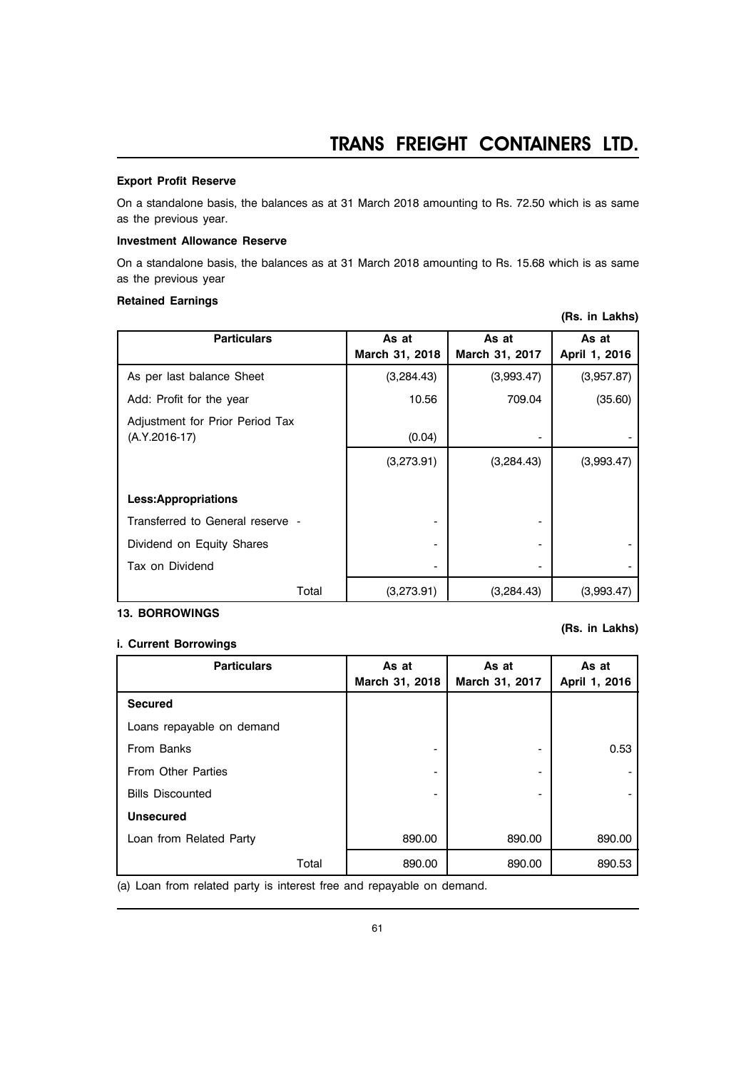**Export Profit Reserve**

On a standalone basis, the balances as at 31 March 2018 amounting to Rs. 72.50 which is as same as the previous year.

**Investment Allowance Reserve**

On a standalone basis, the balances as at 31 March 2018 amounting to Rs. 15.68 which is as same as the previous year

**Retained Earnings**

**(Rs. in Lakhs)**

| Particulars | As at March 31, 2018 | As at March 31, 2017 | As at April 1, 2016 |
|---|---|---|---|
| As per last balance Sheet | (3,284.43) | (3,993.47) | (3,957.87) |
| Add: Profit for the year | 10.56 | 709.04 | (35.60) |
| Adjustment for Prior Period Tax (A.Y.2016-17) | (0.04) | - | - |
| | (3,273.91) | (3,284.43) | (3,993.47) |
| **Less:Appropriations** | | | |
| Transferred to General reserve - | - | - | |
| Dividend on Equity Shares | - | - | - |
| Tax on Dividend | - | - | - |
| Total | (3,273.91) | (3,284.43) | (3,993.47) |

**13. BORROWINGS**

**(Rs. in Lakhs)**

**i. Current Borrowings**

| Particulars | As at March 31, 2018 | As at March 31, 2017 | As at April 1, 2016 |
|---|---|---|---|
| **Secured** | | | |
| Loans repayable on demand | | | |
| From Banks | - | - | 0.53 |
| From Other Parties | - | - | - |
| Bills Discounted | - | - | - |
| **Unsecured** | | | |
| Loan from Related Party | 890.00 | 890.00 | 890.00 |
| Total | 890.00 | 890.00 | 890.53 |

(a) Loan from related party is interest free and repayable on demand.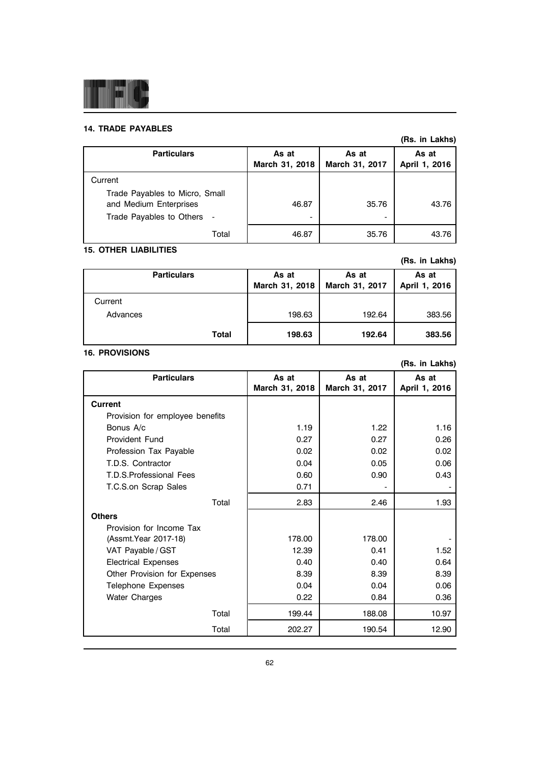**14. TRADE PAYABLES**

(Rs. in Lakhs)

| Particulars | As at March 31, 2018 | As at March 31, 2017 | As at April 1, 2016 |
|---|---|---|---|
| Current | | | |
| Trade Payables to Micro, Small and Medium Enterprises | 46.87 | 35.76 | 43.76 |
| Trade Payables to Others - | - | - | |
| Total | 46.87 | 35.76 | 43.76 |

**15. OTHER LIABILITIES**

(Rs. in Lakhs)

| Particulars | As at March 31, 2018 | As at March 31, 2017 | As at April 1, 2016 |
|---|---|---|---|
| Current | | | |
| Advances | 198.63 | 192.64 | 383.56 |
| **Total** | **198.63** | **192.64** | **383.56** |

**16. PROVISIONS**

(Rs. in Lakhs)

| Particulars | As at March 31, 2018 | As at March 31, 2017 | As at April 1, 2016 |
|---|---|---|---|
| **Current** | | | |
| Provision for employee benefits | | | |
| Bonus A/c | 1.19 | 1.22 | 1.16 |
| Provident Fund | 0.27 | 0.27 | 0.26 |
| Profession Tax Payable | 0.02 | 0.02 | 0.02 |
| T.D.S. Contractor | 0.04 | 0.05 | 0.06 |
| T.D.S.Professional Fees | 0.60 | 0.90 | 0.43 |
| T.C.S.on Scrap Sales | 0.71 | - | - |
| Total | 2.83 | 2.46 | 1.93 |
| **Others** | | | |
| Provision for Income Tax (Assmt.Year 2017-18) | 178.00 | 178.00 | - |
| VAT Payable / GST | 12.39 | 0.41 | 1.52 |
| Electrical Expenses | 0.40 | 0.40 | 0.64 |
| Other Provision for Expenses | 8.39 | 8.39 | 8.39 |
| Telephone Expenses | 0.04 | 0.04 | 0.06 |
| Water Charges | 0.22 | 0.84 | 0.36 |
| Total | 199.44 | 188.08 | 10.97 |
| Total | 202.27 | 190.54 | 12.90 |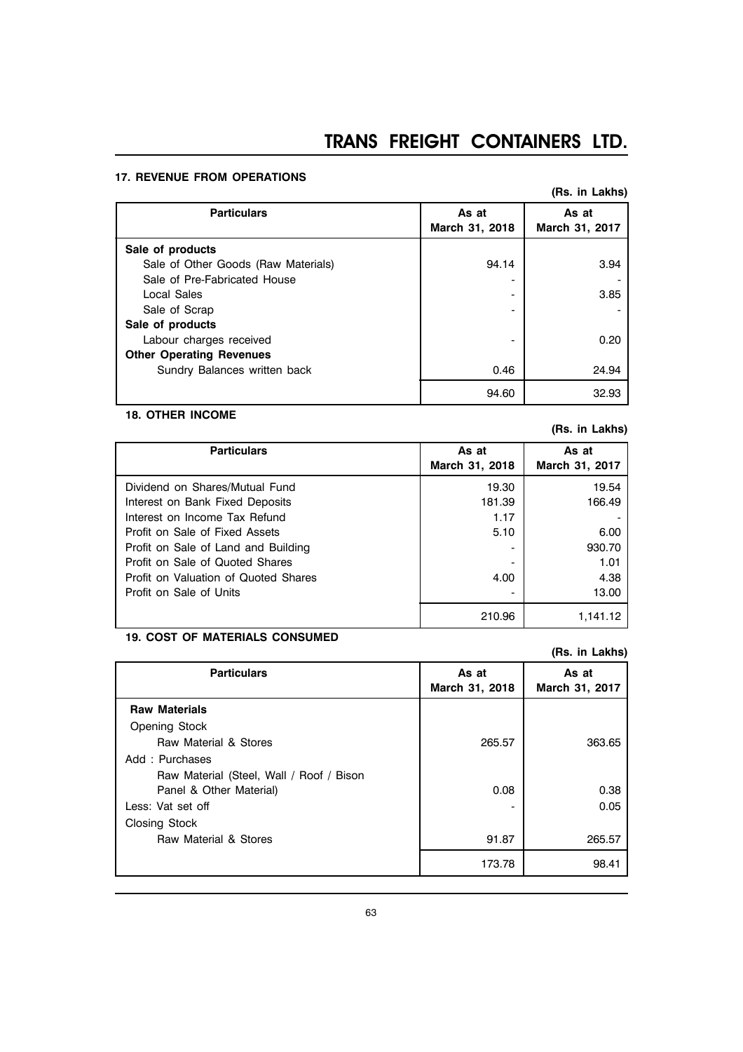### 17. REVENUE FROM OPERATIONS

**(Rs. in Lakhs)**

| Particulars | As at March 31, 2018 | As at March 31, 2017 |
|---|---|---|
| **Sale of products** | | |
| Sale of Other Goods (Raw Materials) | 94.14 | 3.94 |
| Sale of Pre-Fabricated House | - | - |
| Local Sales | - | 3.85 |
| Sale of Scrap | - | - |
| **Sale of products** | | |
| Labour charges received | - | 0.20 |
| **Other Operating Revenues** | | |
| Sundry Balances written back | 0.46 | 24.94 |
| | 94.60 | 32.93 |

### 18. OTHER INCOME

**(Rs. in Lakhs)**

| Particulars | As at March 31, 2018 | As at March 31, 2017 |
|---|---|---|
| Dividend on Shares/Mutual Fund | 19.30 | 19.54 |
| Interest on Bank Fixed Deposits | 181.39 | 166.49 |
| Interest on Income Tax Refund | 1.17 | - |
| Profit on Sale of Fixed Assets | 5.10 | 6.00 |
| Profit on Sale of Land and Building | - | 930.70 |
| Profit on Sale of Quoted Shares | - | 1.01 |
| Profit on Valuation of Quoted Shares | 4.00 | 4.38 |
| Profit on Sale of Units | - | 13.00 |
| | 210.96 | 1,141.12 |

### 19. COST OF MATERIALS CONSUMED

**(Rs. in Lakhs)**

| Particulars | As at March 31, 2018 | As at March 31, 2017 |
|---|---|---|
| **Raw Materials** | | |
| Opening Stock | | |
| Raw Material & Stores | 265.57 | 363.65 |
| Add : Purchases | | |
| Raw Material (Steel, Wall / Roof / Bison Panel & Other Material) | 0.08 | 0.38 |
| Less: Vat set off | - | 0.05 |
| Closing Stock | | |
| Raw Material & Stores | 91.87 | 265.57 |
| | 173.78 | 98.41 |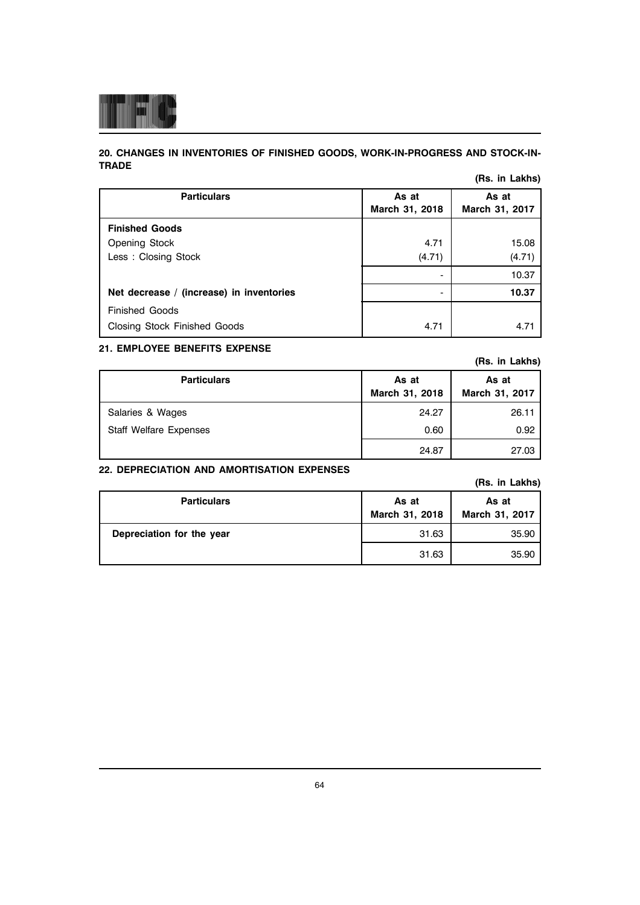## 20. CHANGES IN INVENTORIES OF FINISHED GOODS, WORK-IN-PROGRESS AND STOCK-IN-TRADE

**(Rs. in Lakhs)**

| Particulars | As at March 31, 2018 | As at March 31, 2017 |
|---|---|---|
| **Finished Goods** | | |
| Opening Stock | 4.71 | 15.08 |
| Less : Closing Stock | (4.71) | (4.71) |
| | - | 10.37 |
| **Net decrease / (increase) in inventories** | - | **10.37** |
| Finished Goods | | |
| Closing Stock Finished Goods | 4.71 | 4.71 |

## 21. EMPLOYEE BENEFITS EXPENSE

**(Rs. in Lakhs)**

| Particulars | As at March 31, 2018 | As at March 31, 2017 |
|---|---|---|
| Salaries & Wages | 24.27 | 26.11 |
| Staff Welfare Expenses | 0.60 | 0.92 |
| | 24.87 | 27.03 |

## 22. DEPRECIATION AND AMORTISATION EXPENSES

**(Rs. in Lakhs)**

| Particulars | As at March 31, 2018 | As at March 31, 2017 |
|---|---|---|
| **Depreciation for the year** | 31.63 | 35.90 |
| | 31.63 | 35.90 |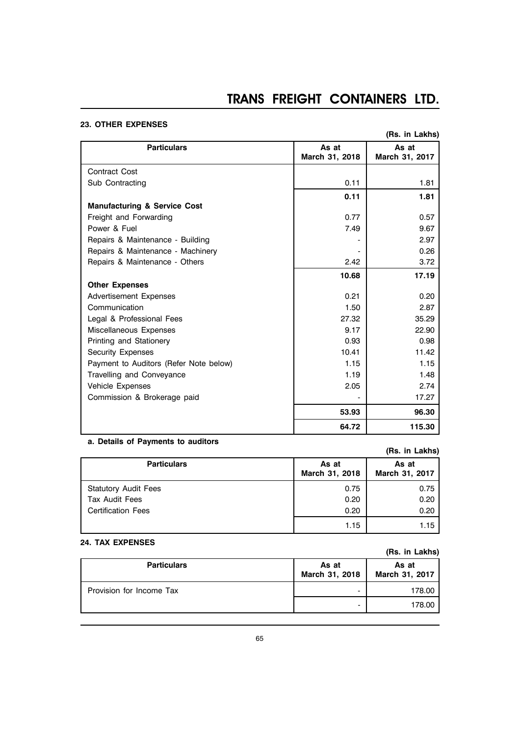## 23. OTHER EXPENSES

(Rs. in Lakhs)

| Particulars | As at March 31, 2018 | As at March 31, 2017 |
|---|---|---|
| Contract Cost | | |
| Sub Contracting | 0.11 | 1.81 |
| | **0.11** | **1.81** |
| **Manufacturing & Service Cost** | | |
| Freight and Forwarding | 0.77 | 0.57 |
| Power & Fuel | 7.49 | 9.67 |
| Repairs & Maintenance - Building | - | 2.97 |
| Repairs & Maintenance - Machinery | - | 0.26 |
| Repairs & Maintenance - Others | 2.42 | 3.72 |
| | **10.68** | **17.19** |
| **Other Expenses** | | |
| Advertisement Expenses | 0.21 | 0.20 |
| Communication | 1.50 | 2.87 |
| Legal & Professional Fees | 27.32 | 35.29 |
| Miscellaneous Expenses | 9.17 | 22.90 |
| Printing and Stationery | 0.93 | 0.98 |
| Security Expenses | 10.41 | 11.42 |
| Payment to Auditors (Refer Note below) | 1.15 | 1.15 |
| Travelling and Conveyance | 1.19 | 1.48 |
| Vehicle Expenses | 2.05 | 2.74 |
| Commission & Brokerage paid | - | 17.27 |
| | **53.93** | **96.30** |
| | **64.72** | **115.30** |

**a. Details of Payments to auditors**

(Rs. in Lakhs)

| Particulars | As at March 31, 2018 | As at March 31, 2017 |
|---|---|---|
| Statutory Audit Fees | 0.75 | 0.75 |
| Tax Audit Fees | 0.20 | 0.20 |
| Certification Fees | 0.20 | 0.20 |
| | 1.15 | 1.15 |

## 24. TAX EXPENSES

(Rs. in Lakhs)

| Particulars | As at March 31, 2018 | As at March 31, 2017 |
|---|---|---|
| Provision for Income Tax | - | 178.00 |
| | - | 178.00 |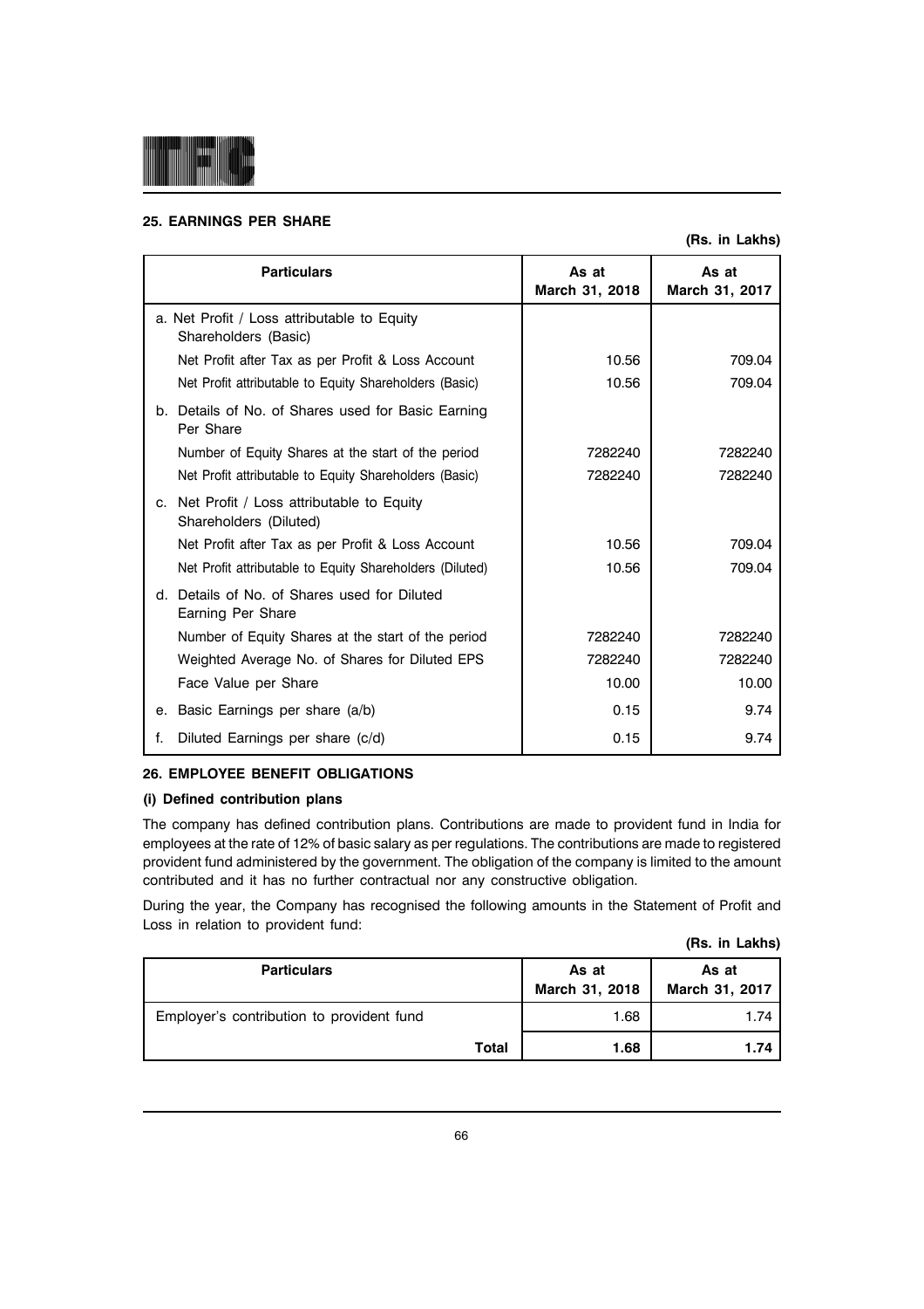## 25. EARNINGS PER SHARE

**(Rs. in Lakhs)**

| Particulars | As at March 31, 2018 | As at March 31, 2017 |
|---|---|---|
| a. Net Profit / Loss attributable to Equity Shareholders (Basic) | | |
| Net Profit after Tax as per Profit & Loss Account | 10.56 | 709.04 |
| Net Profit attributable to Equity Shareholders (Basic) | 10.56 | 709.04 |
| b. Details of No. of Shares used for Basic Earning Per Share | | |
| Number of Equity Shares at the start of the period | 7282240 | 7282240 |
| Net Profit attributable to Equity Shareholders (Basic) | 7282240 | 7282240 |
| c. Net Profit / Loss attributable to Equity Shareholders (Diluted) | | |
| Net Profit after Tax as per Profit & Loss Account | 10.56 | 709.04 |
| Net Profit attributable to Equity Shareholders (Diluted) | 10.56 | 709.04 |
| d. Details of No. of Shares used for Diluted Earning Per Share | | |
| Number of Equity Shares at the start of the period | 7282240 | 7282240 |
| Weighted Average No. of Shares for Diluted EPS | 7282240 | 7282240 |
| Face Value per Share | 10.00 | 10.00 |
| e. Basic Earnings per share (a/b) | 0.15 | 9.74 |
| f. Diluted Earnings per share (c/d) | 0.15 | 9.74 |

## 26. EMPLOYEE BENEFIT OBLIGATIONS

### (i) Defined contribution plans

The company has defined contribution plans. Contributions are made to provident fund in India for employees at the rate of 12% of basic salary as per regulations. The contributions are made to registered provident fund administered by the government. The obligation of the company is limited to the amount contributed and it has no further contractual nor any constructive obligation.

During the year, the Company has recognised the following amounts in the Statement of Profit and Loss in relation to provident fund:

**(Rs. in Lakhs)**

| Particulars | As at March 31, 2018 | As at March 31, 2017 |
|---|---|---|
| Employer's contribution to provident fund | 1.68 | 1.74 |
| **Total** | **1.68** | **1.74** |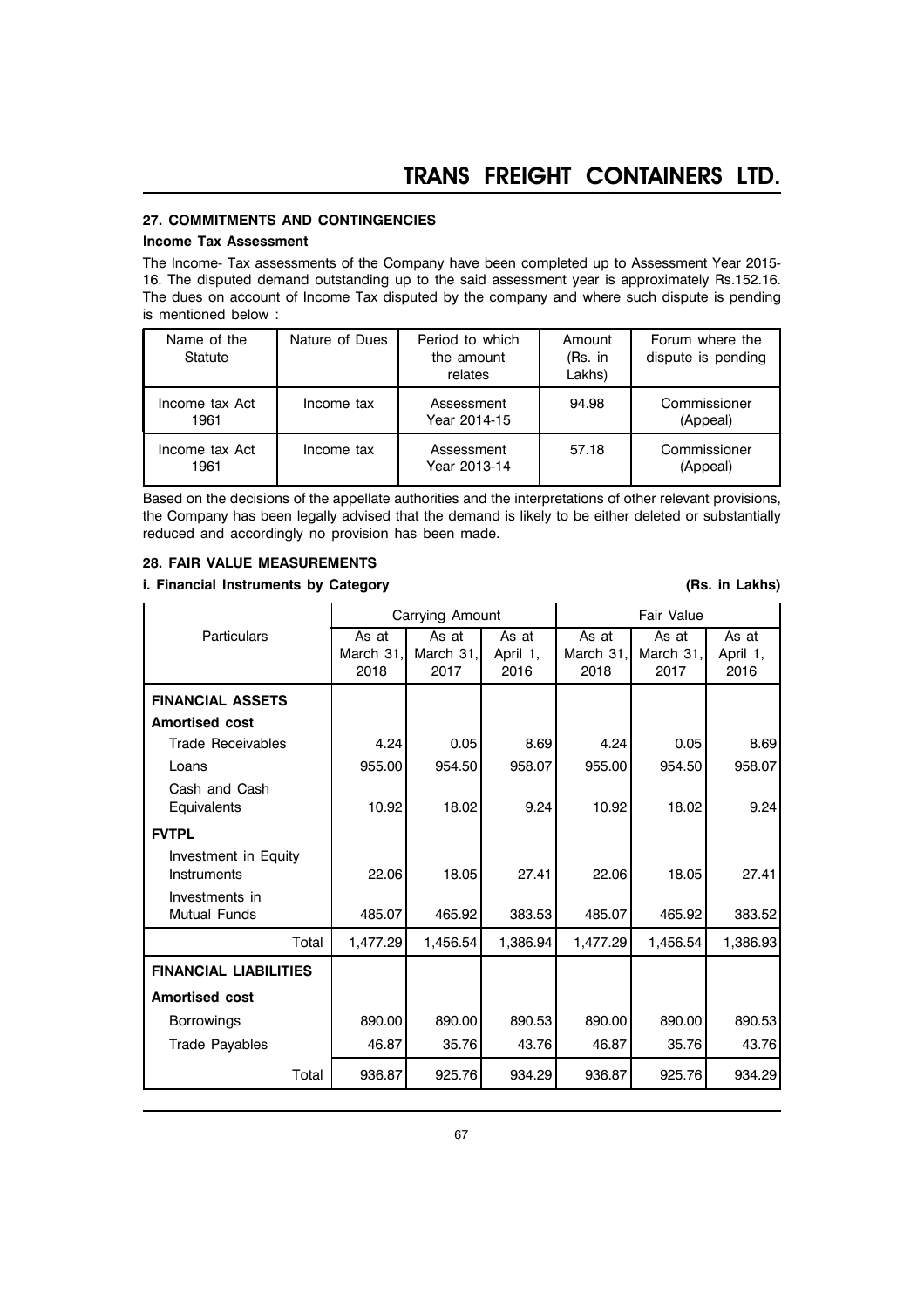## 27. COMMITMENTS AND CONTINGENCIES

### Income Tax Assessment

The Income- Tax assessments of the Company have been completed up to Assessment Year 2015-16. The disputed demand outstanding up to the said assessment year is approximately Rs.152.16. The dues on account of Income Tax disputed by the company and where such dispute is pending is mentioned below :

| Name of the Statute | Nature of Dues | Period to which the amount relates | Amount (Rs. in Lakhs) | Forum where the dispute is pending |
|---|---|---|---|---|
| Income tax Act 1961 | Income tax | Assessment Year 2014-15 | 94.98 | Commissioner (Appeal) |
| Income tax Act 1961 | Income tax | Assessment Year 2013-14 | 57.18 | Commissioner (Appeal) |

Based on the decisions of the appellate authorities and the interpretations of other relevant provisions, the Company has been legally advised that the demand is likely to be either deleted or substantially reduced and accordingly no provision has been made.

## 28. FAIR VALUE MEASUREMENTS

### i. Financial Instruments by Category (Rs. in Lakhs)

| Particulars | Carrying Amount | | | Fair Value | | |
|---|---|---|---|---|---|---|
| | As at March 31, 2018 | As at March 31, 2017 | As at April 1, 2016 | As at March 31, 2018 | As at March 31, 2017 | As at April 1, 2016 |
| **FINANCIAL ASSETS** | | | | | | |
| **Amortised cost** | | | | | | |
| Trade Receivables | 4.24 | 0.05 | 8.69 | 4.24 | 0.05 | 8.69 |
| Loans | 955.00 | 954.50 | 958.07 | 955.00 | 954.50 | 958.07 |
| Cash and Cash Equivalents | 10.92 | 18.02 | 9.24 | 10.92 | 18.02 | 9.24 |
| **FVTPL** | | | | | | |
| Investment in Equity Instruments | 22.06 | 18.05 | 27.41 | 22.06 | 18.05 | 27.41 |
| Investments in Mutual Funds | 485.07 | 465.92 | 383.53 | 485.07 | 465.92 | 383.52 |
| Total | 1,477.29 | 1,456.54 | 1,386.94 | 1,477.29 | 1,456.54 | 1,386.93 |
| **FINANCIAL LIABILITIES** | | | | | | |
| **Amortised cost** | | | | | | |
| Borrowings | 890.00 | 890.00 | 890.53 | 890.00 | 890.00 | 890.53 |
| Trade Payables | 46.87 | 35.76 | 43.76 | 46.87 | 35.76 | 43.76 |
| Total | 936.87 | 925.76 | 934.29 | 936.87 | 925.76 | 934.29 |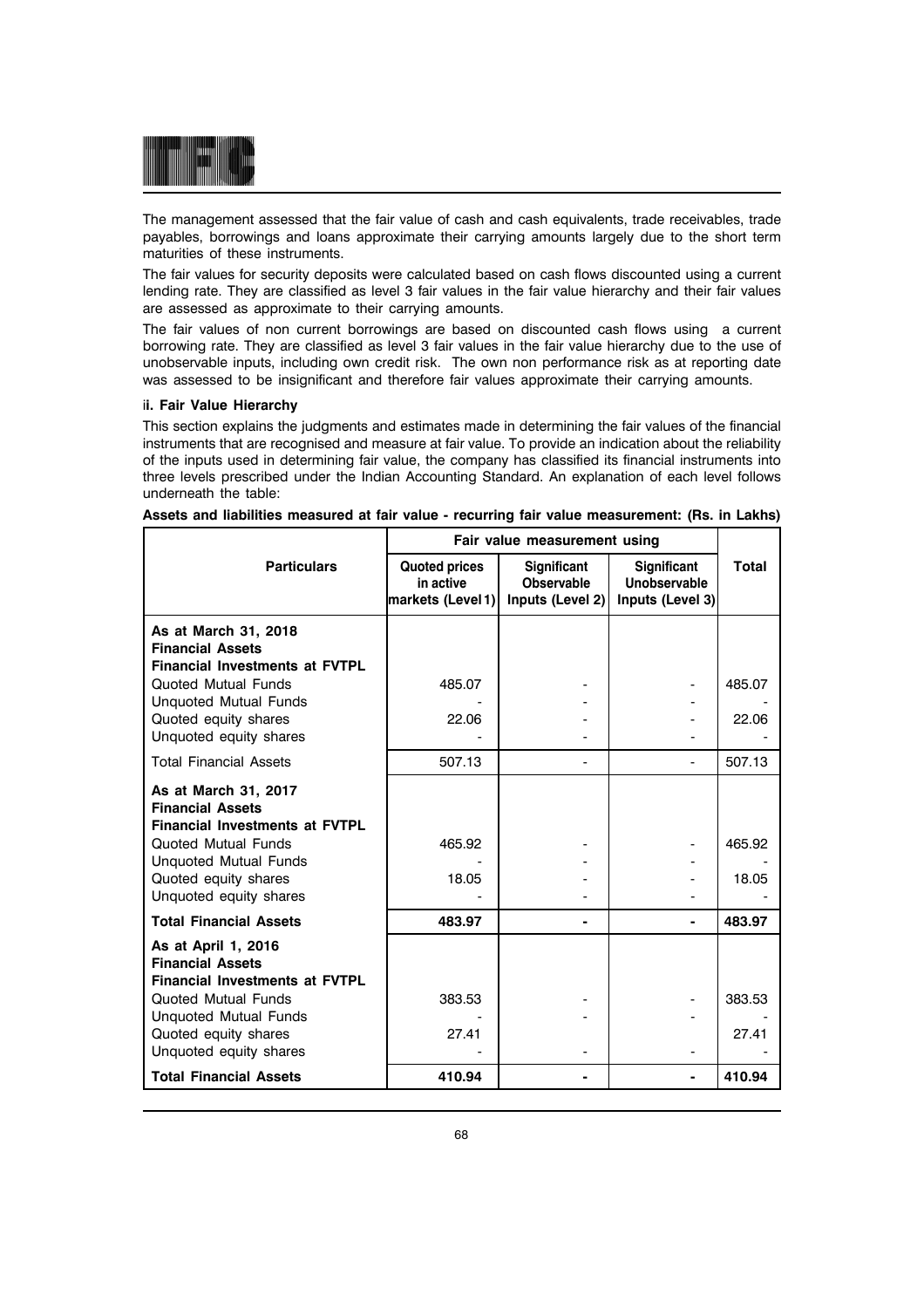The management assessed that the fair value of cash and cash equivalents, trade receivables, trade payables, borrowings and loans approximate their carrying amounts largely due to the short term maturities of these instruments.

The fair values for security deposits were calculated based on cash flows discounted using a current lending rate. They are classified as level 3 fair values in the fair value hierarchy and their fair values are assessed as approximate to their carrying amounts.

The fair values of non current borrowings are based on discounted cash flows using a current borrowing rate. They are classified as level 3 fair values in the fair value hierarchy due to the use of unobservable inputs, including own credit risk. The own non performance risk as at reporting date was assessed to be insignificant and therefore fair values approximate their carrying amounts.

**ii. Fair Value Hierarchy**

This section explains the judgments and estimates made in determining the fair values of the financial instruments that are recognised and measure at fair value. To provide an indication about the reliability of the inputs used in determining fair value, the company has classified its financial instruments into three levels prescribed under the Indian Accounting Standard. An explanation of each level follows underneath the table:

**Assets and liabilities measured at fair value - recurring fair value measurement: (Rs. in Lakhs)**

| Particulars | Fair value measurement using | | | Total |
|---|---|---|---|---|
| | Quoted prices in active markets (Level 1) | Significant Observable Inputs (Level 2) | Significant Unobservable Inputs (Level 3) | |
| **As at March 31, 2018** | | | | |
| **Financial Assets** | | | | |
| **Financial Investments at FVTPL** | | | | |
| Quoted Mutual Funds | 485.07 | - | - | 485.07 |
| Unquoted Mutual Funds | - | - | - | - |
| Quoted equity shares | 22.06 | - | - | 22.06 |
| Unquoted equity shares | - | - | - | - |
| Total Financial Assets | 507.13 | - | - | 507.13 |
| **As at March 31, 2017** | | | | |
| **Financial Assets** | | | | |
| **Financial Investments at FVTPL** | | | | |
| Quoted Mutual Funds | 465.92 | - | - | 465.92 |
| Unquoted Mutual Funds | - | - | - | - |
| Quoted equity shares | 18.05 | - | - | 18.05 |
| Unquoted equity shares | - | - | - | - |
| **Total Financial Assets** | **483.97** | **-** | **-** | **483.97** |
| **As at April 1, 2016** | | | | |
| **Financial Assets** | | | | |
| **Financial Investments at FVTPL** | | | | |
| Quoted Mutual Funds | 383.53 | - | - | 383.53 |
| Unquoted Mutual Funds | - | - | - | - |
| Quoted equity shares | 27.41 | | | 27.41 |
| Unquoted equity shares | - | - | - | - |
| **Total Financial Assets** | **410.94** | **-** | **-** | **410.94** |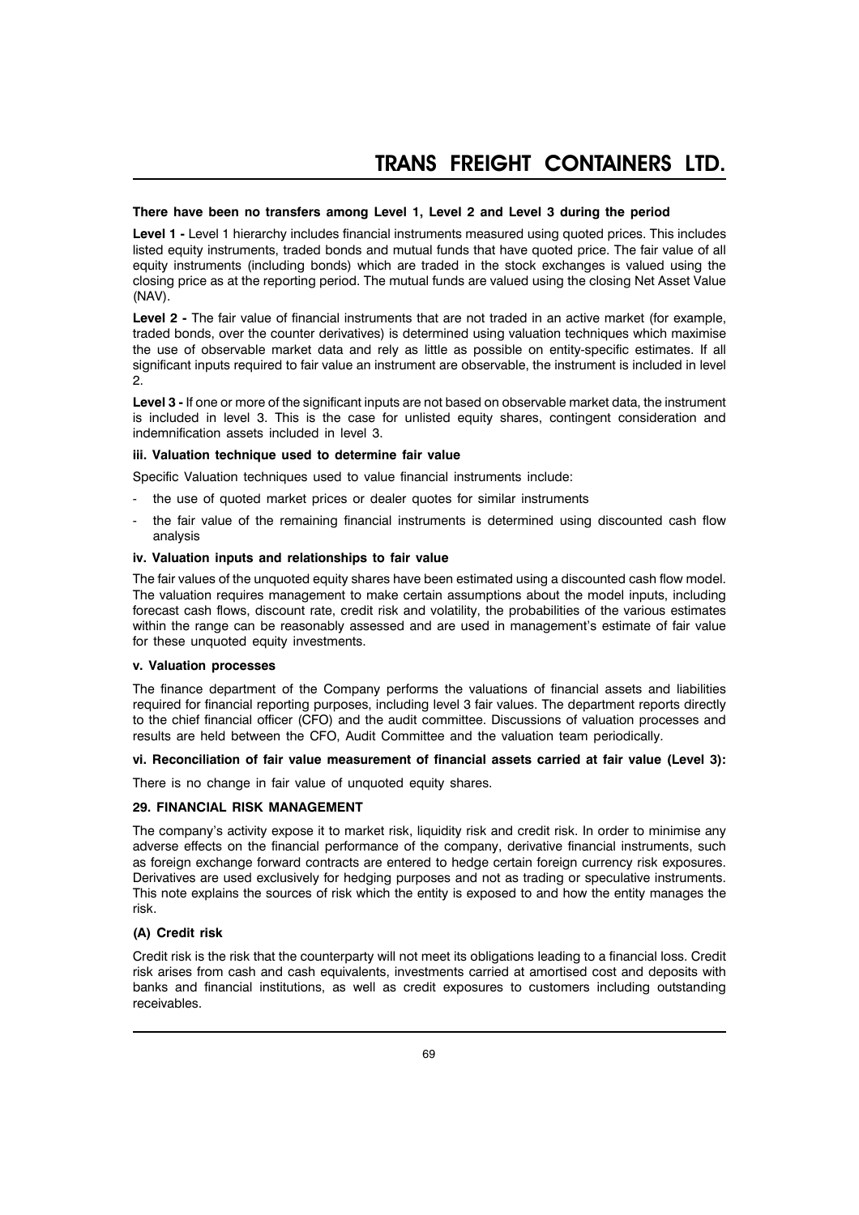**There have been no transfers among Level 1, Level 2 and Level 3 during the period**

**Level 1 -** Level 1 hierarchy includes financial instruments measured using quoted prices. This includes listed equity instruments, traded bonds and mutual funds that have quoted price. The fair value of all equity instruments (including bonds) which are traded in the stock exchanges is valued using the closing price as at the reporting period. The mutual funds are valued using the closing Net Asset Value (NAV).

**Level 2 -** The fair value of financial instruments that are not traded in an active market (for example, traded bonds, over the counter derivatives) is determined using valuation techniques which maximise the use of observable market data and rely as little as possible on entity-specific estimates. If all significant inputs required to fair value an instrument are observable, the instrument is included in level 2.

**Level 3 -** If one or more of the significant inputs are not based on observable market data, the instrument is included in level 3. This is the case for unlisted equity shares, contingent consideration and indemnification assets included in level 3.

**iii. Valuation technique used to determine fair value**

Specific Valuation techniques used to value financial instruments include:

- the use of quoted market prices or dealer quotes for similar instruments
- the fair value of the remaining financial instruments is determined using discounted cash flow analysis

**iv. Valuation inputs and relationships to fair value**

The fair values of the unquoted equity shares have been estimated using a discounted cash flow model. The valuation requires management to make certain assumptions about the model inputs, including forecast cash flows, discount rate, credit risk and volatility, the probabilities of the various estimates within the range can be reasonably assessed and are used in management's estimate of fair value for these unquoted equity investments.

**v. Valuation processes**

The finance department of the Company performs the valuations of financial assets and liabilities required for financial reporting purposes, including level 3 fair values. The department reports directly to the chief financial officer (CFO) and the audit committee. Discussions of valuation processes and results are held between the CFO, Audit Committee and the valuation team periodically.

**vi. Reconciliation of fair value measurement of financial assets carried at fair value (Level 3):**

There is no change in fair value of unquoted equity shares.

**29. FINANCIAL RISK MANAGEMENT**

The company's activity expose it to market risk, liquidity risk and credit risk. In order to minimise any adverse effects on the financial performance of the company, derivative financial instruments, such as foreign exchange forward contracts are entered to hedge certain foreign currency risk exposures. Derivatives are used exclusively for hedging purposes and not as trading or speculative instruments. This note explains the sources of risk which the entity is exposed to and how the entity manages the risk.

**(A) Credit risk**

Credit risk is the risk that the counterparty will not meet its obligations leading to a financial loss. Credit risk arises from cash and cash equivalents, investments carried at amortised cost and deposits with banks and financial institutions, as well as credit exposures to customers including outstanding receivables.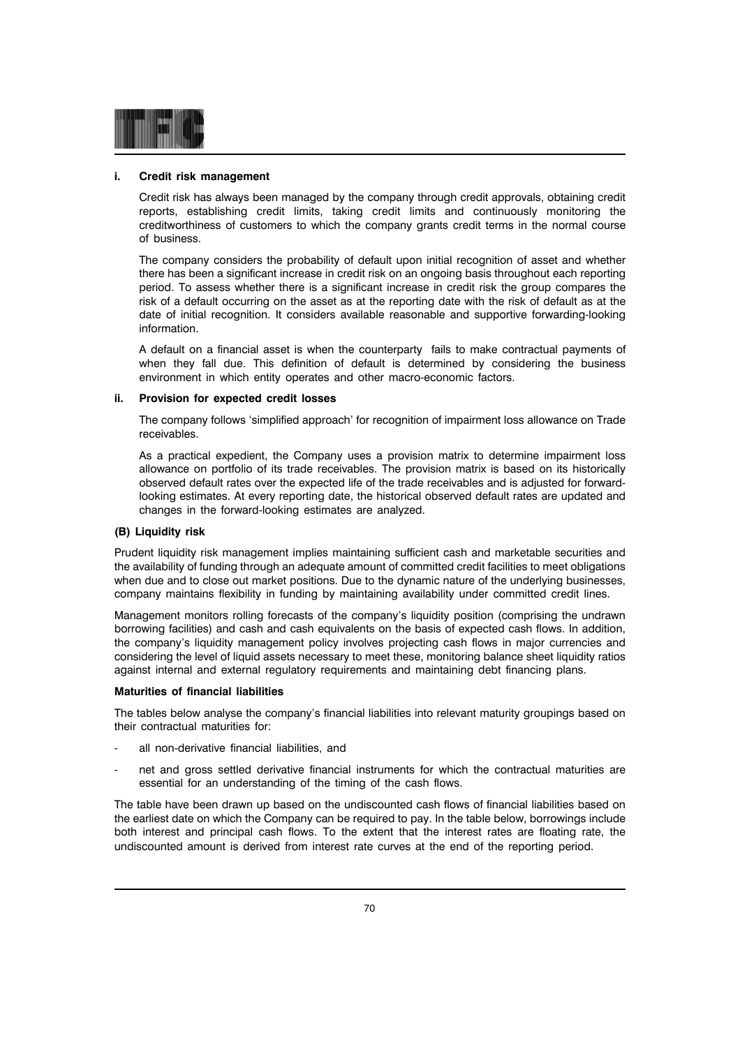### i. Credit risk management

Credit risk has always been managed by the company through credit approvals, obtaining credit reports, establishing credit limits, taking credit limits and continuously monitoring the creditworthiness of customers to which the company grants credit terms in the normal course of business.

The company considers the probability of default upon initial recognition of asset and whether there has been a significant increase in credit risk on an ongoing basis throughout each reporting period. To assess whether there is a significant increase in credit risk the group compares the risk of a default occurring on the asset as at the reporting date with the risk of default as at the date of initial recognition. It considers available reasonable and supportive forwarding-looking information.

A default on a financial asset is when the counterparty fails to make contractual payments of when they fall due. This definition of default is determined by considering the business environment in which entity operates and other macro-economic factors.

### ii. Provision for expected credit losses

The company follows 'simplified approach' for recognition of impairment loss allowance on Trade receivables.

As a practical expedient, the Company uses a provision matrix to determine impairment loss allowance on portfolio of its trade receivables. The provision matrix is based on its historically observed default rates over the expected life of the trade receivables and is adjusted for forward-looking estimates. At every reporting date, the historical observed default rates are updated and changes in the forward-looking estimates are analyzed.

### (B) Liquidity risk

Prudent liquidity risk management implies maintaining sufficient cash and marketable securities and the availability of funding through an adequate amount of committed credit facilities to meet obligations when due and to close out market positions. Due to the dynamic nature of the underlying businesses, company maintains flexibility in funding by maintaining availability under committed credit lines.

Management monitors rolling forecasts of the company's liquidity position (comprising the undrawn borrowing facilities) and cash and cash equivalents on the basis of expected cash flows. In addition, the company's liquidity management policy involves projecting cash flows in major currencies and considering the level of liquid assets necessary to meet these, monitoring balance sheet liquidity ratios against internal and external regulatory requirements and maintaining debt financing plans.

#### Maturities of financial liabilities

The tables below analyse the company's financial liabilities into relevant maturity groupings based on their contractual maturities for:

- all non-derivative financial liabilities, and
- net and gross settled derivative financial instruments for which the contractual maturities are essential for an understanding of the timing of the cash flows.

The table have been drawn up based on the undiscounted cash flows of financial liabilities based on the earliest date on which the Company can be required to pay. In the table below, borrowings include both interest and principal cash flows. To the extent that the interest rates are floating rate, the undiscounted amount is derived from interest rate curves at the end of the reporting period.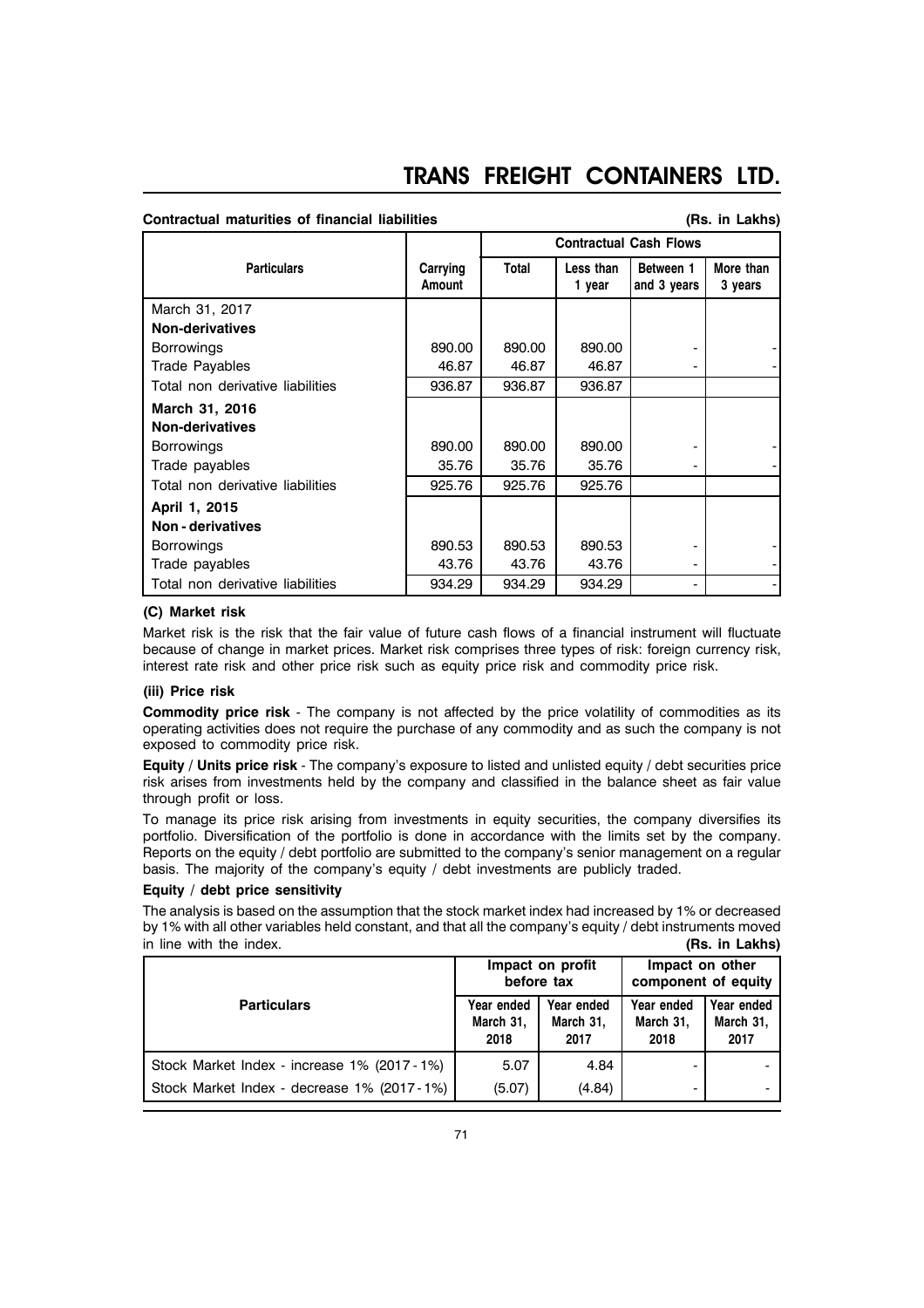**Contractual maturities of financial liabilities** **(Rs. in Lakhs)**

| Particulars | Carrying Amount | Contractual Cash Flows | | | |
|---|---|---|---|---|---|
| | | Total | Less than 1 year | Between 1 and 3 years | More than 3 years |
| March 31, 2017 | | | | | |
| **Non-derivatives** | | | | | |
| Borrowings | 890.00 | 890.00 | 890.00 | - | - |
| Trade Payables | 46.87 | 46.87 | 46.87 | - | - |
| Total non derivative liabilities | 936.87 | 936.87 | 936.87 | | |
| **March 31, 2016** | | | | | |
| **Non-derivatives** | | | | | |
| Borrowings | 890.00 | 890.00 | 890.00 | - | - |
| Trade payables | 35.76 | 35.76 | 35.76 | - | - |
| Total non derivative liabilities | 925.76 | 925.76 | 925.76 | | |
| **April 1, 2015** | | | | | |
| **Non - derivatives** | | | | | |
| Borrowings | 890.53 | 890.53 | 890.53 | - | - |
| Trade payables | 43.76 | 43.76 | 43.76 | - | - |
| Total non derivative liabilities | 934.29 | 934.29 | 934.29 | - | - |

**(C) Market risk**

Market risk is the risk that the fair value of future cash flows of a financial instrument will fluctuate because of change in market prices. Market risk comprises three types of risk: foreign currency risk, interest rate risk and other price risk such as equity price risk and commodity price risk.

**(iii) Price risk**

**Commodity price risk** - The company is not affected by the price volatility of commodities as its operating activities does not require the purchase of any commodity and as such the company is not exposed to commodity price risk.

**Equity / Units price risk** - The company's exposure to listed and unlisted equity / debt securities price risk arises from investments held by the company and classified in the balance sheet as fair value through profit or loss.

To manage its price risk arising from investments in equity securities, the company diversifies its portfolio. Diversification of the portfolio is done in accordance with the limits set by the company. Reports on the equity / debt portfolio are submitted to the company's senior management on a regular basis. The majority of the company's equity / debt investments are publicly traded.

**Equity / debt price sensitivity**

The analysis is based on the assumption that the stock market index had increased by 1% or decreased by 1% with all other variables held constant, and that all the company's equity / debt instruments moved in line with the index. **(Rs. in Lakhs)**

| Particulars | Impact on profit before tax | | Impact on other component of equity | |
|---|---|---|---|---|
| | Year ended March 31, 2018 | Year ended March 31, 2017 | Year ended March 31, 2018 | Year ended March 31, 2017 |
| Stock Market Index - increase 1% (2017 - 1%) | 5.07 | 4.84 | - | - |
| Stock Market Index - decrease 1% (2017 - 1%) | (5.07) | (4.84) | - | - |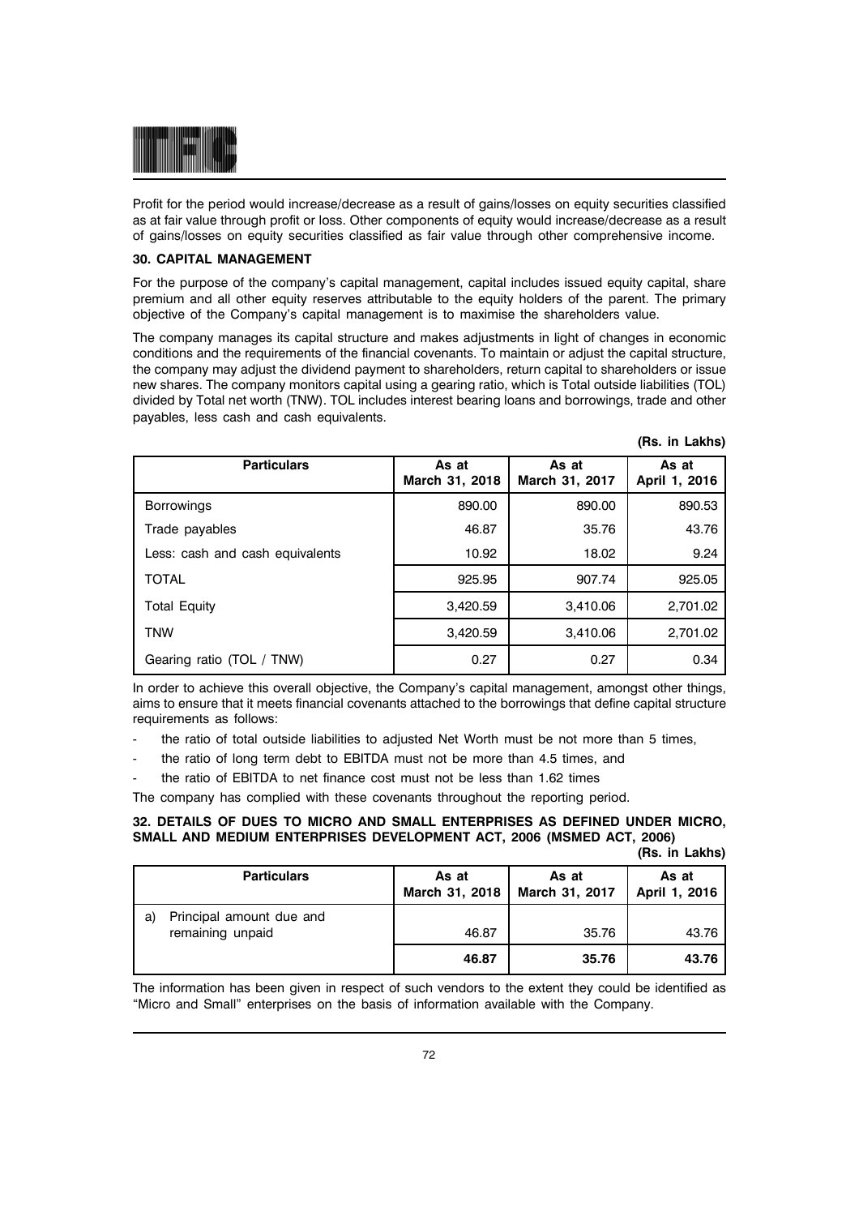Profit for the period would increase/decrease as a result of gains/losses on equity securities classified as at fair value through profit or loss. Other components of equity would increase/decrease as a result of gains/losses on equity securities classified as fair value through other comprehensive income.

**30. CAPITAL MANAGEMENT**

For the purpose of the company's capital management, capital includes issued equity capital, share premium and all other equity reserves attributable to the equity holders of the parent. The primary objective of the Company's capital management is to maximise the shareholders value.

The company manages its capital structure and makes adjustments in light of changes in economic conditions and the requirements of the financial covenants. To maintain or adjust the capital structure, the company may adjust the dividend payment to shareholders, return capital to shareholders or issue new shares. The company monitors capital using a gearing ratio, which is Total outside liabilities (TOL) divided by Total net worth (TNW). TOL includes interest bearing loans and borrowings, trade and other payables, less cash and cash equivalents.

**(Rs. in Lakhs)**

| Particulars | As at March 31, 2018 | As at March 31, 2017 | As at April 1, 2016 |
|---|---|---|---|
| Borrowings | 890.00 | 890.00 | 890.53 |
| Trade payables | 46.87 | 35.76 | 43.76 |
| Less: cash and cash equivalents | 10.92 | 18.02 | 9.24 |
| TOTAL | 925.95 | 907.74 | 925.05 |
| Total Equity | 3,420.59 | 3,410.06 | 2,701.02 |
| TNW | 3,420.59 | 3,410.06 | 2,701.02 |
| Gearing ratio (TOL / TNW) | 0.27 | 0.27 | 0.34 |

In order to achieve this overall objective, the Company's capital management, amongst other things, aims to ensure that it meets financial covenants attached to the borrowings that define capital structure requirements as follows:

- the ratio of total outside liabilities to adjusted Net Worth must be not more than 5 times,
- the ratio of long term debt to EBITDA must not be more than 4.5 times, and
- the ratio of EBITDA to net finance cost must not be less than 1.62 times

The company has complied with these covenants throughout the reporting period.

**32. DETAILS OF DUES TO MICRO AND SMALL ENTERPRISES AS DEFINED UNDER MICRO, SMALL AND MEDIUM ENTERPRISES DEVELOPMENT ACT, 2006 (MSMED ACT, 2006)**

**(Rs. in Lakhs)**

| Particulars | As at March 31, 2018 | As at March 31, 2017 | As at April 1, 2016 |
|---|---|---|---|
| a) Principal amount due and remaining unpaid | 46.87 | 35.76 | 43.76 |
| | **46.87** | **35.76** | **43.76** |

The information has been given in respect of such vendors to the extent they could be identified as "Micro and Small" enterprises on the basis of information available with the Company.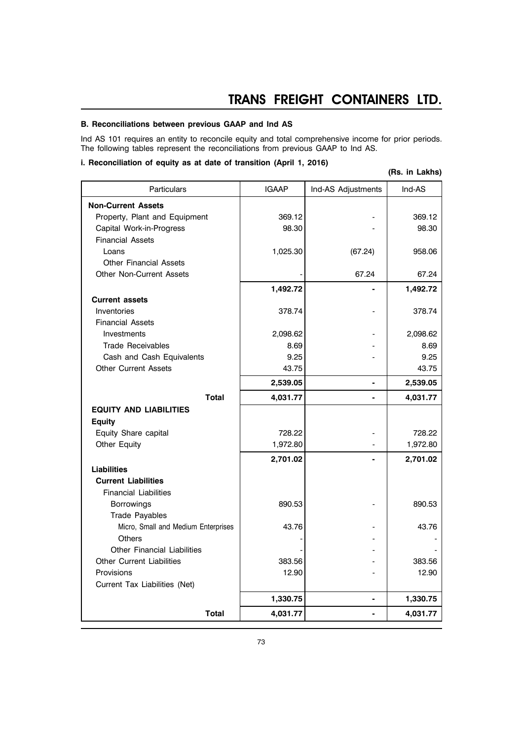### B. Reconciliations between previous GAAP and Ind AS

Ind AS 101 requires an entity to reconcile equity and total comprehensive income for prior periods. The following tables represent the reconciliations from previous GAAP to Ind AS.

#### i. Reconciliation of equity as at date of transition (April 1, 2016)

**(Rs. in Lakhs)**

| Particulars | IGAAP | Ind-AS Adjustments | Ind-AS |
|---|---|---|---|
| **Non-Current Assets** | | | |
| Property, Plant and Equipment | 369.12 | - | 369.12 |
| Capital Work-in-Progress | 98.30 | - | 98.30 |
| Financial Assets | | | |
| Loans | 1,025.30 | (67.24) | 958.06 |
| Other Financial Assets | | | |
| Other Non-Current Assets | - | 67.24 | 67.24 |
| | **1,492.72** | **-** | **1,492.72** |
| **Current assets** | | | |
| Inventories | 378.74 | - | 378.74 |
| Financial Assets | | | |
| Investments | 2,098.62 | - | 2,098.62 |
| Trade Receivables | 8.69 | - | 8.69 |
| Cash and Cash Equivalents | 9.25 | - | 9.25 |
| Other Current Assets | 43.75 | | 43.75 |
| | **2,539.05** | **-** | **2,539.05** |
| **Total** | **4,031.77** | **-** | **4,031.77** |
| **EQUITY AND LIABILITIES** | | | |
| **Equity** | | | |
| Equity Share capital | 728.22 | - | 728.22 |
| Other Equity | 1,972.80 | - | 1,972.80 |
| | **2,701.02** | **-** | **2,701.02** |
| **Liabilities** | | | |
| **Current Liabilities** | | | |
| Financial Liabilities | | | |
| Borrowings | 890.53 | - | 890.53 |
| Trade Payables | | | |
| Micro, Small and Medium Enterprises | 43.76 | - | 43.76 |
| Others | - | - | - |
| Other Financial Liabilities | - | - | - |
| Other Current Liabilities | 383.56 | - | 383.56 |
| Provisions | 12.90 | - | 12.90 |
| Current Tax Liabilities (Net) | | | |
| | **1,330.75** | **-** | **1,330.75** |
| **Total** | **4,031.77** | **-** | **4,031.77** |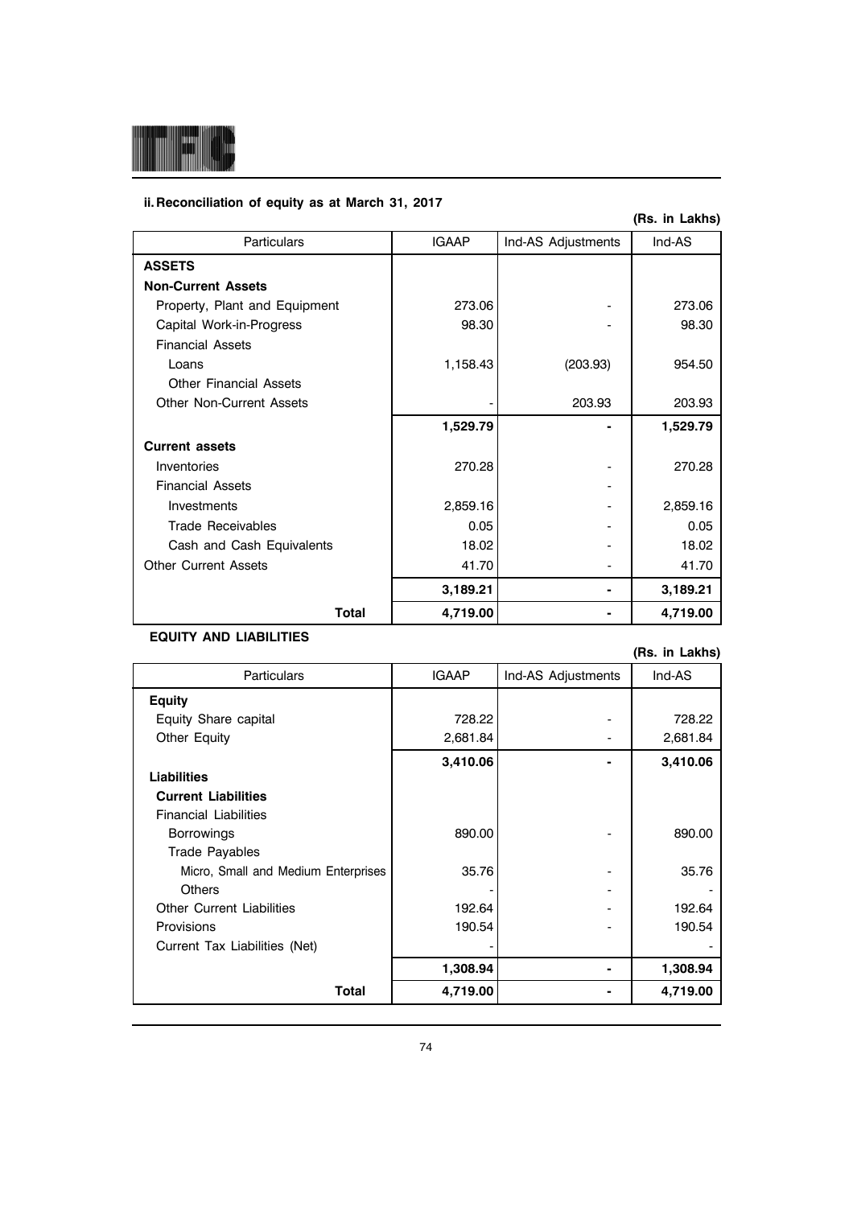### ii. Reconciliation of equity as at March 31, 2017

**(Rs. in Lakhs)**

| Particulars | IGAAP | Ind-AS Adjustments | Ind-AS |
|---|---|---|---|
| **ASSETS** | | | |
| **Non-Current Assets** | | | |
| Property, Plant and Equipment | 273.06 | - | 273.06 |
| Capital Work-in-Progress | 98.30 | - | 98.30 |
| Financial Assets | | | |
| Loans | 1,158.43 | (203.93) | 954.50 |
| Other Financial Assets | | | |
| Other Non-Current Assets | - | 203.93 | 203.93 |
| | **1,529.79** | **-** | **1,529.79** |
| **Current assets** | | | |
| Inventories | 270.28 | - | 270.28 |
| Financial Assets | | - | |
| Investments | 2,859.16 | - | 2,859.16 |
| Trade Receivables | 0.05 | - | 0.05 |
| Cash and Cash Equivalents | 18.02 | - | 18.02 |
| Other Current Assets | 41.70 | - | 41.70 |
| | **3,189.21** | **-** | **3,189.21** |
| **Total** | **4,719.00** | **-** | **4,719.00** |

**EQUITY AND LIABILITIES**

**(Rs. in Lakhs)**

| Particulars | IGAAP | Ind-AS Adjustments | Ind-AS |
|---|---|---|---|
| **Equity** | | | |
| Equity Share capital | 728.22 | - | 728.22 |
| Other Equity | 2,681.84 | - | 2,681.84 |
| | **3,410.06** | **-** | **3,410.06** |
| **Liabilities** | | | |
| **Current Liabilities** | | | |
| Financial Liabilities | | | |
| Borrowings | 890.00 | - | 890.00 |
| Trade Payables | | | |
| Micro, Small and Medium Enterprises | 35.76 | - | 35.76 |
| Others | - | - | - |
| Other Current Liabilities | 192.64 | - | 192.64 |
| Provisions | 190.54 | - | 190.54 |
| Current Tax Liabilities (Net) | - | | - |
| | **1,308.94** | **-** | **1,308.94** |
| **Total** | **4,719.00** | **-** | **4,719.00** |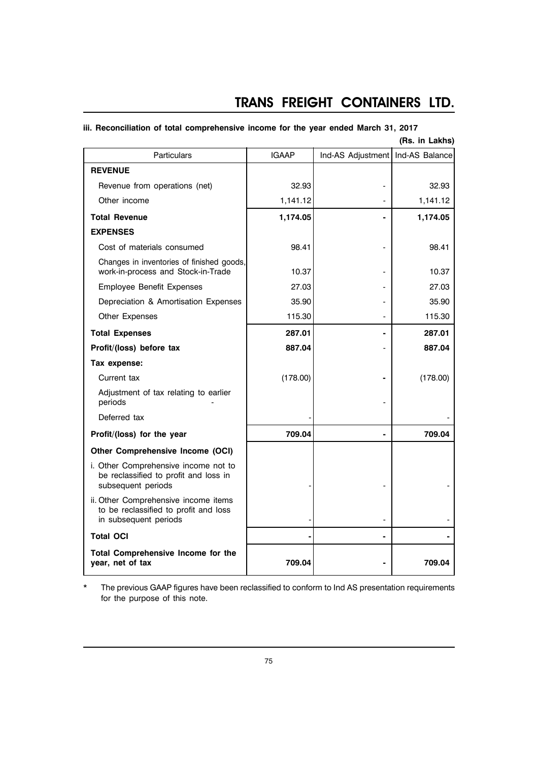### iii. Reconciliation of total comprehensive income for the year ended March 31, 2017

**(Rs. in Lakhs)**

| Particulars | IGAAP | Ind-AS Adjustment | Ind-AS Balance |
|---|---|---|---|
| **REVENUE** | | | |
| Revenue from operations (net) | 32.93 | - | 32.93 |
| Other income | 1,141.12 | - | 1,141.12 |
| **Total Revenue** | **1,174.05** | **-** | **1,174.05** |
| **EXPENSES** | | | |
| Cost of materials consumed | 98.41 | - | 98.41 |
| Changes in inventories of finished goods, work-in-process and Stock-in-Trade | 10.37 | - | 10.37 |
| Employee Benefit Expenses | 27.03 | - | 27.03 |
| Depreciation & Amortisation Expenses | 35.90 | - | 35.90 |
| Other Expenses | 115.30 | - | 115.30 |
| **Total Expenses** | **287.01** | **-** | **287.01** |
| **Profit/(loss) before tax** | **887.04** | - | **887.04** |
| **Tax expense:** | | | |
| Current tax | (178.00) | **-** | (178.00) |
| Adjustment of tax relating to earlier periods - | | - | |
| Deferred tax | - | | - |
| **Profit/(loss) for the year** | **709.04** | **-** | **709.04** |
| **Other Comprehensive Income (OCI)** | | | |
| i. Other Comprehensive income not to be reclassified to profit and loss in subsequent periods | - | - | - |
| ii. Other Comprehensive income items to be reclassified to profit and loss in subsequent periods | - | - | - |
| **Total OCI** | **-** | **-** | **-** |
| **Total Comprehensive Income for the year, net of tax** | **709.04** | **-** | **709.04** |

\* The previous GAAP figures have been reclassified to conform to Ind AS presentation requirements for the purpose of this note.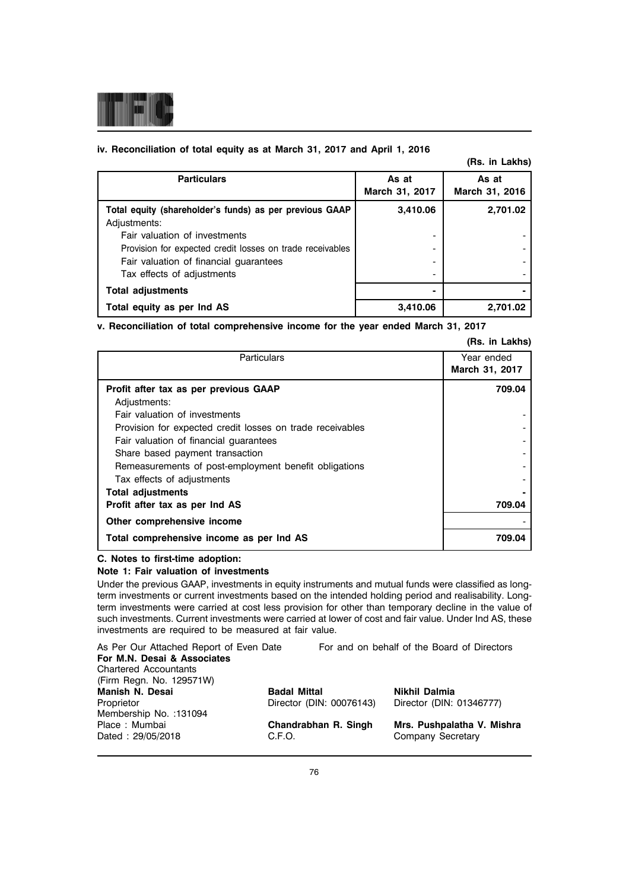**iv. Reconciliation of total equity as at March 31, 2017 and April 1, 2016**

**(Rs. in Lakhs)**

| Particulars | As at March 31, 2017 | As at March 31, 2016 |
|---|---|---|
| **Total equity (shareholder's funds) as per previous GAAP** | **3,410.06** | **2,701.02** |
| Adjustments: | | |
| Fair valuation of investments | - | - |
| Provision for expected credit losses on trade receivables | - | - |
| Fair valuation of financial guarantees | - | - |
| Tax effects of adjustments | - | - |
| **Total adjustments** | **-** | **-** |
| **Total equity as per Ind AS** | **3,410.06** | **2,701.02** |

**v. Reconciliation of total comprehensive income for the year ended March 31, 2017**

**(Rs. in Lakhs)**

| Particulars | Year ended March 31, 2017 |
|---|---|
| **Profit after tax as per previous GAAP** | **709.04** |
| Adjustments: | |
| Fair valuation of investments | - |
| Provision for expected credit losses on trade receivables | - |
| Fair valuation of financial guarantees | - |
| Share based payment transaction | - |
| Remeasurements of post-employment benefit obligations | - |
| Tax effects of adjustments | - |
| **Total adjustments** | **-** |
| **Profit after tax as per Ind AS** | **709.04** |
| **Other comprehensive income** | - |
| **Total comprehensive income as per Ind AS** | **709.04** |

**C. Notes to first-time adoption:**

**Note 1: Fair valuation of investments**

Under the previous GAAP, investments in equity instruments and mutual funds were classified as long-term investments or current investments based on the intended holding period and realisability. Long-term investments were carried at cost less provision for other than temporary decline in the value of such investments. Current investments were carried at lower of cost and fair value. Under Ind AS, these investments are required to be measured at fair value.

As Per Our Attached Report of Even Date
**For M.N. Desai & Associates**
Chartered Accountants
(Firm Regn. No. 129571W)
**Manish N. Desai**
Proprietor
Membership No. :131094
Place : Mumbai
Dated : 29/05/2018

For and on behalf of the Board of Directors

**Badal Mittal**
Director (DIN: 00076143)

**Nikhil Dalmia**
Director (DIN: 01346777)

**Chandrabhan R. Singh**
C.F.O.

**Mrs. Pushpalatha V. Mishra**
Company Secretary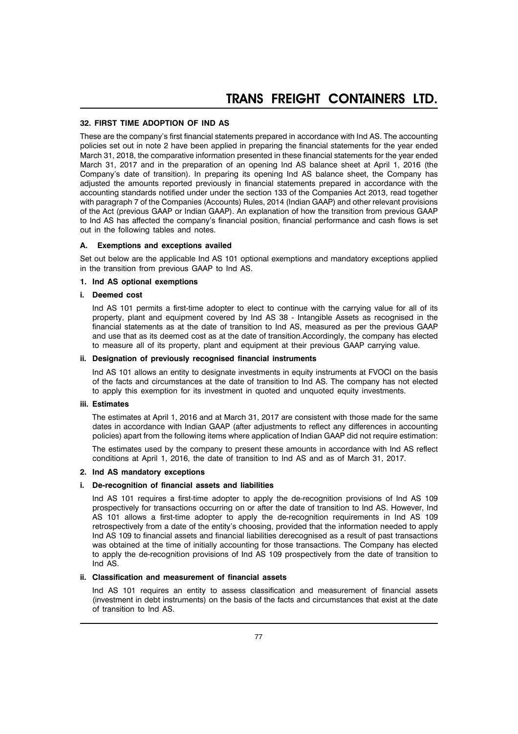## 32. FIRST TIME ADOPTION OF IND AS

These are the company's first financial statements prepared in accordance with Ind AS. The accounting policies set out in note 2 have been applied in preparing the financial statements for the year ended March 31, 2018, the comparative information presented in these financial statements for the year ended March 31, 2017 and in the preparation of an opening Ind AS balance sheet at April 1, 2016 (the Company's date of transition). In preparing its opening Ind AS balance sheet, the Company has adjusted the amounts reported previously in financial statements prepared in accordance with the accounting standards notified under under the section 133 of the Companies Act 2013, read together with paragraph 7 of the Companies (Accounts) Rules, 2014 (Indian GAAP) and other relevant provisions of the Act (previous GAAP or Indian GAAP). An explanation of how the transition from previous GAAP to Ind AS has affected the company's financial position, financial performance and cash flows is set out in the following tables and notes.

### A. Exemptions and exceptions availed

Set out below are the applicable Ind AS 101 optional exemptions and mandatory exceptions applied in the transition from previous GAAP to Ind AS.

#### 1. Ind AS optional exemptions

**i. Deemed cost**

Ind AS 101 permits a first-time adopter to elect to continue with the carrying value for all of its property, plant and equipment covered by Ind AS 38 - Intangible Assets as recognised in the financial statements as at the date of transition to Ind AS, measured as per the previous GAAP and use that as its deemed cost as at the date of transition.Accordingly, the company has elected to measure all of its property, plant and equipment at their previous GAAP carrying value.

**ii. Designation of previously recognised financial instruments**

Ind AS 101 allows an entity to designate investments in equity instruments at FVOCI on the basis of the facts and circumstances at the date of transition to Ind AS. The company has not elected to apply this exemption for its investment in quoted and unquoted equity investments.

**iii. Estimates**

The estimates at April 1, 2016 and at March 31, 2017 are consistent with those made for the same dates in accordance with Indian GAAP (after adjustments to reflect any differences in accounting policies) apart from the following items where application of Indian GAAP did not require estimation:

The estimates used by the company to present these amounts in accordance with Ind AS reflect conditions at April 1, 2016, the date of transition to Ind AS and as of March 31, 2017.

#### 2. Ind AS mandatory exceptions

**i. De-recognition of financial assets and liabilities**

Ind AS 101 requires a first-time adopter to apply the de-recognition provisions of Ind AS 109 prospectively for transactions occurring on or after the date of transition to Ind AS. However, Ind AS 101 allows a first-time adopter to apply the de-recognition requirements in Ind AS 109 retrospectively from a date of the entity's choosing, provided that the information needed to apply Ind AS 109 to financial assets and financial liabilities derecognised as a result of past transactions was obtained at the time of initially accounting for those transactions. The Company has elected to apply the de-recognition provisions of Ind AS 109 prospectively from the date of transition to Ind AS.

**ii. Classification and measurement of financial assets**

Ind AS 101 requires an entity to assess classification and measurement of financial assets (investment in debt instruments) on the basis of the facts and circumstances that exist at the date of transition to Ind AS.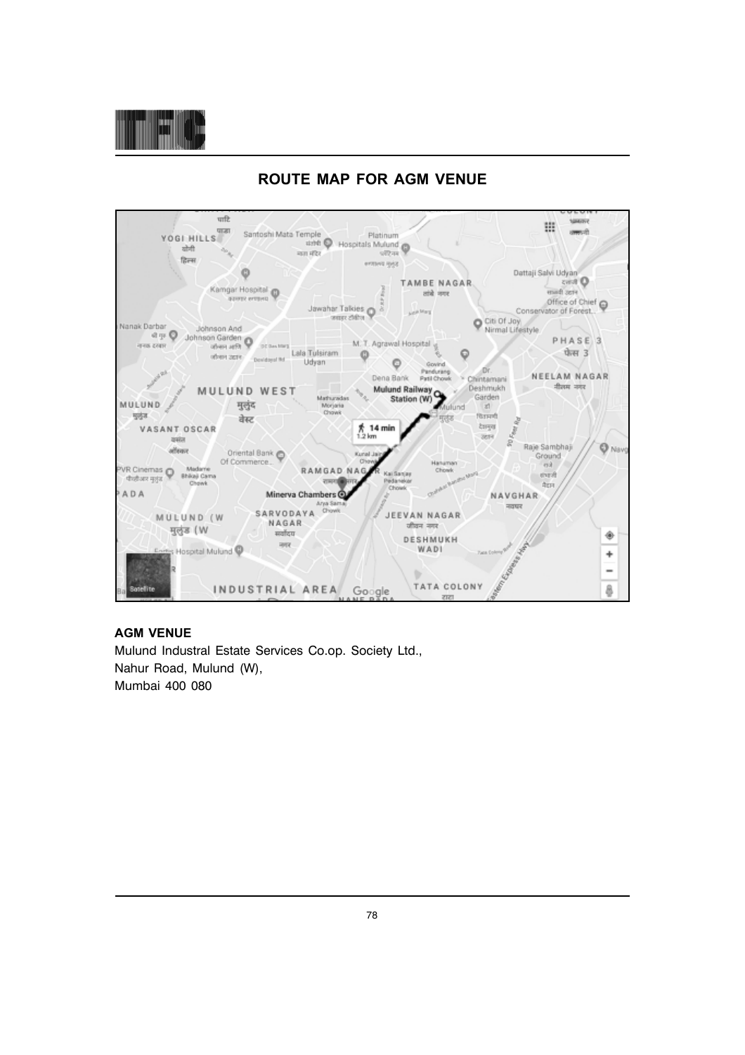## ROUTE MAP FOR AGM VENUE

**AGM VENUE**

Mulund Industral Estate Services Co.op. Society Ltd.,
Nahur Road, Mulund (W),
Mumbai 400 080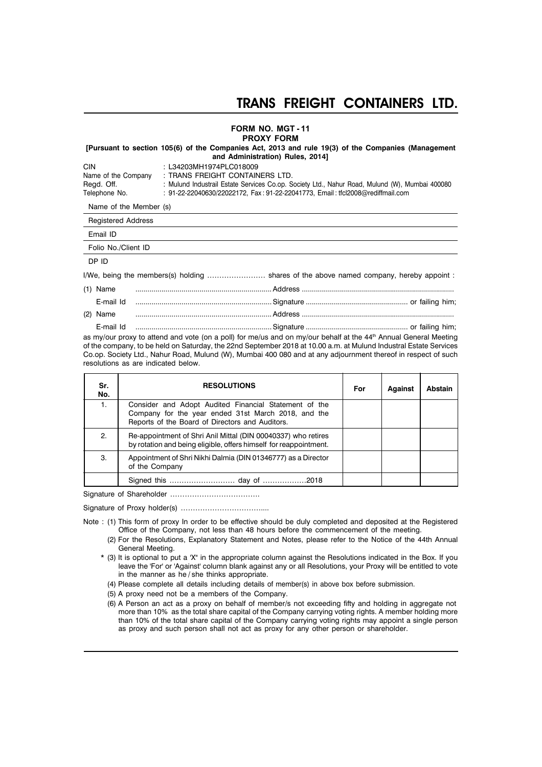# TRANS FREIGHT CONTAINERS LTD.

## FORM NO. MGT - 11
## PROXY FORM

**[Pursuant to section 105(6) of the Companies Act, 2013 and rule 19(3) of the Companies (Management and Administration) Rules, 2014]**

CIN : L34203MH1974PLC018009
Name of the Company : TRANS FREIGHT CONTAINERS LTD.
Regd. Off. : Mulund Industrail Estate Services Co.op. Society Ltd., Nahur Road, Mulund (W), Mumbai 400080
Telephone No. : 91-22-22040630/22022172, Fax : 91-22-22041773, Email : tfcl2008@rediffmail.com

Name of the Member (s)

Registered Address

Email ID

Folio No./Client ID

DP ID

I/We, being the members(s) holding …………………… shares of the above named company, hereby appoint :

(1) Name .................................................................. Address ..........................................................................
E-mail Id .................................................................. Signature .................................................. or failing him;

(2) Name .................................................................. Address ..........................................................................
E-mail Id .................................................................. Signature .................................................. or failing him;

as my/our proxy to attend and vote (on a poll) for me/us and on my/our behalf at the 44th Annual General Meeting of the company, to be held on Saturday, the 22nd September 2018 at 10.00 a.m. at Mulund Industral Estate Services Co.op. Society Ltd., Nahur Road, Mulund (W), Mumbai 400 080 and at any adjournment thereof in respect of such resolutions as are indicated below.

| Sr. No. | RESOLUTIONS | For | Against | Abstain |
|---|---|---|---|---|
| 1. | Consider and Adopt Audited Financial Statement of the Company for the year ended 31st March 2018, and the Reports of the Board of Directors and Auditors. | | | |
| 2. | Re-appointment of Shri Anil Mittal (DIN 00040337) who retires by rotation and being eligible, offers himself for reappointment. | | | |
| 3. | Appointment of Shri Nikhi Dalmia (DIN 01346777) as a Director of the Company | | | |
| | Signed this ……………………… day of ………………2018 | | | |

Signature of Shareholder ……………………………….

Signature of Proxy holder(s) ……………………………....

Note : (1) This form of proxy In order to be effective should be duly completed and deposited at the Registered Office of the Company, not less than 48 hours before the commencement of the meeting.

(2) For the Resolutions, Explanatory Statement and Notes, please refer to the Notice of the 44th Annual General Meeting.

* (3) It is optional to put a 'X' in the appropriate column against the Resolutions indicated in the Box. If you leave the 'For' or 'Against' column blank against any or all Resolutions, your Proxy will be entitled to vote in the manner as he / she thinks appropriate.

(4) Please complete all details including details of member(s) in above box before submission.

(5) A proxy need not be a members of the Company.

(6) A Person an act as a proxy on behalf of member/s not exceeding fifty and holding in aggregate not more than 10% as the total share capital of the Company carrying voting rights. A member holding more than 10% of the total share capital of the Company carrying voting rights may appoint a single person as proxy and such person shall not act as proxy for any other person or shareholder.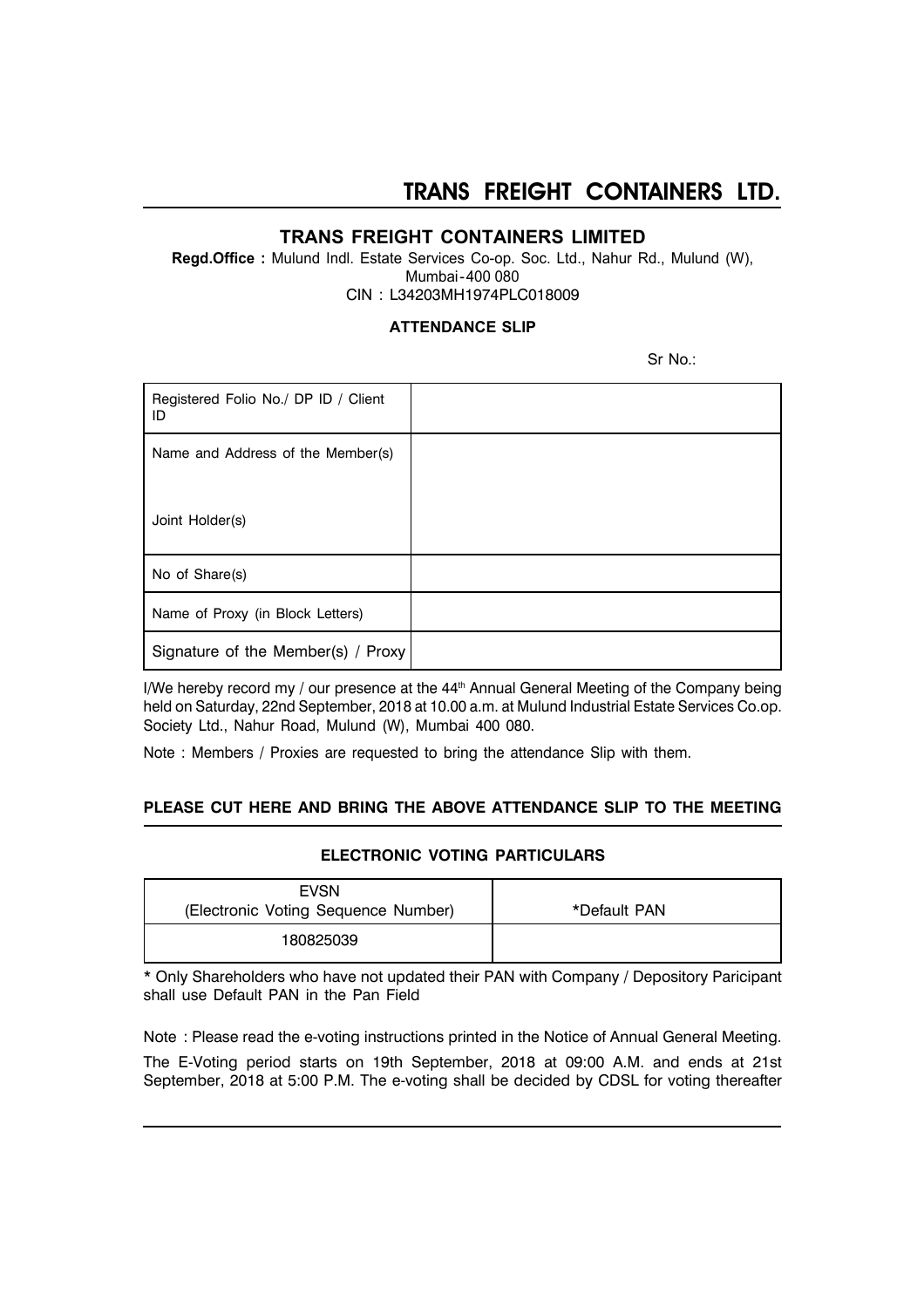# TRANS FREIGHT CONTAINERS LTD.

## TRANS FREIGHT CONTAINERS LIMITED

**Regd.Office :** Mulund Indl. Estate Services Co-op. Soc. Ltd., Nahur Rd., Mulund (W), Mumbai-400 080

CIN : L34203MH1974PLC018009

### ATTENDANCE SLIP

Sr No.:

| Registered Folio No./ DP ID / Client ID | |
|---|---|
| Name and Address of the Member(s)<br><br>Joint Holder(s) | |
| No of Share(s) | |
| Name of Proxy (in Block Letters) | |
| Signature of the Member(s) / Proxy | |

I/We hereby record my / our presence at the 44th Annual General Meeting of the Company being held on Saturday, 22nd September, 2018 at 10.00 a.m. at Mulund Industrial Estate Services Co.op. Society Ltd., Nahur Road, Mulund (W), Mumbai 400 080.

Note : Members / Proxies are requested to bring the attendance Slip with them.

**PLEASE CUT HERE AND BRING THE ABOVE ATTENDANCE SLIP TO THE MEETING**

### ELECTRONIC VOTING PARTICULARS

| EVSN (Electronic Voting Sequence Number) | *Default PAN |
|---|---|
| 180825039 | |

* Only Shareholders who have not updated their PAN with Company / Depository Paricipant shall use Default PAN in the Pan Field

Note : Please read the e-voting instructions printed in the Notice of Annual General Meeting.

The E-Voting period starts on 19th September, 2018 at 09:00 A.M. and ends at 21st September, 2018 at 5:00 P.M. The e-voting shall be decided by CDSL for voting thereafter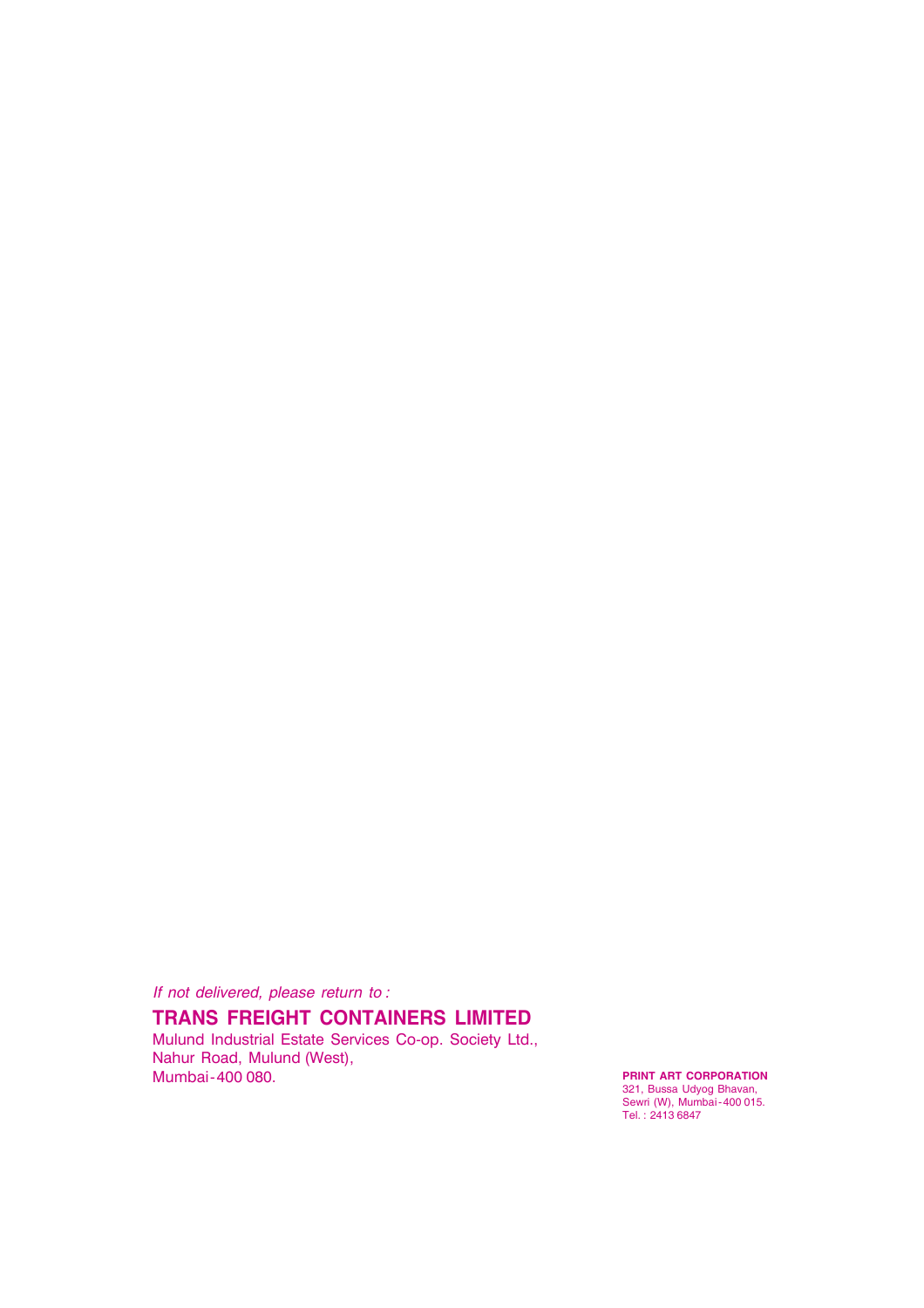*If not delivered, please return to :*

**TRANS FREIGHT CONTAINERS LIMITED**

Mulund Industrial Estate Services Co-op. Society Ltd.,
Nahur Road, Mulund (West),
Mumbai-400 080.

**PRINT ART CORPORATION**
321, Bussa Udyog Bhavan,
Sewri (W), Mumbai-400 015.
Tel. : 2413 6847